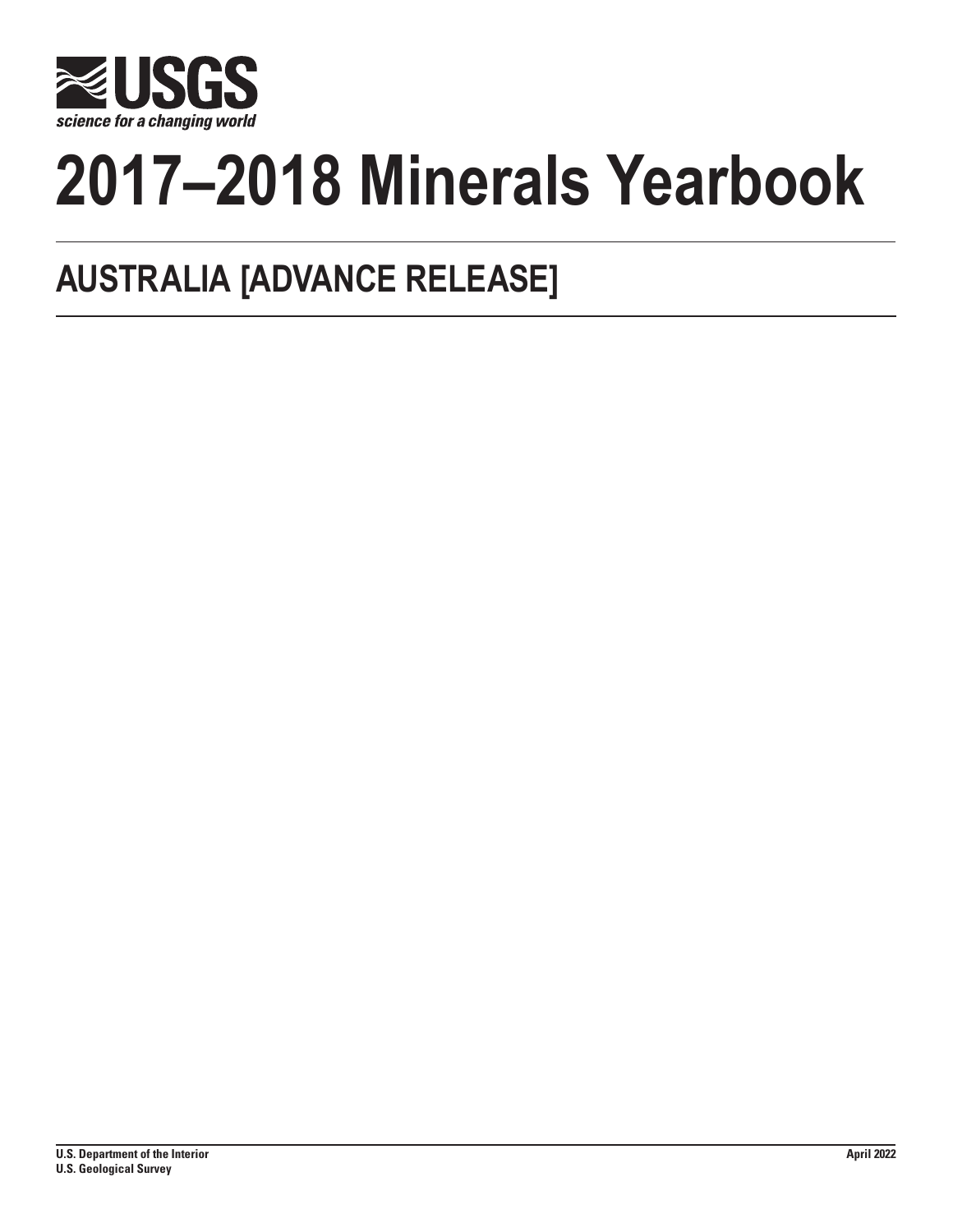USGS

*science for a changing world*

# 2017–2018 Minerals Yearbook

## AUSTRALIA [ADVANCE RELEASE]

**U.S. Department of the Interior**
**U.S. Geological Survey**

**April 2022**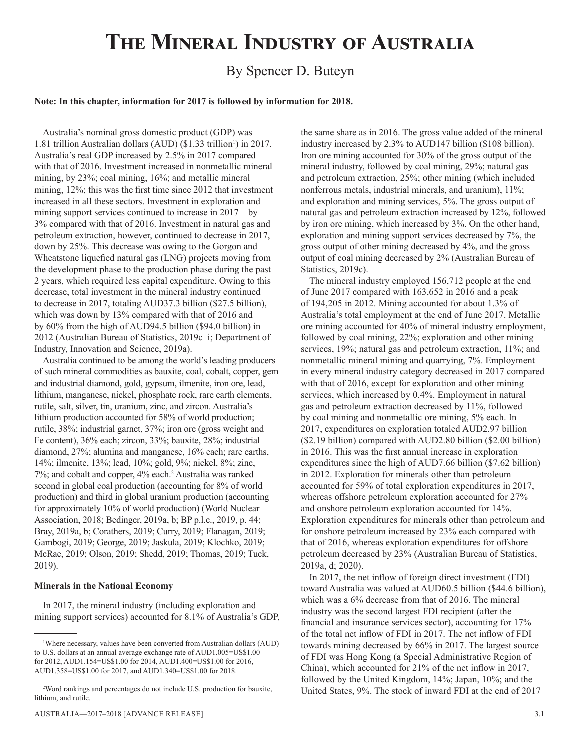# The Mineral Industry of Australia

By Spencer D. Buteyn

**Note: In this chapter, information for 2017 is followed by information for 2018.**

Australia's nominal gross domestic product (GDP) was 1.81 trillion Australian dollars (AUD) ($1.33 trillion[1]) in 2017. Australia's real GDP increased by 2.5% in 2017 compared with that of 2016. Investment increased in nonmetallic mineral mining, by 23%; coal mining, 16%; and metallic mineral mining, 12%; this was the first time since 2012 that investment increased in all these sectors. Investment in exploration and mining support services continued to increase in 2017—by 3% compared with that of 2016. Investment in natural gas and petroleum extraction, however, continued to decrease in 2017, down by 25%. This decrease was owing to the Gorgon and Wheatstone liquefied natural gas (LNG) projects moving from the development phase to the production phase during the past 2 years, which required less capital expenditure. Owing to this decrease, total investment in the mineral industry continued to decrease in 2017, totaling AUD37.3 billion ($27.5 billion), which was down by 13% compared with that of 2016 and by 60% from the high of AUD94.5 billion ($94.0 billion) in 2012 (Australian Bureau of Statistics, 2019c–i; Department of Industry, Innovation and Science, 2019a).

Australia continued to be among the world's leading producers of such mineral commodities as bauxite, coal, cobalt, copper, gem and industrial diamond, gold, gypsum, ilmenite, iron ore, lead, lithium, manganese, nickel, phosphate rock, rare earth elements, rutile, salt, silver, tin, uranium, zinc, and zircon. Australia's lithium production accounted for 58% of world production; rutile, 38%; industrial garnet, 37%; iron ore (gross weight and Fe content), 36% each; zircon, 33%; bauxite, 28%; industrial diamond, 27%; alumina and manganese, 16% each; rare earths, 14%; ilmenite, 13%; lead, 10%; gold, 9%; nickel, 8%; zinc, 7%; and cobalt and copper, 4% each.[2] Australia was ranked second in global coal production (accounting for 8% of world production) and third in global uranium production (accounting for approximately 10% of world production) (World Nuclear Association, 2018; Bedinger, 2019a, b; BP p.l.c., 2019, p. 44; Bray, 2019a, b; Corathers, 2019; Curry, 2019; Flanagan, 2019; Gambogi, 2019; George, 2019; Jaskula, 2019; Klochko, 2019; McRae, 2019; Olson, 2019; Shedd, 2019; Thomas, 2019; Tuck, 2019).

### Minerals in the National Economy

In 2017, the mineral industry (including exploration and mining support services) accounted for 8.1% of Australia's GDP, the same share as in 2016. The gross value added of the mineral industry increased by 2.3% to AUD147 billion ($108 billion). Iron ore mining accounted for 30% of the gross output of the mineral industry, followed by coal mining, 29%; natural gas and petroleum extraction, 25%; other mining (which included nonferrous metals, industrial minerals, and uranium), 11%; and exploration and mining services, 5%. The gross output of natural gas and petroleum extraction increased by 12%, followed by iron ore mining, which increased by 3%. On the other hand, exploration and mining support services decreased by 7%, the gross output of other mining decreased by 4%, and the gross output of coal mining decreased by 2% (Australian Bureau of Statistics, 2019c).

The mineral industry employed 156,712 people at the end of June 2017 compared with 163,652 in 2016 and a peak of 194,205 in 2012. Mining accounted for about 1.3% of Australia's total employment at the end of June 2017. Metallic ore mining accounted for 40% of mineral industry employment, followed by coal mining, 22%; exploration and other mining services, 19%; natural gas and petroleum extraction, 11%; and nonmetallic mineral mining and quarrying, 7%. Employment in every mineral industry category decreased in 2017 compared with that of 2016, except for exploration and other mining services, which increased by 0.4%. Employment in natural gas and petroleum extraction decreased by 11%, followed by coal mining and nonmetallic ore mining, 5% each. In 2017, expenditures on exploration totaled AUD2.97 billion ($2.19 billion) compared with AUD2.80 billion ($2.00 billion) in 2016. This was the first annual increase in exploration expenditures since the high of AUD7.66 billion ($7.62 billion) in 2012. Exploration for minerals other than petroleum accounted for 59% of total exploration expenditures in 2017, whereas offshore petroleum exploration accounted for 27% and onshore petroleum exploration accounted for 14%. Exploration expenditures for minerals other than petroleum and for onshore petroleum increased by 23% each compared with that of 2016, whereas exploration expenditures for offshore petroleum decreased by 23% (Australian Bureau of Statistics, 2019a, d; 2020).

In 2017, the net inflow of foreign direct investment (FDI) toward Australia was valued at AUD60.5 billion ($44.6 billion), which was a 6% decrease from that of 2016. The mineral industry was the second largest FDI recipient (after the financial and insurance services sector), accounting for 17% of the total net inflow of FDI in 2017. The net inflow of FDI towards mining decreased by 66% in 2017. The largest source of FDI was Hong Kong (a Special Administrative Region of China), which accounted for 21% of the net inflow in 2017, followed by the United Kingdom, 14%; Japan, 10%; and the United States, 9%. The stock of inward FDI at the end of 2017

---

[1]Where necessary, values have been converted from Australian dollars (AUD) to U.S. dollars at an annual average exchange rate of AUD1.005=US$1.00 for 2012, AUD1.154=US$1.00 for 2014, AUD1.400=US$1.00 for 2016, AUD1.358=US$1.00 for 2017, and AUD1.340=US$1.00 for 2018.

[2]Word rankings and percentages do not include U.S. production for bauxite, lithium, and rutile.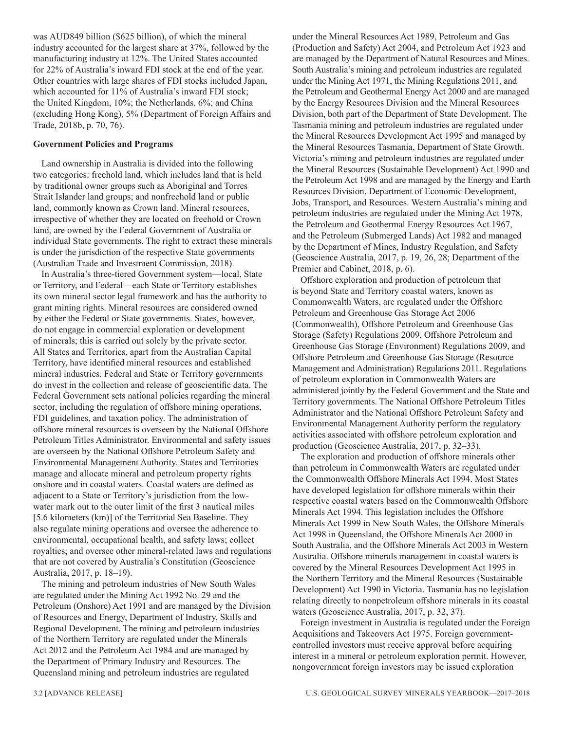was AUD849 billion ($625 billion), of which the mineral industry accounted for the largest share at 37%, followed by the manufacturing industry at 12%. The United States accounted for 22% of Australia's inward FDI stock at the end of the year. Other countries with large shares of FDI stocks included Japan, which accounted for 11% of Australia's inward FDI stock; the United Kingdom, 10%; the Netherlands, 6%; and China (excluding Hong Kong), 5% (Department of Foreign Affairs and Trade, 2018b, p. 70, 76).

**Government Policies and Programs**

Land ownership in Australia is divided into the following two categories: freehold land, which includes land that is held by traditional owner groups such as Aboriginal and Torres Strait Islander land groups; and nonfreehold land or public land, commonly known as Crown land. Mineral resources, irrespective of whether they are located on freehold or Crown land, are owned by the Federal Government of Australia or individual State governments. The right to extract these minerals is under the jurisdiction of the respective State governments (Australian Trade and Investment Commission, 2018).

In Australia's three-tiered Government system—local, State or Territory, and Federal—each State or Territory establishes its own mineral sector legal framework and has the authority to grant mining rights. Mineral resources are considered owned by either the Federal or State governments. States, however, do not engage in commercial exploration or development of minerals; this is carried out solely by the private sector. All States and Territories, apart from the Australian Capital Territory, have identified mineral resources and established mineral industries. Federal and State or Territory governments do invest in the collection and release of geoscientific data. The Federal Government sets national policies regarding the mineral sector, including the regulation of offshore mining operations, FDI guidelines, and taxation policy. The administration of offshore mineral resources is overseen by the National Offshore Petroleum Titles Administrator. Environmental and safety issues are overseen by the National Offshore Petroleum Safety and Environmental Management Authority. States and Territories manage and allocate mineral and petroleum property rights onshore and in coastal waters. Coastal waters are defined as adjacent to a State or Territory's jurisdiction from the low-water mark out to the outer limit of the first 3 nautical miles [5.6 kilometers (km)] of the Territorial Sea Baseline. They also regulate mining operations and oversee the adherence to environmental, occupational health, and safety laws; collect royalties; and oversee other mineral-related laws and regulations that are not covered by Australia's Constitution (Geoscience Australia, 2017, p. 18–19).

The mining and petroleum industries of New South Wales are regulated under the Mining Act 1992 No. 29 and the Petroleum (Onshore) Act 1991 and are managed by the Division of Resources and Energy, Department of Industry, Skills and Regional Development. The mining and petroleum industries of the Northern Territory are regulated under the Minerals Act 2012 and the Petroleum Act 1984 and are managed by the Department of Primary Industry and Resources. The Queensland mining and petroleum industries are regulated under the Mineral Resources Act 1989, Petroleum and Gas (Production and Safety) Act 2004, and Petroleum Act 1923 and are managed by the Department of Natural Resources and Mines. South Australia's mining and petroleum industries are regulated under the Mining Act 1971, the Mining Regulations 2011, and the Petroleum and Geothermal Energy Act 2000 and are managed by the Energy Resources Division and the Mineral Resources Division, both part of the Department of State Development. The Tasmania mining and petroleum industries are regulated under the Mineral Resources Development Act 1995 and managed by the Mineral Resources Tasmania, Department of State Growth. Victoria's mining and petroleum industries are regulated under the Mineral Resources (Sustainable Development) Act 1990 and the Petroleum Act 1998 and are managed by the Energy and Earth Resources Division, Department of Economic Development, Jobs, Transport, and Resources. Western Australia's mining and petroleum industries are regulated under the Mining Act 1978, the Petroleum and Geothermal Energy Resources Act 1967, and the Petroleum (Submerged Lands) Act 1982 and managed by the Department of Mines, Industry Regulation, and Safety (Geoscience Australia, 2017, p. 19, 26, 28; Department of the Premier and Cabinet, 2018, p. 6).

Offshore exploration and production of petroleum that is beyond State and Territory coastal waters, known as Commonwealth Waters, are regulated under the Offshore Petroleum and Greenhouse Gas Storage Act 2006 (Commonwealth), Offshore Petroleum and Greenhouse Gas Storage (Safety) Regulations 2009, Offshore Petroleum and Greenhouse Gas Storage (Environment) Regulations 2009, and Offshore Petroleum and Greenhouse Gas Storage (Resource Management and Administration) Regulations 2011. Regulations of petroleum exploration in Commonwealth Waters are administered jointly by the Federal Government and the State and Territory governments. The National Offshore Petroleum Titles Administrator and the National Offshore Petroleum Safety and Environmental Management Authority perform the regulatory activities associated with offshore petroleum exploration and production (Geoscience Australia, 2017, p. 32–33).

The exploration and production of offshore minerals other than petroleum in Commonwealth Waters are regulated under the Commonwealth Offshore Minerals Act 1994. Most States have developed legislation for offshore minerals within their respective coastal waters based on the Commonwealth Offshore Minerals Act 1994. This legislation includes the Offshore Minerals Act 1999 in New South Wales, the Offshore Minerals Act 1998 in Queensland, the Offshore Minerals Act 2000 in South Australia, and the Offshore Minerals Act 2003 in Western Australia. Offshore minerals management in coastal waters is covered by the Mineral Resources Development Act 1995 in the Northern Territory and the Mineral Resources (Sustainable Development) Act 1990 in Victoria. Tasmania has no legislation relating directly to nonpetroleum offshore minerals in its coastal waters (Geoscience Australia, 2017, p. 32, 37).

Foreign investment in Australia is regulated under the Foreign Acquisitions and Takeovers Act 1975. Foreign government-controlled investors must receive approval before acquiring interest in a mineral or petroleum exploration permit. However, nongovernment foreign investors may be issued exploration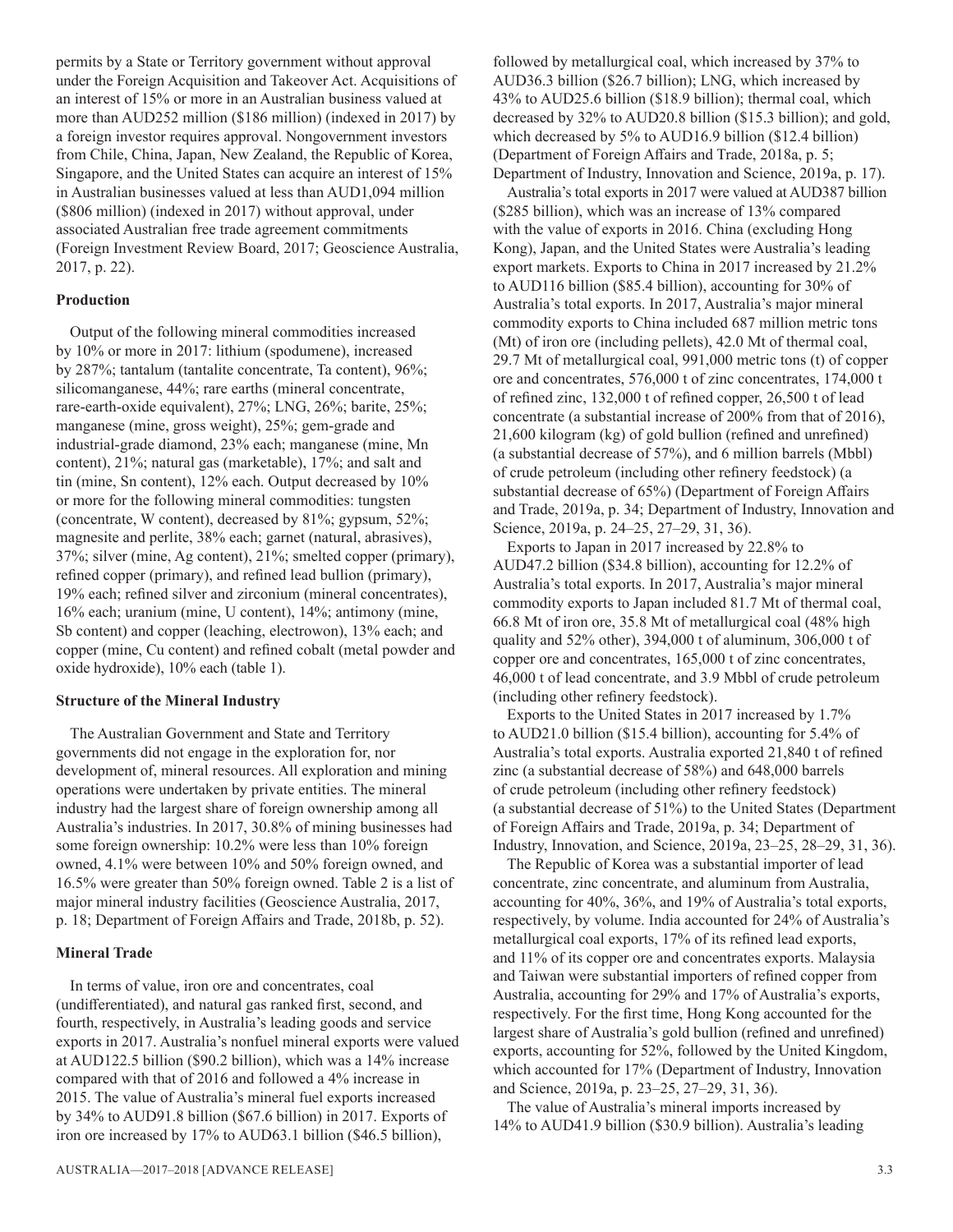permits by a State or Territory government without approval under the Foreign Acquisition and Takeover Act. Acquisitions of an interest of 15% or more in an Australian business valued at more than AUD252 million ($186 million) (indexed in 2017) by a foreign investor requires approval. Nongovernment investors from Chile, China, Japan, New Zealand, the Republic of Korea, Singapore, and the United States can acquire an interest of 15% in Australian businesses valued at less than AUD1,094 million ($806 million) (indexed in 2017) without approval, under associated Australian free trade agreement commitments (Foreign Investment Review Board, 2017; Geoscience Australia, 2017, p. 22).

### Production

Output of the following mineral commodities increased by 10% or more in 2017: lithium (spodumene), increased by 287%; tantalum (tantalite concentrate, Ta content), 96%; silicomanganese, 44%; rare earths (mineral concentrate, rare-earth-oxide equivalent), 27%; LNG, 26%; barite, 25%; manganese (mine, gross weight), 25%; gem-grade and industrial-grade diamond, 23% each; manganese (mine, Mn content), 21%; natural gas (marketable), 17%; and salt and tin (mine, Sn content), 12% each. Output decreased by 10% or more for the following mineral commodities: tungsten (concentrate, W content), decreased by 81%; gypsum, 52%; magnesite and perlite, 38% each; garnet (natural, abrasives), 37%; silver (mine, Ag content), 21%; smelted copper (primary), refined copper (primary), and refined lead bullion (primary), 19% each; refined silver and zirconium (mineral concentrates), 16% each; uranium (mine, U content), 14%; antimony (mine, Sb content) and copper (leaching, electrowon), 13% each; and copper (mine, Cu content) and refined cobalt (metal powder and oxide hydroxide), 10% each (table 1).

### Structure of the Mineral Industry

The Australian Government and State and Territory governments did not engage in the exploration for, nor development of, mineral resources. All exploration and mining operations were undertaken by private entities. The mineral industry had the largest share of foreign ownership among all Australia's industries. In 2017, 30.8% of mining businesses had some foreign ownership: 10.2% were less than 10% foreign owned, 4.1% were between 10% and 50% foreign owned, and 16.5% were greater than 50% foreign owned. Table 2 is a list of major mineral industry facilities (Geoscience Australia, 2017, p. 18; Department of Foreign Affairs and Trade, 2018b, p. 52).

### Mineral Trade

In terms of value, iron ore and concentrates, coal (undifferentiated), and natural gas ranked first, second, and fourth, respectively, in Australia's leading goods and service exports in 2017. Australia's nonfuel mineral exports were valued at AUD122.5 billion ($90.2 billion), which was a 14% increase compared with that of 2016 and followed a 4% increase in 2015. The value of Australia's mineral fuel exports increased by 34% to AUD91.8 billion ($67.6 billion) in 2017. Exports of iron ore increased by 17% to AUD63.1 billion ($46.5 billion), followed by metallurgical coal, which increased by 37% to AUD36.3 billion ($26.7 billion); LNG, which increased by 43% to AUD25.6 billion ($18.9 billion); thermal coal, which decreased by 32% to AUD20.8 billion ($15.3 billion); and gold, which decreased by 5% to AUD16.9 billion ($12.4 billion) (Department of Foreign Affairs and Trade, 2018a, p. 5; Department of Industry, Innovation and Science, 2019a, p. 17).

Australia's total exports in 2017 were valued at AUD387 billion ($285 billion), which was an increase of 13% compared with the value of exports in 2016. China (excluding Hong Kong), Japan, and the United States were Australia's leading export markets. Exports to China in 2017 increased by 21.2% to AUD116 billion ($85.4 billion), accounting for 30% of Australia's total exports. In 2017, Australia's major mineral commodity exports to China included 687 million metric tons (Mt) of iron ore (including pellets), 42.0 Mt of thermal coal, 29.7 Mt of metallurgical coal, 991,000 metric tons (t) of copper ore and concentrates, 576,000 t of zinc concentrates, 174,000 t of refined zinc, 132,000 t of refined copper, 26,500 t of lead concentrate (a substantial increase of 200% from that of 2016), 21,600 kilogram (kg) of gold bullion (refined and unrefined) (a substantial decrease of 57%), and 6 million barrels (Mbbl) of crude petroleum (including other refinery feedstock) (a substantial decrease of 65%) (Department of Foreign Affairs and Trade, 2019a, p. 34; Department of Industry, Innovation and Science, 2019a, p. 24–25, 27–29, 31, 36).

Exports to Japan in 2017 increased by 22.8% to AUD47.2 billion ($34.8 billion), accounting for 12.2% of Australia's total exports. In 2017, Australia's major mineral commodity exports to Japan included 81.7 Mt of thermal coal, 66.8 Mt of iron ore, 35.8 Mt of metallurgical coal (48% high quality and 52% other), 394,000 t of aluminum, 306,000 t of copper ore and concentrates, 165,000 t of zinc concentrates, 46,000 t of lead concentrate, and 3.9 Mbbl of crude petroleum (including other refinery feedstock).

Exports to the United States in 2017 increased by 1.7% to AUD21.0 billion ($15.4 billion), accounting for 5.4% of Australia's total exports. Australia exported 21,840 t of refined zinc (a substantial decrease of 58%) and 648,000 barrels of crude petroleum (including other refinery feedstock) (a substantial decrease of 51%) to the United States (Department of Foreign Affairs and Trade, 2019a, p. 34; Department of Industry, Innovation, and Science, 2019a, 23–25, 28–29, 31, 36).

The Republic of Korea was a substantial importer of lead concentrate, zinc concentrate, and aluminum from Australia, accounting for 40%, 36%, and 19% of Australia's total exports, respectively, by volume. India accounted for 24% of Australia's metallurgical coal exports, 17% of its refined lead exports, and 11% of its copper ore and concentrates exports. Malaysia and Taiwan were substantial importers of refined copper from Australia, accounting for 29% and 17% of Australia's exports, respectively. For the first time, Hong Kong accounted for the largest share of Australia's gold bullion (refined and unrefined) exports, accounting for 52%, followed by the United Kingdom, which accounted for 17% (Department of Industry, Innovation and Science, 2019a, p. 23–25, 27–29, 31, 36).

The value of Australia's mineral imports increased by 14% to AUD41.9 billion ($30.9 billion). Australia's leading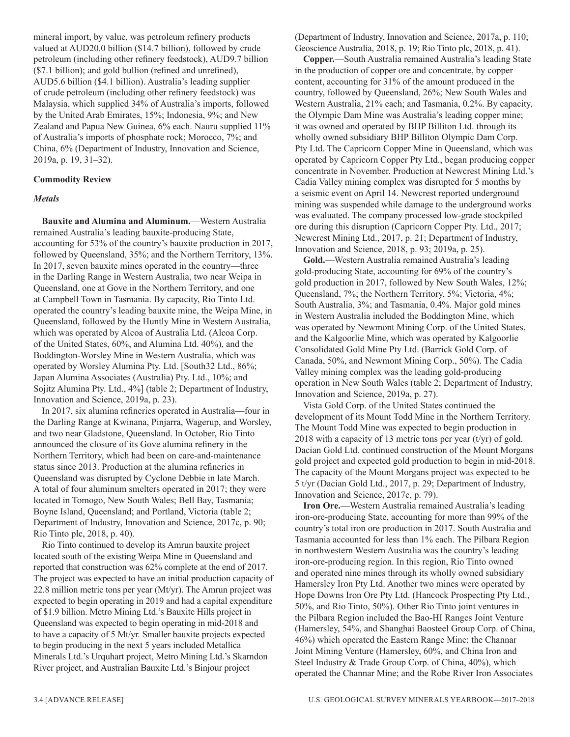mineral import, by value, was petroleum refinery products valued at AUD20.0 billion ($14.7 billion), followed by crude petroleum (including other refinery feedstock), AUD9.7 billion ($7.1 billion); and gold bullion (refined and unrefined), AUD5.6 billion ($4.1 billion). Australia's leading supplier of crude petroleum (including other refinery feedstock) was Malaysia, which supplied 34% of Australia's imports, followed by the United Arab Emirates, 15%; Indonesia, 9%; and New Zealand and Papua New Guinea, 6% each. Nauru supplied 11% of Australia's imports of phosphate rock; Morocco, 7%; and China, 6% (Department of Industry, Innovation and Science, 2019a, p. 19, 31–32).

## Commodity Review

### *Metals*

**Bauxite and Alumina and Aluminum.**—Western Australia remained Australia's leading bauxite-producing State, accounting for 53% of the country's bauxite production in 2017, followed by Queensland, 35%; and the Northern Territory, 13%. In 2017, seven bauxite mines operated in the country—three in the Darling Range in Western Australia, two near Weipa in Queensland, one at Gove in the Northern Territory, and one at Campbell Town in Tasmania. By capacity, Rio Tinto Ltd. operated the country's leading bauxite mine, the Weipa Mine, in Queensland, followed by the Huntly Mine in Western Australia, which was operated by Alcoa of Australia Ltd. (Alcoa Corp. of the United States, 60%, and Alumina Ltd. 40%), and the Boddington-Worsley Mine in Western Australia, which was operated by Worsley Alumina Pty. Ltd. [South32 Ltd., 86%; Japan Alumina Associates (Australia) Pty. Ltd., 10%; and Sojitz Alumina Pty. Ltd., 4%] (table 2; Department of Industry, Innovation and Science, 2019a, p. 23).

In 2017, six alumina refineries operated in Australia—four in the Darling Range at Kwinana, Pinjarra, Wagerup, and Worsley, and two near Gladstone, Queensland. In October, Rio Tinto announced the closure of its Gove alumina refinery in the Northern Territory, which had been on care-and-maintenance status since 2013. Production at the alumina refineries in Queensland was disrupted by Cyclone Debbie in late March. A total of four aluminum smelters operated in 2017; they were located in Tomogo, New South Wales; Bell Bay, Tasmania; Boyne Island, Queensland; and Portland, Victoria (table 2; Department of Industry, Innovation and Science, 2017c, p. 90; Rio Tinto plc, 2018, p. 40).

Rio Tinto continued to develop its Amrun bauxite project located south of the existing Weipa Mine in Queensland and reported that construction was 62% complete at the end of 2017. The project was expected to have an initial production capacity of 22.8 million metric tons per year (Mt/yr). The Amrun project was expected to begin operating in 2019 and had a capital expenditure of $1.9 billion. Metro Mining Ltd.'s Bauxite Hills project in Queensland was expected to begin operating in mid-2018 and to have a capacity of 5 Mt/yr. Smaller bauxite projects expected to begin producing in the next 5 years included Metallica Minerals Ltd.'s Urquhart project, Metro Mining Ltd.'s Skarndon River project, and Australian Bauxite Ltd.'s Binjour project (Department of Industry, Innovation and Science, 2017a, p. 110; Geoscience Australia, 2018, p. 19; Rio Tinto plc, 2018, p. 41).

**Copper.**—South Australia remained Australia's leading State in the production of copper ore and concentrate, by copper content, accounting for 31% of the amount produced in the country, followed by Queensland, 26%; New South Wales and Western Australia, 21% each; and Tasmania, 0.2%. By capacity, the Olympic Dam Mine was Australia's leading copper mine; it was owned and operated by BHP Billiton Ltd. through its wholly owned subsidiary BHP Billiton Olympic Dam Corp. Pty Ltd. The Capricorn Copper Mine in Queensland, which was operated by Capricorn Copper Pty Ltd., began producing copper concentrate in November. Production at Newcrest Mining Ltd.'s Cadia Valley mining complex was disrupted for 5 months by a seismic event on April 14. Newcrest reported underground mining was suspended while damage to the underground works was evaluated. The company processed low-grade stockpiled ore during this disruption (Capricorn Copper Pty. Ltd., 2017; Newcrest Mining Ltd., 2017, p. 21; Department of Industry, Innovation and Science, 2018, p. 93; 2019a, p. 25).

**Gold.**—Western Australia remained Australia's leading gold-producing State, accounting for 69% of the country's gold production in 2017, followed by New South Wales, 12%; Queensland, 7%; the Northern Territory, 5%; Victoria, 4%; South Australia, 3%; and Tasmania, 0.4%. Major gold mines in Western Australia included the Boddington Mine, which was operated by Newmont Mining Corp. of the United States, and the Kalgoorlie Mine, which was operated by Kalgoorlie Consolidated Gold Mine Pty Ltd. (Barrick Gold Corp. of Canada, 50%, and Newmont Mining Corp., 50%). The Cadia Valley mining complex was the leading gold-producing operation in New South Wales (table 2; Department of Industry, Innovation and Science, 2019a, p. 27).

Vista Gold Corp. of the United States continued the development of its Mount Todd Mine in the Northern Territory. The Mount Todd Mine was expected to begin production in 2018 with a capacity of 13 metric tons per year (t/yr) of gold. Dacian Gold Ltd. continued construction of the Mount Morgans gold project and expected gold production to begin in mid-2018. The capacity of the Mount Morgans project was expected to be 5 t/yr (Dacian Gold Ltd., 2017, p. 29; Department of Industry, Innovation and Science, 2017c, p. 79).

**Iron Ore.**—Western Australia remained Australia's leading iron-ore-producing State, accounting for more than 99% of the country's total iron ore production in 2017. South Australia and Tasmania accounted for less than 1% each. The Pilbara Region in northwestern Western Australia was the country's leading iron-ore-producing region. In this region, Rio Tinto owned and operated nine mines through its wholly owned subsidiary Hamersley Iron Pty Ltd. Another two mines were operated by Hope Downs Iron Ore Pty Ltd. (Hancock Prospecting Pty Ltd., 50%, and Rio Tinto, 50%). Other Rio Tinto joint ventures in the Pilbara Region included the Bao-HI Ranges Joint Venture (Hamersley, 54%, and Shanghai Baosteel Group Corp. of China, 46%) which operated the Eastern Range Mine; the Channar Joint Mining Venture (Hamersley, 60%, and China Iron and Steel Industry & Trade Group Corp. of China, 40%), which operated the Channar Mine; and the Robe River Iron Associates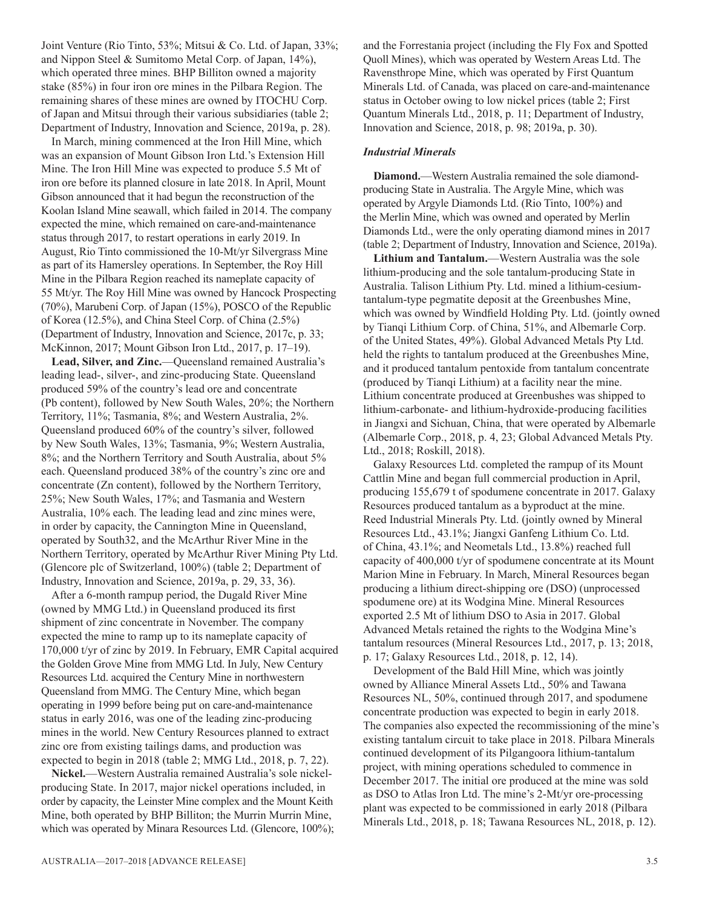Joint Venture (Rio Tinto, 53%; Mitsui & Co. Ltd. of Japan, 33%; and Nippon Steel & Sumitomo Metal Corp. of Japan, 14%), which operated three mines. BHP Billiton owned a majority stake (85%) in four iron ore mines in the Pilbara Region. The remaining shares of these mines are owned by ITOCHU Corp. of Japan and Mitsui through their various subsidiaries (table 2; Department of Industry, Innovation and Science, 2019a, p. 28).

In March, mining commenced at the Iron Hill Mine, which was an expansion of Mount Gibson Iron Ltd.'s Extension Hill Mine. The Iron Hill Mine was expected to produce 5.5 Mt of iron ore before its planned closure in late 2018. In April, Mount Gibson announced that it had begun the reconstruction of the Koolan Island Mine seawall, which failed in 2014. The company expected the mine, which remained on care-and-maintenance status through 2017, to restart operations in early 2019. In August, Rio Tinto commissioned the 10-Mt/yr Silvergrass Mine as part of its Hamersley operations. In September, the Roy Hill Mine in the Pilbara Region reached its nameplate capacity of 55 Mt/yr. The Roy Hill Mine was owned by Hancock Prospecting (70%), Marubeni Corp. of Japan (15%), POSCO of the Republic of Korea (12.5%), and China Steel Corp. of China (2.5%) (Department of Industry, Innovation and Science, 2017c, p. 33; McKinnon, 2017; Mount Gibson Iron Ltd., 2017, p. 17–19).

**Lead, Silver, and Zinc.**—Queensland remained Australia's leading lead-, silver-, and zinc-producing State. Queensland produced 59% of the country's lead ore and concentrate (Pb content), followed by New South Wales, 20%; the Northern Territory, 11%; Tasmania, 8%; and Western Australia, 2%. Queensland produced 60% of the country's silver, followed by New South Wales, 13%; Tasmania, 9%; Western Australia, 8%; and the Northern Territory and South Australia, about 5% each. Queensland produced 38% of the country's zinc ore and concentrate (Zn content), followed by the Northern Territory, 25%; New South Wales, 17%; and Tasmania and Western Australia, 10% each. The leading lead and zinc mines were, in order by capacity, the Cannington Mine in Queensland, operated by South32, and the McArthur River Mine in the Northern Territory, operated by McArthur River Mining Pty Ltd. (Glencore plc of Switzerland, 100%) (table 2; Department of Industry, Innovation and Science, 2019a, p. 29, 33, 36).

After a 6-month rampup period, the Dugald River Mine (owned by MMG Ltd.) in Queensland produced its first shipment of zinc concentrate in November. The company expected the mine to ramp up to its nameplate capacity of 170,000 t/yr of zinc by 2019. In February, EMR Capital acquired the Golden Grove Mine from MMG Ltd. In July, New Century Resources Ltd. acquired the Century Mine in northwestern Queensland from MMG. The Century Mine, which began operating in 1999 before being put on care-and-maintenance status in early 2016, was one of the leading zinc-producing mines in the world. New Century Resources planned to extract zinc ore from existing tailings dams, and production was expected to begin in 2018 (table 2; MMG Ltd., 2018, p. 7, 22).

**Nickel.**—Western Australia remained Australia's sole nickel-producing State. In 2017, major nickel operations included, in order by capacity, the Leinster Mine complex and the Mount Keith Mine, both operated by BHP Billiton; the Murrin Murrin Mine, which was operated by Minara Resources Ltd. (Glencore, 100%); and the Forrestania project (including the Fly Fox and Spotted Quoll Mines), which was operated by Western Areas Ltd. The Ravensthrope Mine, which was operated by First Quantum Minerals Ltd. of Canada, was placed on care-and-maintenance status in October owing to low nickel prices (table 2; First Quantum Minerals Ltd., 2018, p. 11; Department of Industry, Innovation and Science, 2018, p. 98; 2019a, p. 30).

### *Industrial Minerals*

**Diamond.**—Western Australia remained the sole diamond-producing State in Australia. The Argyle Mine, which was operated by Argyle Diamonds Ltd. (Rio Tinto, 100%) and the Merlin Mine, which was owned and operated by Merlin Diamonds Ltd., were the only operating diamond mines in 2017 (table 2; Department of Industry, Innovation and Science, 2019a).

**Lithium and Tantalum.**—Western Australia was the sole lithium-producing and the sole tantalum-producing State in Australia. Talison Lithium Pty. Ltd. mined a lithium-cesium-tantalum-type pegmatite deposit at the Greenbushes Mine, which was owned by Windfield Holding Pty. Ltd. (jointly owned by Tianqi Lithium Corp. of China, 51%, and Albemarle Corp. of the United States, 49%). Global Advanced Metals Pty Ltd. held the rights to tantalum produced at the Greenbushes Mine, and it produced tantalum pentoxide from tantalum concentrate (produced by Tianqi Lithium) at a facility near the mine. Lithium concentrate produced at Greenbushes was shipped to lithium-carbonate- and lithium-hydroxide-producing facilities in Jiangxi and Sichuan, China, that were operated by Albemarle (Albemarle Corp., 2018, p. 4, 23; Global Advanced Metals Pty. Ltd., 2018; Roskill, 2018).

Galaxy Resources Ltd. completed the rampup of its Mount Cattlin Mine and began full commercial production in April, producing 155,679 t of spodumene concentrate in 2017. Galaxy Resources produced tantalum as a byproduct at the mine. Reed Industrial Minerals Pty. Ltd. (jointly owned by Mineral Resources Ltd., 43.1%; Jiangxi Ganfeng Lithium Co. Ltd. of China, 43.1%; and Neometals Ltd., 13.8%) reached full capacity of 400,000 t/yr of spodumene concentrate at its Mount Marion Mine in February. In March, Mineral Resources began producing a lithium direct-shipping ore (DSO) (unprocessed spodumene ore) at its Wodgina Mine. Mineral Resources exported 2.5 Mt of lithium DSO to Asia in 2017. Global Advanced Metals retained the rights to the Wodgina Mine's tantalum resources (Mineral Resources Ltd., 2017, p. 13; 2018, p. 17; Galaxy Resources Ltd., 2018, p. 12, 14).

Development of the Bald Hill Mine, which was jointly owned by Alliance Mineral Assets Ltd., 50% and Tawana Resources NL, 50%, continued through 2017, and spodumene concentrate production was expected to begin in early 2018. The companies also expected the recommissioning of the mine's existing tantalum circuit to take place in 2018. Pilbara Minerals continued development of its Pilgangoora lithium-tantalum project, with mining operations scheduled to commence in December 2017. The initial ore produced at the mine was sold as DSO to Atlas Iron Ltd. The mine's 2-Mt/yr ore-processing plant was expected to be commissioned in early 2018 (Pilbara Minerals Ltd., 2018, p. 18; Tawana Resources NL, 2018, p. 12).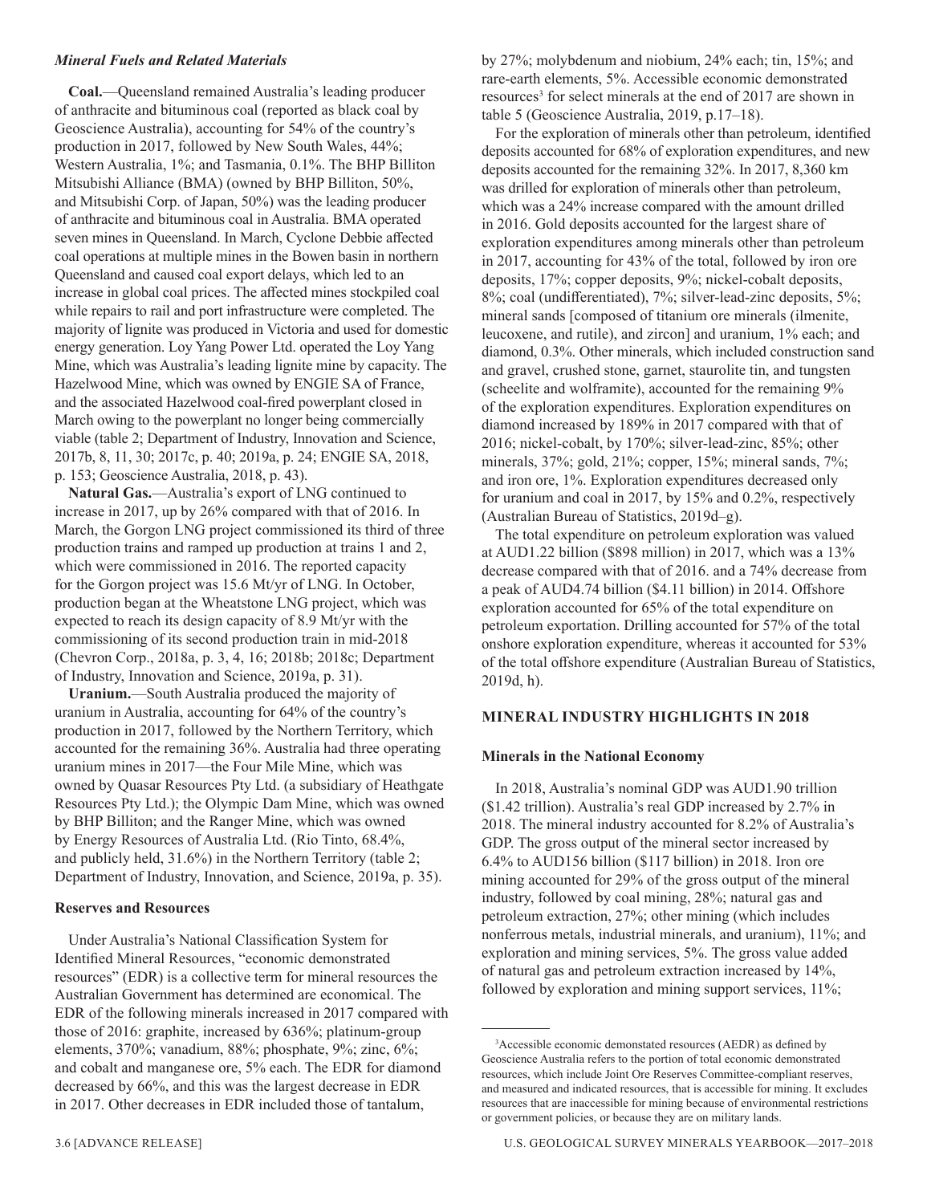### *Mineral Fuels and Related Materials*

**Coal.**—Queensland remained Australia's leading producer of anthracite and bituminous coal (reported as black coal by Geoscience Australia), accounting for 54% of the country's production in 2017, followed by New South Wales, 44%; Western Australia, 1%; and Tasmania, 0.1%. The BHP Billiton Mitsubishi Alliance (BMA) (owned by BHP Billiton, 50%, and Mitsubishi Corp. of Japan, 50%) was the leading producer of anthracite and bituminous coal in Australia. BMA operated seven mines in Queensland. In March, Cyclone Debbie affected coal operations at multiple mines in the Bowen basin in northern Queensland and caused coal export delays, which led to an increase in global coal prices. The affected mines stockpiled coal while repairs to rail and port infrastructure were completed. The majority of lignite was produced in Victoria and used for domestic energy generation. Loy Yang Power Ltd. operated the Loy Yang Mine, which was Australia's leading lignite mine by capacity. The Hazelwood Mine, which was owned by ENGIE SA of France, and the associated Hazelwood coal-fired powerplant closed in March owing to the powerplant no longer being commercially viable (table 2; Department of Industry, Innovation and Science, 2017b, 8, 11, 30; 2017c, p. 40; 2019a, p. 24; ENGIE SA, 2018, p. 153; Geoscience Australia, 2018, p. 43).

**Natural Gas.**—Australia's export of LNG continued to increase in 2017, up by 26% compared with that of 2016. In March, the Gorgon LNG project commissioned its third of three production trains and ramped up production at trains 1 and 2, which were commissioned in 2016. The reported capacity for the Gorgon project was 15.6 Mt/yr of LNG. In October, production began at the Wheatstone LNG project, which was expected to reach its design capacity of 8.9 Mt/yr with the commissioning of its second production train in mid-2018 (Chevron Corp., 2018a, p. 3, 4, 16; 2018b; 2018c; Department of Industry, Innovation and Science, 2019a, p. 31).

**Uranium.**—South Australia produced the majority of uranium in Australia, accounting for 64% of the country's production in 2017, followed by the Northern Territory, which accounted for the remaining 36%. Australia had three operating uranium mines in 2017—the Four Mile Mine, which was owned by Quasar Resources Pty Ltd. (a subsidiary of Heathgate Resources Pty Ltd.); the Olympic Dam Mine, which was owned by BHP Billiton; and the Ranger Mine, which was owned by Energy Resources of Australia Ltd. (Rio Tinto, 68.4%, and publicly held, 31.6%) in the Northern Territory (table 2; Department of Industry, Innovation, and Science, 2019a, p. 35).

### Reserves and Resources

Under Australia's National Classification System for Identified Mineral Resources, "economic demonstrated resources" (EDR) is a collective term for mineral resources the Australian Government has determined are economical. The EDR of the following minerals increased in 2017 compared with those of 2016: graphite, increased by 636%; platinum-group elements, 370%; vanadium, 88%; phosphate, 9%; zinc, 6%; and cobalt and manganese ore, 5% each. The EDR for diamond decreased by 66%, and this was the largest decrease in EDR in 2017. Other decreases in EDR included those of tantalum, by 27%; molybdenum and niobium, 24% each; tin, 15%; and rare-earth elements, 5%. Accessible economic demonstrated resources[3] for select minerals at the end of 2017 are shown in table 5 (Geoscience Australia, 2019, p.17–18).

For the exploration of minerals other than petroleum, identified deposits accounted for 68% of exploration expenditures, and new deposits accounted for the remaining 32%. In 2017, 8,360 km was drilled for exploration of minerals other than petroleum, which was a 24% increase compared with the amount drilled in 2016. Gold deposits accounted for the largest share of exploration expenditures among minerals other than petroleum in 2017, accounting for 43% of the total, followed by iron ore deposits, 17%; copper deposits, 9%; nickel-cobalt deposits, 8%; coal (undifferentiated), 7%; silver-lead-zinc deposits, 5%; mineral sands [composed of titanium ore minerals (ilmenite, leucoxene, and rutile), and zircon] and uranium, 1% each; and diamond, 0.3%. Other minerals, which included construction sand and gravel, crushed stone, garnet, staurolite tin, and tungsten (scheelite and wolframite), accounted for the remaining 9% of the exploration expenditures. Exploration expenditures on diamond increased by 189% in 2017 compared with that of 2016; nickel-cobalt, by 170%; silver-lead-zinc, 85%; other minerals, 37%; gold, 21%; copper, 15%; mineral sands, 7%; and iron ore, 1%. Exploration expenditures decreased only for uranium and coal in 2017, by 15% and 0.2%, respectively (Australian Bureau of Statistics, 2019d–g).

The total expenditure on petroleum exploration was valued at AUD1.22 billion ($898 million) in 2017, which was a 13% decrease compared with that of 2016. and a 74% decrease from a peak of AUD4.74 billion ($4.11 billion) in 2014. Offshore exploration accounted for 65% of the total expenditure on petroleum exportation. Drilling accounted for 57% of the total onshore exploration expenditure, whereas it accounted for 53% of the total offshore expenditure (Australian Bureau of Statistics, 2019d, h).

## MINERAL INDUSTRY HIGHLIGHTS IN 2018

### Minerals in the National Economy

In 2018, Australia's nominal GDP was AUD1.90 trillion ($1.42 trillion). Australia's real GDP increased by 2.7% in 2018. The mineral industry accounted for 8.2% of Australia's GDP. The gross output of the mineral sector increased by 6.4% to AUD156 billion ($117 billion) in 2018. Iron ore mining accounted for 29% of the gross output of the mineral industry, followed by coal mining, 28%; natural gas and petroleum extraction, 27%; other mining (which includes nonferrous metals, industrial minerals, and uranium), 11%; and exploration and mining services, 5%. The gross value added of natural gas and petroleum extraction increased by 14%, followed by exploration and mining support services, 11%;

---

[3]Accessible economic demonstated resources (AEDR) as defined by Geoscience Australia refers to the portion of total economic demonstrated resources, which include Joint Ore Reserves Committee-compliant reserves, and measured and indicated resources, that is accessible for mining. It excludes resources that are inaccessible for mining because of environmental restrictions or government policies, or because they are on military lands.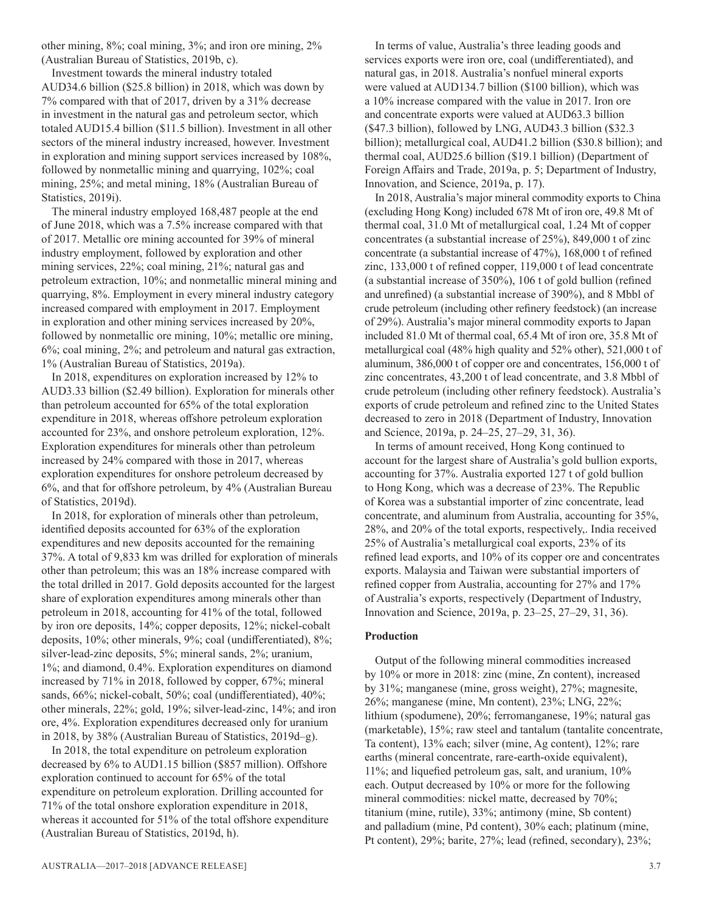other mining, 8%; coal mining, 3%; and iron ore mining, 2% (Australian Bureau of Statistics, 2019b, c).

Investment towards the mineral industry totaled AUD34.6 billion ($25.8 billion) in 2018, which was down by 7% compared with that of 2017, driven by a 31% decrease in investment in the natural gas and petroleum sector, which totaled AUD15.4 billion ($11.5 billion). Investment in all other sectors of the mineral industry increased, however. Investment in exploration and mining support services increased by 108%, followed by nonmetallic mining and quarrying, 102%; coal mining, 25%; and metal mining, 18% (Australian Bureau of Statistics, 2019i).

The mineral industry employed 168,487 people at the end of June 2018, which was a 7.5% increase compared with that of 2017. Metallic ore mining accounted for 39% of mineral industry employment, followed by exploration and other mining services, 22%; coal mining, 21%; natural gas and petroleum extraction, 10%; and nonmetallic mineral mining and quarrying, 8%. Employment in every mineral industry category increased compared with employment in 2017. Employment in exploration and other mining services increased by 20%, followed by nonmetallic ore mining, 10%; metallic ore mining, 6%; coal mining, 2%; and petroleum and natural gas extraction, 1% (Australian Bureau of Statistics, 2019a).

In 2018, expenditures on exploration increased by 12% to AUD3.33 billion ($2.49 billion). Exploration for minerals other than petroleum accounted for 65% of the total exploration expenditure in 2018, whereas offshore petroleum exploration accounted for 23%, and onshore petroleum exploration, 12%. Exploration expenditures for minerals other than petroleum increased by 24% compared with those in 2017, whereas exploration expenditures for onshore petroleum decreased by 6%, and that for offshore petroleum, by 4% (Australian Bureau of Statistics, 2019d).

In 2018, for exploration of minerals other than petroleum, identified deposits accounted for 63% of the exploration expenditures and new deposits accounted for the remaining 37%. A total of 9,833 km was drilled for exploration of minerals other than petroleum; this was an 18% increase compared with the total drilled in 2017. Gold deposits accounted for the largest share of exploration expenditures among minerals other than petroleum in 2018, accounting for 41% of the total, followed by iron ore deposits, 14%; copper deposits, 12%; nickel-cobalt deposits, 10%; other minerals, 9%; coal (undifferentiated), 8%; silver-lead-zinc deposits, 5%; mineral sands, 2%; uranium, 1%; and diamond, 0.4%. Exploration expenditures on diamond increased by 71% in 2018, followed by copper, 67%; mineral sands, 66%; nickel-cobalt, 50%; coal (undifferentiated), 40%; other minerals, 22%; gold, 19%; silver-lead-zinc, 14%; and iron ore, 4%. Exploration expenditures decreased only for uranium in 2018, by 38% (Australian Bureau of Statistics, 2019d–g).

In 2018, the total expenditure on petroleum exploration decreased by 6% to AUD1.15 billion ($857 million). Offshore exploration continued to account for 65% of the total expenditure on petroleum exploration. Drilling accounted for 71% of the total onshore exploration expenditure in 2018, whereas it accounted for 51% of the total offshore expenditure (Australian Bureau of Statistics, 2019d, h).

In terms of value, Australia's three leading goods and services exports were iron ore, coal (undifferentiated), and natural gas, in 2018. Australia's nonfuel mineral exports were valued at AUD134.7 billion ($100 billion), which was a 10% increase compared with the value in 2017. Iron ore and concentrate exports were valued at AUD63.3 billion ($47.3 billion), followed by LNG, AUD43.3 billion ($32.3 billion); metallurgical coal, AUD41.2 billion ($30.8 billion); and thermal coal, AUD25.6 billion ($19.1 billion) (Department of Foreign Affairs and Trade, 2019a, p. 5; Department of Industry, Innovation, and Science, 2019a, p. 17).

In 2018, Australia's major mineral commodity exports to China (excluding Hong Kong) included 678 Mt of iron ore, 49.8 Mt of thermal coal, 31.0 Mt of metallurgical coal, 1.24 Mt of copper concentrates (a substantial increase of 25%), 849,000 t of zinc concentrate (a substantial increase of 47%), 168,000 t of refined zinc, 133,000 t of refined copper, 119,000 t of lead concentrate (a substantial increase of 350%), 106 t of gold bullion (refined and unrefined) (a substantial increase of 390%), and 8 Mbbl of crude petroleum (including other refinery feedstock) (an increase of 29%). Australia's major mineral commodity exports to Japan included 81.0 Mt of thermal coal, 65.4 Mt of iron ore, 35.8 Mt of metallurgical coal (48% high quality and 52% other), 521,000 t of aluminum, 386,000 t of copper ore and concentrates, 156,000 t of zinc concentrates, 43,200 t of lead concentrate, and 3.8 Mbbl of crude petroleum (including other refinery feedstock). Australia's exports of crude petroleum and refined zinc to the United States decreased to zero in 2018 (Department of Industry, Innovation and Science, 2019a, p. 24–25, 27–29, 31, 36).

In terms of amount received, Hong Kong continued to account for the largest share of Australia's gold bullion exports, accounting for 37%. Australia exported 127 t of gold bullion to Hong Kong, which was a decrease of 23%. The Republic of Korea was a substantial importer of zinc concentrate, lead concentrate, and aluminum from Australia, accounting for 35%, 28%, and 20% of the total exports, respectively,. India received 25% of Australia's metallurgical coal exports, 23% of its refined lead exports, and 10% of its copper ore and concentrates exports. Malaysia and Taiwan were substantial importers of refined copper from Australia, accounting for 27% and 17% of Australia's exports, respectively (Department of Industry, Innovation and Science, 2019a, p. 23–25, 27–29, 31, 36).

**Production**

Output of the following mineral commodities increased by 10% or more in 2018: zinc (mine, Zn content), increased by 31%; manganese (mine, gross weight), 27%; magnesite, 26%; manganese (mine, Mn content), 23%; LNG, 22%; lithium (spodumene), 20%; ferromanganese, 19%; natural gas (marketable), 15%; raw steel and tantalum (tantalite concentrate, Ta content), 13% each; silver (mine, Ag content), 12%; rare earths (mineral concentrate, rare-earth-oxide equivalent), 11%; and liquefied petroleum gas, salt, and uranium, 10% each. Output decreased by 10% or more for the following mineral commodities: nickel matte, decreased by 70%; titanium (mine, rutile), 33%; antimony (mine, Sb content) and palladium (mine, Pd content), 30% each; platinum (mine, Pt content), 29%; barite, 27%; lead (refined, secondary), 23%;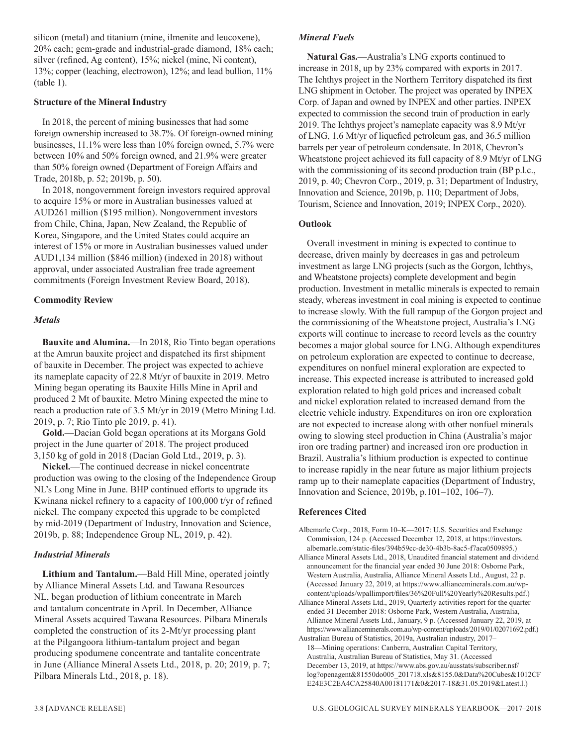silicon (metal) and titanium (mine, ilmenite and leucoxene), 20% each; gem-grade and industrial-grade diamond, 18% each; silver (refined, Ag content), 15%; nickel (mine, Ni content), 13%; copper (leaching, electrowon), 12%; and lead bullion, 11% (table 1).

**Structure of the Mineral Industry**

In 2018, the percent of mining businesses that had some foreign ownership increased to 38.7%. Of foreign-owned mining businesses, 11.1% were less than 10% foreign owned, 5.7% were between 10% and 50% foreign owned, and 21.9% were greater than 50% foreign owned (Department of Foreign Affairs and Trade, 2018b, p. 52; 2019b, p. 50).

In 2018, nongovernment foreign investors required approval to acquire 15% or more in Australian businesses valued at AUD261 million ($195 million). Nongovernment investors from Chile, China, Japan, New Zealand, the Republic of Korea, Singapore, and the United States could acquire an interest of 15% or more in Australian businesses valued under AUD1,134 million ($846 million) (indexed in 2018) without approval, under associated Australian free trade agreement commitments (Foreign Investment Review Board, 2018).

**Commodity Review**

***Metals***

**Bauxite and Alumina.**—In 2018, Rio Tinto began operations at the Amrun bauxite project and dispatched its first shipment of bauxite in December. The project was expected to achieve its nameplate capacity of 22.8 Mt/yr of bauxite in 2019. Metro Mining began operating its Bauxite Hills Mine in April and produced 2 Mt of bauxite. Metro Mining expected the mine to reach a production rate of 3.5 Mt/yr in 2019 (Metro Mining Ltd. 2019, p. 7; Rio Tinto plc 2019, p. 41).

**Gold.**—Dacian Gold began operations at its Morgans Gold project in the June quarter of 2018. The project produced 3,150 kg of gold in 2018 (Dacian Gold Ltd., 2019, p. 3).

**Nickel.**—The continued decrease in nickel concentrate production was owing to the closing of the Independence Group NL's Long Mine in June. BHP continued efforts to upgrade its Kwinana nickel refinery to a capacity of 100,000 t/yr of refined nickel. The company expected this upgrade to be completed by mid-2019 (Department of Industry, Innovation and Science, 2019b, p. 88; Independence Group NL, 2019, p. 42).

***Industrial Minerals***

**Lithium and Tantalum.**—Bald Hill Mine, operated jointly by Alliance Mineral Assets Ltd. and Tawana Resources NL, began production of lithium concentrate in March and tantalum concentrate in April. In December, Alliance Mineral Assets acquired Tawana Resources. Pilbara Minerals completed the construction of its 2-Mt/yr processing plant at the Pilgangoora lithium-tantalum project and began producing spodumene concentrate and tantalite concentrate in June (Alliance Mineral Assets Ltd., 2018, p. 20; 2019, p. 7; Pilbara Minerals Ltd., 2018, p. 18).

***Mineral Fuels***

**Natural Gas.**—Australia's LNG exports continued to increase in 2018, up by 23% compared with exports in 2017. The Ichthys project in the Northern Territory dispatched its first LNG shipment in October. The project was operated by INPEX Corp. of Japan and owned by INPEX and other parties. INPEX expected to commission the second train of production in early 2019. The Ichthys project's nameplate capacity was 8.9 Mt/yr of LNG, 1.6 Mt/yr of liquefied petroleum gas, and 36.5 million barrels per year of petroleum condensate. In 2018, Chevron's Wheatstone project achieved its full capacity of 8.9 Mt/yr of LNG with the commissioning of its second production train (BP p.l.c., 2019, p. 40; Chevron Corp., 2019, p. 31; Department of Industry, Innovation and Science, 2019b, p. 110; Department of Jobs, Tourism, Science and Innovation, 2019; INPEX Corp., 2020).

**Outlook**

Overall investment in mining is expected to continue to decrease, driven mainly by decreases in gas and petroleum investment as large LNG projects (such as the Gorgon, Ichthys, and Wheatstone projects) complete development and begin production. Investment in metallic minerals is expected to remain steady, whereas investment in coal mining is expected to continue to increase slowly. With the full rampup of the Gorgon project and the commissioning of the Wheatstone project, Australia's LNG exports will continue to increase to record levels as the country becomes a major global source for LNG. Although expenditures on petroleum exploration are expected to continue to decrease, expenditures on nonfuel mineral exploration are expected to increase. This expected increase is attributed to increased gold exploration related to high gold prices and increased cobalt and nickel exploration related to increased demand from the electric vehicle industry. Expenditures on iron ore exploration are not expected to increase along with other nonfuel minerals owing to slowing steel production in China (Australia's major iron ore trading partner) and increased iron ore production in Brazil. Australia's lithium production is expected to continue to increase rapidly in the near future as major lithium projects ramp up to their nameplate capacities (Department of Industry, Innovation and Science, 2019b, p.101–102, 106–7).

**References Cited**

Albemarle Corp., 2018, Form 10–K—2017: U.S. Securities and Exchange Commission, 124 p. (Accessed December 12, 2018, at https://investors.albemarle.com/static-files/394b59cc-de30-4b3b-8ac5-f7aca0509895.)

Alliance Mineral Assets Ltd., 2018, Unaudited financial statement and dividend announcement for the financial year ended 30 June 2018: Osborne Park, Western Australia, Australia, Alliance Mineral Assets Ltd., August, 22 p. (Accessed January 22, 2019, at https://www.allianceminerals.com.au/wp-content/uploads/wpallimport/files/36%20Full%20Yearly%20Results.pdf.)

Alliance Mineral Assets Ltd., 2019, Quarterly activities report for the quarter ended 31 December 2018: Osborne Park, Western Australia, Australia, Alliance Mineral Assets Ltd., January, 9 p. (Accessed January 22, 2019, at https://www.allianceminerals.com.au/wp-content/uploads/2019/01/02071692.pdf.)

Australian Bureau of Statistics, 2019a, Australian industry, 2017–18—Mining operations: Canberra, Australian Capital Territory, Australia, Australian Bureau of Statistics, May 31. (Accessed December 13, 2019, at https://www.abs.gov.au/ausstats/subscriber.nsf/log?openagent&81550do005_201718.xls&8155.0&Data%20Cubes&1012CFE24E3C2EA4CA25840A00181171&0&2017-18&31.05.2019&Latest.l.)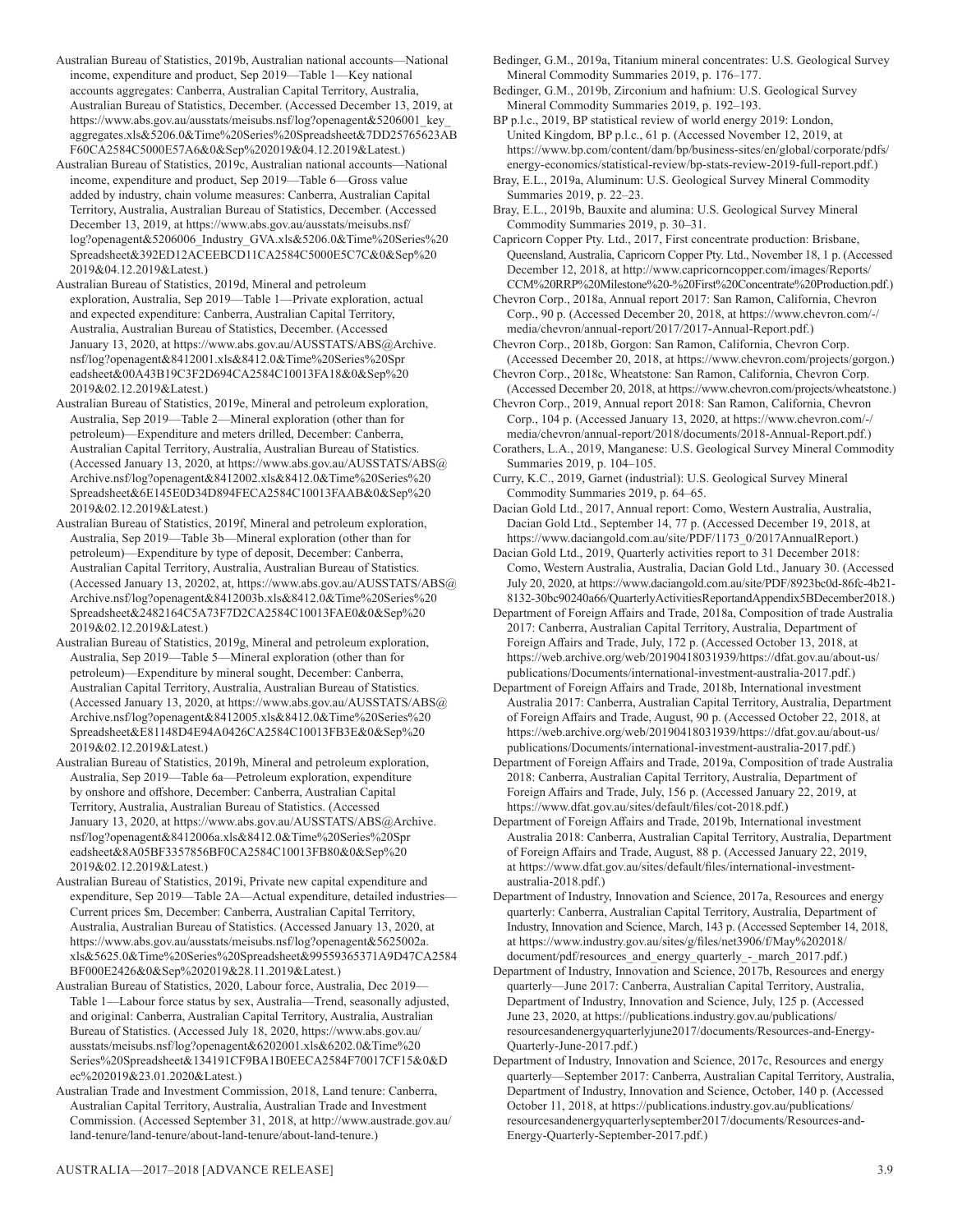Australian Bureau of Statistics, 2019b, Australian national accounts—National income, expenditure and product, Sep 2019—Table 1—Key national accounts aggregates: Canberra, Australian Capital Territory, Australia, Australian Bureau of Statistics, December. (Accessed December 13, 2019, at https://www.abs.gov.au/ausstats/meisubs.nsf/log?openagent&5206001_key_aggregates.xls&5206.0&Time%20Series%20Spreadsheet&7DD25765623ABF60CA2584C5000E57A6&0&Sep%202019&04.12.2019&Latest.)

Australian Bureau of Statistics, 2019c, Australian national accounts—National income, expenditure and product, Sep 2019—Table 6—Gross value added by industry, chain volume measures: Canberra, Australian Capital Territory, Australia, Australian Bureau of Statistics, December. (Accessed December 13, 2019, at https://www.abs.gov.au/ausstats/meisubs.nsf/log?openagent&5206006_Industry_GVA.xls&5206.0&Time%20Series%20Spreadsheet&392ED12ACEEBCD11CA2584C5000E5C7C&0&Sep%202019&04.12.2019&Latest.)

Australian Bureau of Statistics, 2019d, Mineral and petroleum exploration, Australia, Sep 2019—Table 1—Private exploration, actual and expected expenditure: Canberra, Australian Capital Territory, Australia, Australian Bureau of Statistics, December. (Accessed January 13, 2020, at https://www.abs.gov.au/AUSSTATS/ABS@Archive.nsf/log?openagent&8412001.xls&8412.0&Time%20Series%20Spreadsheet&00A43B19C3F2D694CA2584C10013FA18&0&Sep%202019&02.12.2019&Latest.)

Australian Bureau of Statistics, 2019e, Mineral and petroleum exploration, Australia, Sep 2019—Table 2—Mineral exploration (other than for petroleum)—Expenditure and meters drilled, December: Canberra, Australian Capital Territory, Australia, Australian Bureau of Statistics. (Accessed January 13, 2020, at https://www.abs.gov.au/AUSSTATS/ABS@Archive.nsf/log?openagent&8412002.xls&8412.0&Time%20Series%20Spreadsheet&6E145E0D34D894FECA2584C10013FAAB&0&Sep%202019&02.12.2019&Latest.)

Australian Bureau of Statistics, 2019f, Mineral and petroleum exploration, Australia, Sep 2019—Table 3b—Mineral exploration (other than for petroleum)—Expenditure by type of deposit, December: Canberra, Australian Capital Territory, Australia, Australian Bureau of Statistics. (Accessed January 13, 20202, at, https://www.abs.gov.au/AUSSTATS/ABS@Archive.nsf/log?openagent&8412003b.xls&8412.0&Time%20Series%20Spreadsheet&2482164C5A73F7D2CA2584C10013FAE0&0&Sep%202019&02.12.2019&Latest.)

Australian Bureau of Statistics, 2019g, Mineral and petroleum exploration, Australia, Sep 2019—Table 5—Mineral exploration (other than for petroleum)—Expenditure by mineral sought, December: Canberra, Australian Capital Territory, Australia, Australian Bureau of Statistics. (Accessed January 13, 2020, at https://www.abs.gov.au/AUSSTATS/ABS@Archive.nsf/log?openagent&8412005.xls&8412.0&Time%20Series%20Spreadsheet&E81148D4E94A0426CA2584C10013FB3E&0&Sep%202019&02.12.2019&Latest.)

Australian Bureau of Statistics, 2019h, Mineral and petroleum exploration, Australia, Sep 2019—Table 6a—Petroleum exploration, expenditure by onshore and offshore, December: Canberra, Australian Capital Territory, Australia, Australian Bureau of Statistics. (Accessed January 13, 2020, at https://www.abs.gov.au/AUSSTATS/ABS@Archive.nsf/log?openagent&8412006a.xls&8412.0&Time%20Series%20Spreadsheet&8A05BF3357856BF0CA2584C10013FB80&0&Sep%202019&02.12.2019&Latest.)

Australian Bureau of Statistics, 2019i, Private new capital expenditure and expenditure, Sep 2019—Table 2A—Actual expenditure, detailed industries—Current prices $m, December: Canberra, Australian Capital Territory, Australia, Australian Bureau of Statistics. (Accessed January 13, 2020, at https://www.abs.gov.au/ausstats/meisubs.nsf/log?openagent&5625002a.xls&5625.0&Time%20Series%20Spreadsheet&99559365371A9D47CA2584BF000E2426&0&Sep%202019&28.11.2019&Latest.)

Australian Bureau of Statistics, 2020, Labour force, Australia, Dec 2019—Table 1—Labour force status by sex, Australia—Trend, seasonally adjusted, and original: Canberra, Australian Capital Territory, Australia, Australian Bureau of Statistics. (Accessed July 18, 2020, https://www.abs.gov.au/ausstats/meisubs.nsf/log?openagent&6202001.xls&6202.0&Time%20Series%20Spreadsheet&134191CF9BA1B0EECA2584F70017CF15&0&Dec%202019&23.01.2020&Latest.)

Australian Trade and Investment Commission, 2018, Land tenure: Canberra, Australian Capital Territory, Australia, Australian Trade and Investment Commission. (Accessed September 31, 2018, at http://www.austrade.gov.au/land-tenure/land-tenure/about-land-tenure/about-land-tenure.)

Bedinger, G.M., 2019a, Titanium mineral concentrates: U.S. Geological Survey Mineral Commodity Summaries 2019, p. 176–177.

Bedinger, G.M., 2019b, Zirconium and hafnium: U.S. Geological Survey Mineral Commodity Summaries 2019, p. 192–193.

BP p.l.c., 2019, BP statistical review of world energy 2019: London, United Kingdom, BP p.l.c., 61 p. (Accessed November 12, 2019, at https://www.bp.com/content/dam/bp/business-sites/en/global/corporate/pdfs/energy-economics/statistical-review/bp-stats-review-2019-full-report.pdf.)

Bray, E.L., 2019a, Aluminum: U.S. Geological Survey Mineral Commodity Summaries 2019, p. 22–23.

Bray, E.L., 2019b, Bauxite and alumina: U.S. Geological Survey Mineral Commodity Summaries 2019, p. 30–31.

Capricorn Copper Pty. Ltd., 2017, First concentrate production: Brisbane, Queensland, Australia, Capricorn Copper Pty. Ltd., November 18, 1 p. (Accessed December 12, 2018, at http://www.capricorncopper.com/images/Reports/CCM%20RRP%20Milestone%20-%20First%20Concentrate%20Production.pdf.)

Chevron Corp., 2018a, Annual report 2017: San Ramon, California, Chevron Corp., 90 p. (Accessed December 20, 2018, at https://www.chevron.com/-/media/chevron/annual-report/2017/2017-Annual-Report.pdf.)

Chevron Corp., 2018b, Gorgon: San Ramon, California, Chevron Corp. (Accessed December 20, 2018, at https://www.chevron.com/projects/gorgon.)

Chevron Corp., 2018c, Wheatstone: San Ramon, California, Chevron Corp. (Accessed December 20, 2018, at https://www.chevron.com/projects/wheatstone.)

Chevron Corp., 2019, Annual report 2018: San Ramon, California, Chevron Corp., 104 p. (Accessed January 13, 2020, at https://www.chevron.com/-/media/chevron/annual-report/2018/documents/2018-Annual-Report.pdf.)

Corathers, L.A., 2019, Manganese: U.S. Geological Survey Mineral Commodity Summaries 2019, p. 104–105.

Curry, K.C., 2019, Garnet (industrial): U.S. Geological Survey Mineral Commodity Summaries 2019, p. 64–65.

Dacian Gold Ltd., 2017, Annual report: Como, Western Australia, Australia, Dacian Gold Ltd., September 14, 77 p. (Accessed December 19, 2018, at https://www.daciangold.com.au/site/PDF/1173_0/2017AnnualReport.)

Dacian Gold Ltd., 2019, Quarterly activities report to 31 December 2018: Como, Western Australia, Australia, Dacian Gold Ltd., January 30. (Accessed July 20, 2020, at https://www.daciangold.com.au/site/PDF/8923bc0d-86fc-4b21-8132-30bc90240a66/QuarterlyActivitiesReportandAppendix5BDecember2018.)

Department of Foreign Affairs and Trade, 2018a, Composition of trade Australia 2017: Canberra, Australian Capital Territory, Australia, Department of Foreign Affairs and Trade, July, 172 p. (Accessed October 13, 2018, at https://web.archive.org/web/20190418031939/https://dfat.gov.au/about-us/publications/Documents/international-investment-australia-2017.pdf.)

Department of Foreign Affairs and Trade, 2018b, International investment Australia 2017: Canberra, Australian Capital Territory, Australia, Department of Foreign Affairs and Trade, August, 90 p. (Accessed October 22, 2018, at https://web.archive.org/web/20190418031939/https://dfat.gov.au/about-us/publications/Documents/international-investment-australia-2017.pdf.)

Department of Foreign Affairs and Trade, 2019a, Composition of trade Australia 2018: Canberra, Australian Capital Territory, Australia, Department of Foreign Affairs and Trade, July, 156 p. (Accessed January 22, 2019, at https://www.dfat.gov.au/sites/default/files/cot-2018.pdf.)

Department of Foreign Affairs and Trade, 2019b, International investment Australia 2018: Canberra, Australian Capital Territory, Australia, Department of Foreign Affairs and Trade, August, 88 p. (Accessed January 22, 2019, at https://www.dfat.gov.au/sites/default/files/international-investment-australia-2018.pdf.)

Department of Industry, Innovation and Science, 2017a, Resources and energy quarterly: Canberra, Australian Capital Territory, Australia, Department of Industry, Innovation and Science, March, 143 p. (Accessed September 14, 2018, at https://www.industry.gov.au/sites/g/files/net3906/f/May%202018/document/pdf/resources_and_energy_quarterly_-_march_2017.pdf.)

Department of Industry, Innovation and Science, 2017b, Resources and energy quarterly—June 2017: Canberra, Australian Capital Territory, Australia, Department of Industry, Innovation and Science, July, 125 p. (Accessed June 23, 2020, at https://publications.industry.gov.au/publications/resourcesandenergyquarterlyjune2017/documents/Resources-and-Energy-Quarterly-June-2017.pdf.)

Department of Industry, Innovation and Science, 2017c, Resources and energy quarterly—September 2017: Canberra, Australian Capital Territory, Australia, Department of Industry, Innovation and Science, October, 140 p. (Accessed October 11, 2018, at https://publications.industry.gov.au/publications/resourcesandenergyquarterlyseptember2017/documents/Resources-and-Energy-Quarterly-September-2017.pdf.)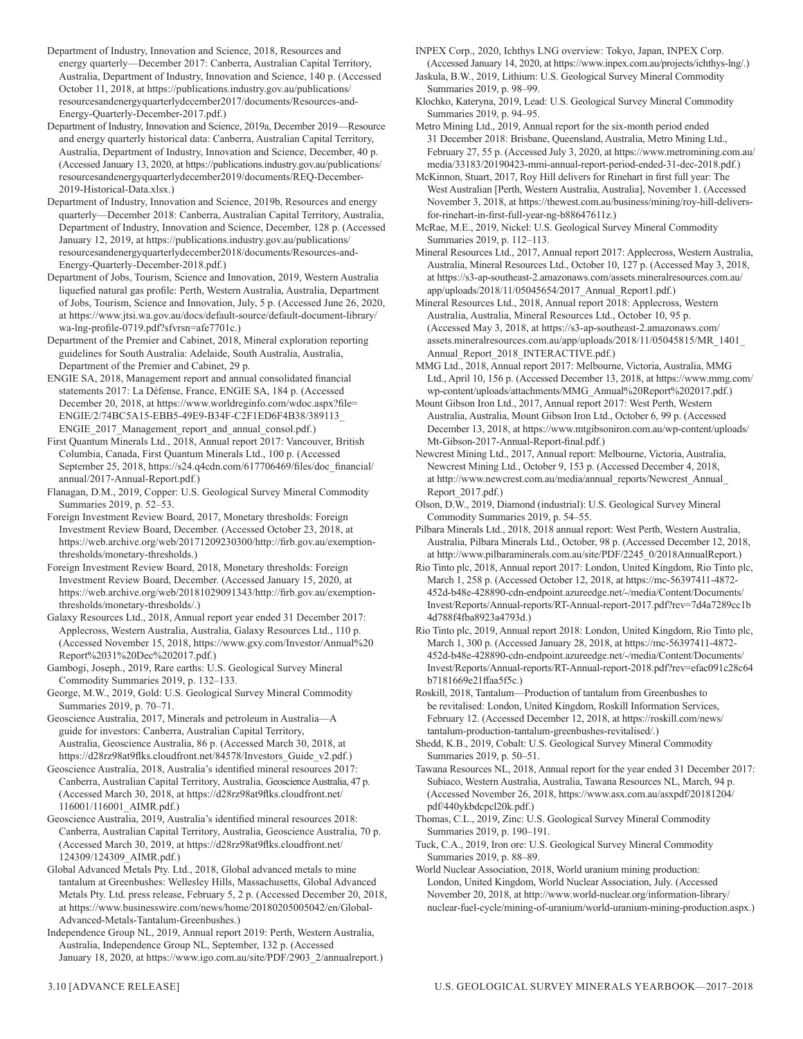Department of Industry, Innovation and Science, 2018, Resources and energy quarterly—December 2017: Canberra, Australian Capital Territory, Australia, Department of Industry, Innovation and Science, 140 p. (Accessed October 11, 2018, at https://publications.industry.gov.au/publications/resourcesandenergyquarterlydecember2017/documents/Resources-and-Energy-Quarterly-December-2017.pdf.)

Department of Industry, Innovation and Science, 2019a, December 2019—Resource and energy quarterly historical data: Canberra, Australian Capital Territory, Australia, Department of Industry, Innovation and Science, December, 40 p. (Accessed January 13, 2020, at https://publications.industry.gov.au/publications/resourcesandenergyquarterlydecember2019/documents/REQ-December-2019-Historical-Data.xlsx.)

Department of Industry, Innovation and Science, 2019b, Resources and energy quarterly—December 2018: Canberra, Australian Capital Territory, Australia, Department of Industry, Innovation and Science, December, 128 p. (Accessed January 12, 2019, at https://publications.industry.gov.au/publications/resourcesandenergyquarterlydecember2018/documents/Resources-and-Energy-Quarterly-December-2018.pdf.)

Department of Jobs, Tourism, Science and Innovation, 2019, Western Australia liquefied natural gas profile: Perth, Western Australia, Australia, Department of Jobs, Tourism, Science and Innovation, July, 5 p. (Accessed June 26, 2020, at https://www.jtsi.wa.gov.au/docs/default-source/default-document-library/wa-lng-profile-0719.pdf?sfvrsn=afe7701c.)

Department of the Premier and Cabinet, 2018, Mineral exploration reporting guidelines for South Australia: Adelaide, South Australia, Australia, Department of the Premier and Cabinet, 29 p.

ENGIE SA, 2018, Management report and annual consolidated financial statements 2017: La Défense, France, ENGIE SA, 184 p. (Accessed December 20, 2018, at https://www.worldreginfo.com/wdoc.aspx?file=ENGIE/2/74BC5A15-EBB5-49E9-B34F-C2F1ED6F4B38/389113_ENGIE_2017_Management_report_and_annual_consol.pdf.)

First Quantum Minerals Ltd., 2018, Annual report 2017: Vancouver, British Columbia, Canada, First Quantum Minerals Ltd., 100 p. (Accessed September 25, 2018, https://s24.q4cdn.com/617706469/files/doc_financial/annual/2017-Annual-Report.pdf.)

Flanagan, D.M., 2019, Copper: U.S. Geological Survey Mineral Commodity Summaries 2019, p. 52–53.

Foreign Investment Review Board, 2017, Monetary thresholds: Foreign Investment Review Board, December. (Accessed October 23, 2018, at https://web.archive.org/web/20171209230300/http://firb.gov.au/exemption-thresholds/monetary-thresholds.)

Foreign Investment Review Board, 2018, Monetary thresholds: Foreign Investment Review Board, December. (Accessed January 15, 2020, at https://web.archive.org/web/20181029091343/http://firb.gov.au/exemption-thresholds/monetary-thresholds/.)

Galaxy Resources Ltd., 2018, Annual report year ended 31 December 2017: Applecross, Western Australia, Australia, Galaxy Resources Ltd., 110 p. (Accessed November 15, 2018, https://www.gxy.com/Investor/Annual%20Report%2031%20Dec%202017.pdf.)

Gambogi, Joseph., 2019, Rare earths: U.S. Geological Survey Mineral Commodity Summaries 2019, p. 132–133.

George, M.W., 2019, Gold: U.S. Geological Survey Mineral Commodity Summaries 2019, p. 70–71.

Geoscience Australia, 2017, Minerals and petroleum in Australia—A guide for investors: Canberra, Australian Capital Territory, Australia, Geoscience Australia, 86 p. (Accessed March 30, 2018, at https://d28rz98at9flks.cloudfront.net/84578/Investors_Guide_v2.pdf.)

Geoscience Australia, 2018, Australia's identified mineral resources 2017: Canberra, Australian Capital Territory, Australia, Geoscience Australia, 47 p. (Accessed March 30, 2018, at https://d28rz98at9flks.cloudfront.net/116001/116001_AIMR.pdf.)

Geoscience Australia, 2019, Australia's identified mineral resources 2018: Canberra, Australian Capital Territory, Australia, Geoscience Australia, 70 p. (Accessed March 30, 2019, at https://d28rz98at9flks.cloudfront.net/124309/124309_AIMR.pdf.)

Global Advanced Metals Pty. Ltd., 2018, Global advanced metals to mine tantalum at Greenbushes: Wellesley Hills, Massachusetts, Global Advanced Metals Pty. Ltd. press release, February 5, 2 p. (Accessed December 20, 2018, at https://www.businesswire.com/news/home/20180205005042/en/Global-Advanced-Metals-Tantalum-Greenbushes.)

Independence Group NL, 2019, Annual report 2019: Perth, Western Australia, Australia, Independence Group NL, September, 132 p. (Accessed January 18, 2020, at https://www.igo.com.au/site/PDF/2903_2/annualreport.)

INPEX Corp., 2020, Ichthys LNG overview: Tokyo, Japan, INPEX Corp. (Accessed January 14, 2020, at https://www.inpex.com.au/projects/ichthys-lng/.)

Jaskula, B.W., 2019, Lithium: U.S. Geological Survey Mineral Commodity Summaries 2019, p. 98–99.

Klochko, Kateryna, 2019, Lead: U.S. Geological Survey Mineral Commodity Summaries 2019, p. 94–95.

Metro Mining Ltd., 2019, Annual report for the six-month period ended 31 December 2018: Brisbane, Queensland, Australia, Metro Mining Ltd., February 27, 55 p. (Accessed July 3, 2020, at https://www.metromining.com.au/media/33183/20190423-mmi-annual-report-period-ended-31-dec-2018.pdf.)

McKinnon, Stuart, 2017, Roy Hill delivers for Rinehart in first full year: The West Australian [Perth, Western Australia, Australia], November 1. (Accessed November 3, 2018, at https://thewest.com.au/business/mining/roy-hill-delivers-for-rinehart-in-first-full-year-ng-b88647611z.)

McRae, M.E., 2019, Nickel: U.S. Geological Survey Mineral Commodity Summaries 2019, p. 112–113.

Mineral Resources Ltd., 2017, Annual report 2017: Applecross, Western Australia, Australia, Mineral Resources Ltd., October 10, 127 p. (Accessed May 3, 2018, at https://s3-ap-southeast-2.amazonaws.com/assets.mineralresources.com.au/app/uploads/2018/11/05045654/2017_Annual_Report1.pdf.)

Mineral Resources Ltd., 2018, Annual report 2018: Applecross, Western Australia, Australia, Mineral Resources Ltd., October 10, 95 p. (Accessed May 3, 2018, at https://s3-ap-southeast-2.amazonaws.com/assets.mineralresources.com.au/app/uploads/2018/11/05045815/MR_1401_Annual_Report_2018_INTERACTIVE.pdf.)

MMG Ltd., 2018, Annual report 2017: Melbourne, Victoria, Australia, MMG Ltd., April 10, 156 p. (Accessed December 13, 2018, at https://www.mmg.com/wp-content/uploads/attachments/MMG_Annual%20Report%202017.pdf.)

Mount Gibson Iron Ltd., 2017, Annual report 2017: West Perth, Western Australia, Australia, Mount Gibson Iron Ltd., October 6, 99 p. (Accessed December 13, 2018, at https://www.mtgibsoniron.com.au/wp-content/uploads/Mt-Gibson-2017-Annual-Report-final.pdf.)

Newcrest Mining Ltd., 2017, Annual report: Melbourne, Victoria, Australia, Newcrest Mining Ltd., October 9, 153 p. (Accessed December 4, 2018, at http://www.newcrest.com.au/media/annual_reports/Newcrest_Annual_Report_2017.pdf.)

Olson, D.W., 2019, Diamond (industrial): U.S. Geological Survey Mineral Commodity Summaries 2019, p. 54–55.

Pilbara Minerals Ltd., 2018, 2018 annual report: West Perth, Western Australia, Australia, Pilbara Minerals Ltd., October, 98 p. (Accessed December 12, 2018, at http://www.pilbaraminerals.com.au/site/PDF/2245_0/2018AnnualReport.)

Rio Tinto plc, 2018, Annual report 2017: London, United Kingdom, Rio Tinto plc, March 1, 258 p. (Accessed October 12, 2018, at https://mc-56397411-4872-452d-b48e-428890-cdn-endpoint.azureedge.net/-/media/Content/Documents/Invest/Reports/Annual-reports/RT-Annual-report-2017.pdf?rev=7d4a7289cc1b4d788f4fba8923a4793d.)

Rio Tinto plc, 2019, Annual report 2018: London, United Kingdom, Rio Tinto plc, March 1, 300 p. (Accessed January 28, 2018, at https://mc-56397411-4872-452d-b48e-428890-cdn-endpoint.azureedge.net/-/media/Content/Documents/Invest/Reports/Annual-reports/RT-Annual-report-2018.pdf?rev=efac091c28c64b7181669e21ffaa5f5c.)

Roskill, 2018, Tantalum—Production of tantalum from Greenbushes to be revitalised: London, United Kingdom, Roskill Information Services, February 12. (Accessed December 12, 2018, at https://roskill.com/news/tantalum-production-tantalum-greenbushes-revitalised/.)

Shedd, K.B., 2019, Cobalt: U.S. Geological Survey Mineral Commodity Summaries 2019, p. 50–51.

Tawana Resources NL, 2018, Annual report for the year ended 31 December 2017: Subiaco, Western Australia, Australia, Tawana Resources NL, March, 94 p. (Accessed November 26, 2018, https://www.asx.com.au/asxpdf/20181204/pdf/440ykbdcpcl20k.pdf.)

Thomas, C.L., 2019, Zinc: U.S. Geological Survey Mineral Commodity Summaries 2019, p. 190–191.

Tuck, C.A., 2019, Iron ore: U.S. Geological Survey Mineral Commodity Summaries 2019, p. 88–89.

World Nuclear Association, 2018, World uranium mining production: London, United Kingdom, World Nuclear Association, July. (Accessed November 20, 2018, at http://www.world-nuclear.org/information-library/nuclear-fuel-cycle/mining-of-uranium/world-uranium-mining-production.aspx.)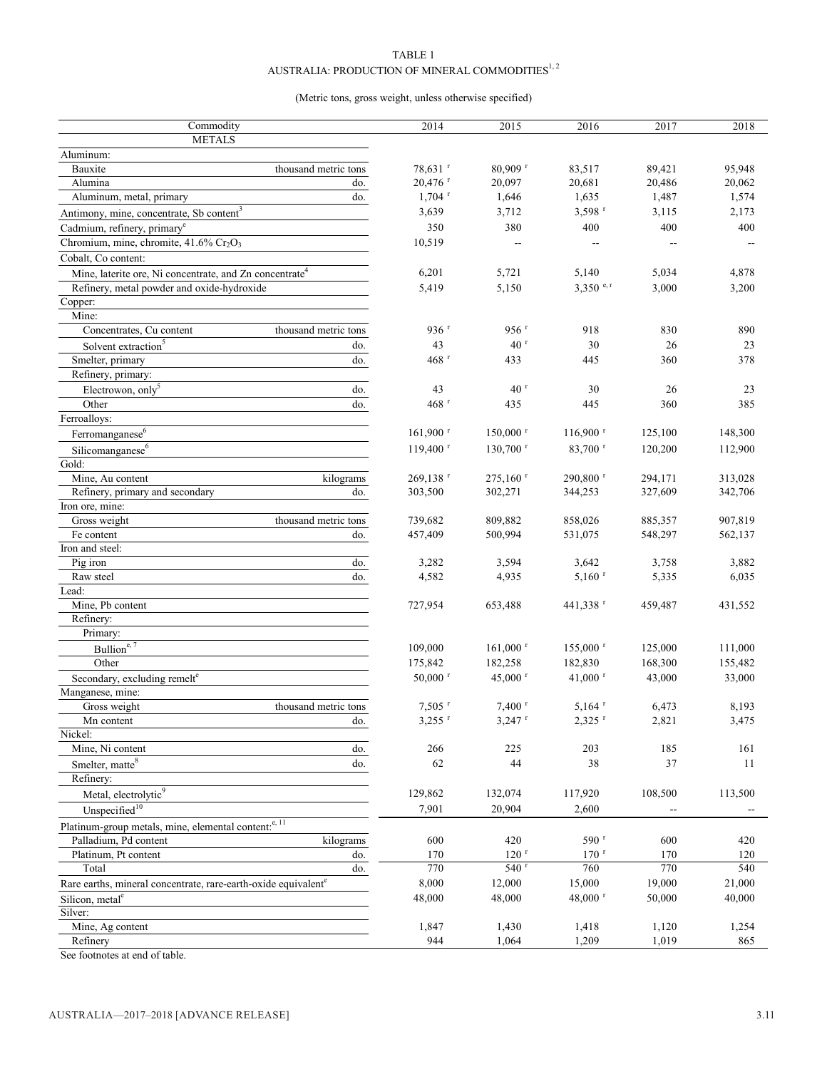TABLE 1

AUSTRALIA: PRODUCTION OF MINERAL COMMODITIES[1, 2]

(Metric tons, gross weight, unless otherwise specified)

| Commodity | | 2014 | 2015 | 2016 | 2017 | 2018 |
|---|---|---|---|---|---|---|
| METALS | | | | | | |
| Aluminum: | | | | | | |
| Bauxite | thousand metric tons | 78,631 r | 80,909 r | 83,517 | 89,421 | 95,948 |
| Alumina | do. | 20,476 r | 20,097 | 20,681 | 20,486 | 20,062 |
| Aluminum, metal, primary | do. | 1,704 r | 1,646 | 1,635 | 1,487 | 1,574 |
| Antimony, mine, concentrate, Sb content[3] | | 3,639 | 3,712 | 3,598 r | 3,115 | 2,173 |
| Cadmium, refinery, primary[e] | | 350 | 380 | 400 | 400 | 400 |
| Chromium, mine, chromite, 41.6% $Cr_2O_3$ | | 10,519 | -- | -- | -- | -- |
| Cobalt, Co content: | | | | | | |
| Mine, laterite ore, Ni concentrate, and Zn concentrate[4] | | 6,201 | 5,721 | 5,140 | 5,034 | 4,878 |
| Refinery, metal powder and oxide-hydroxide | | 5,419 | 5,150 | 3,350 e, r | 3,000 | 3,200 |
| Copper: | | | | | | |
| Mine: | | | | | | |
| Concentrates, Cu content | thousand metric tons | 936 r | 956 r | 918 | 830 | 890 |
| Solvent extraction[5] | do. | 43 | 40 r | 30 | 26 | 23 |
| Smelter, primary | do. | 468 r | 433 | 445 | 360 | 378 |
| Refinery, primary: | | | | | | |
| Electrowon, only[5] | do. | 43 | 40 r | 30 | 26 | 23 |
| Other | do. | 468 r | 435 | 445 | 360 | 385 |
| Ferroalloys: | | | | | | |
| Ferromanganese[6] | | 161,900 r | 150,000 r | 116,900 r | 125,100 | 148,300 |
| Silicomanganese[6] | | 119,400 r | 130,700 r | 83,700 r | 120,200 | 112,900 |
| Gold: | | | | | | |
| Mine, Au content | kilograms | 269,138 r | 275,160 r | 290,800 r | 294,171 | 313,028 |
| Refinery, primary and secondary | do. | 303,500 | 302,271 | 344,253 | 327,609 | 342,706 |
| Iron ore, mine: | | | | | | |
| Gross weight | thousand metric tons | 739,682 | 809,882 | 858,026 | 885,357 | 907,819 |
| Fe content | do. | 457,409 | 500,994 | 531,075 | 548,297 | 562,137 |
| Iron and steel: | | | | | | |
| Pig iron | do. | 3,282 | 3,594 | 3,642 | 3,758 | 3,882 |
| Raw steel | do. | 4,582 | 4,935 | 5,160 r | 5,335 | 6,035 |
| Lead: | | | | | | |
| Mine, Pb content | | 727,954 | 653,488 | 441,338 r | 459,487 | 431,552 |
| Refinery: | | | | | | |
| Primary: | | | | | | |
| Bullion[e, 7] | | 109,000 | 161,000 r | 155,000 r | 125,000 | 111,000 |
| Other | | 175,842 | 182,258 | 182,830 | 168,300 | 155,482 |
| Secondary, excluding remelt[e] | | 50,000 r | 45,000 r | 41,000 r | 43,000 | 33,000 |
| Manganese, mine: | | | | | | |
| Gross weight | thousand metric tons | 7,505 r | 7,400 r | 5,164 r | 6,473 | 8,193 |
| Mn content | do. | 3,255 r | 3,247 r | 2,325 r | 2,821 | 3,475 |
| Nickel: | | | | | | |
| Mine, Ni content | do. | 266 | 225 | 203 | 185 | 161 |
| Smelter, matte[8] | do. | 62 | 44 | 38 | 37 | 11 |
| Refinery: | | | | | | |
| Metal, electrolytic[9] | | 129,862 | 132,074 | 117,920 | 108,500 | 113,500 |
| Unspecified[10] | | 7,901 | 20,904 | 2,600 | -- | -- |
| Platinum-group metals, mine, elemental content:[e, 11] | | | | | | |
| Palladium, Pd content | kilograms | 600 | 420 | 590 r | 600 | 420 |
| Platinum, Pt content | do. | 170 | 120 r | 170 r | 170 | 120 |
| Total | do. | 770 | 540 r | 760 | 770 | 540 |
| Rare earths, mineral concentrate, rare-earth-oxide equivalent[e] | | 8,000 | 12,000 | 15,000 | 19,000 | 21,000 |
| Silicon, metal[e] | | 48,000 | 48,000 | 48,000 r | 50,000 | 40,000 |
| Silver: | | | | | | |
| Mine, Ag content | | 1,847 | 1,430 | 1,418 | 1,120 | 1,254 |
| Refinery | | 944 | 1,064 | 1,209 | 1,019 | 865 |

See footnotes at end of table.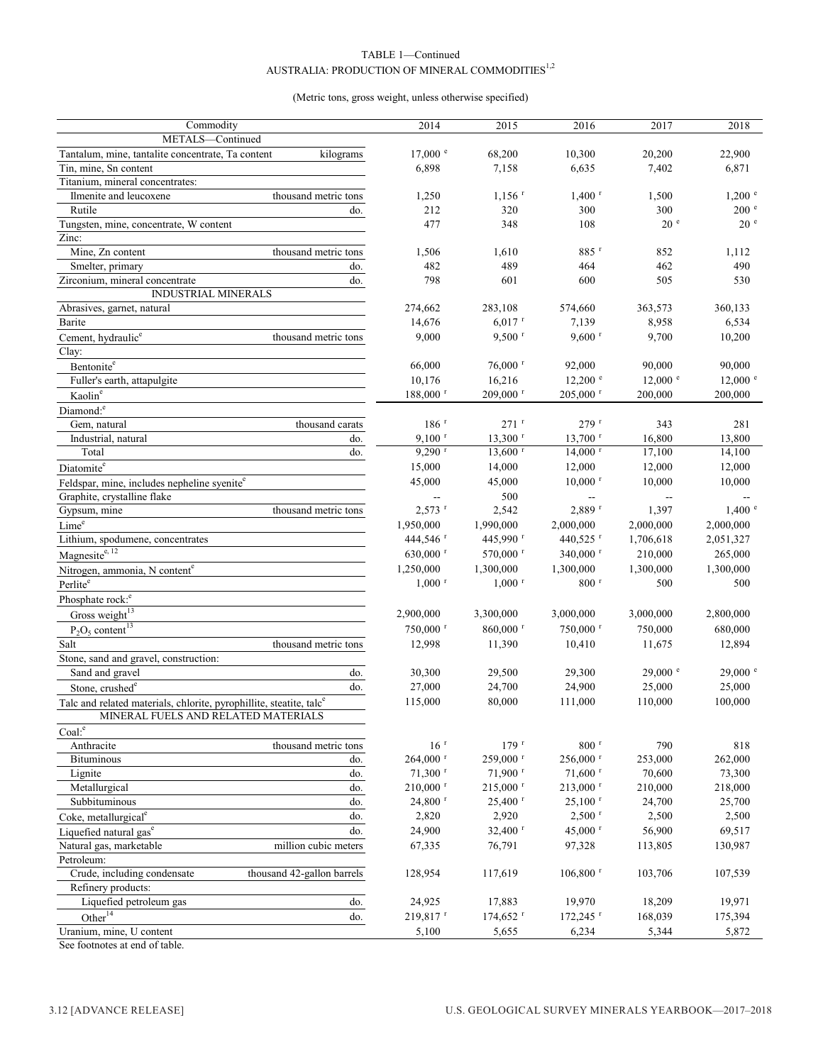TABLE 1—Continued
AUSTRALIA: PRODUCTION OF MINERAL COMMODITIES[1,2]

(Metric tons, gross weight, unless otherwise specified)

| Commodity | | 2014 | 2015 | 2016 | 2017 | 2018 |
|---|---|---|---|---|---|---|
| METALS—Continued | | | | | | |
| Tantalum, mine, tantalite concentrate, Ta content | kilograms | 17,000 e | 68,200 | 10,300 | 20,200 | 22,900 |
| Tin, mine, Sn content | | 6,898 | 7,158 | 6,635 | 7,402 | 6,871 |
| Titanium, mineral concentrates: | | | | | | |
| Ilmenite and leucoxene | thousand metric tons | 1,250 | 1,156 r | 1,400 r | 1,500 | 1,200 e |
| Rutile | do. | 212 | 320 | 300 | 300 | 200 e |
| Tungsten, mine, concentrate, W content | | 477 | 348 | 108 | 20 e | 20 e |
| Zinc: | | | | | | |
| Mine, Zn content | thousand metric tons | 1,506 | 1,610 | 885 r | 852 | 1,112 |
| Smelter, primary | do. | 482 | 489 | 464 | 462 | 490 |
| Zirconium, mineral concentrate | do. | 798 | 601 | 600 | 505 | 530 |
| INDUSTRIAL MINERALS | | | | | | |
| Abrasives, garnet, natural | | 274,662 | 283,108 | 574,660 | 363,573 | 360,133 |
| Barite | | 14,676 | 6,017 r | 7,139 | 8,958 | 6,534 |
| Cement, hydraulic[e] | thousand metric tons | 9,000 | 9,500 r | 9,600 r | 9,700 | 10,200 |
| Clay: | | | | | | |
| Bentonite[e] | | 66,000 | 76,000 r | 92,000 | 90,000 | 90,000 |
| Fuller's earth, attapulgite | | 10,176 | 16,216 | 12,200 e | 12,000 e | 12,000 e |
| Kaolin[e] | | 188,000 r | 209,000 r | 205,000 r | 200,000 | 200,000 |
| Diamond:[e] | | | | | | |
| Gem, natural | thousand carats | 186 r | 271 r | 279 r | 343 | 281 |
| Industrial, natural | do. | 9,100 r | 13,300 r | 13,700 r | 16,800 | 13,800 |
| Total | do. | 9,290 r | 13,600 r | 14,000 r | 17,100 | 14,100 |
| Diatomite[e] | | 15,000 | 14,000 | 12,000 | 12,000 | 12,000 |
| Feldspar, mine, includes nepheline syenite[e] | | 45,000 | 45,000 | 10,000 r | 10,000 | 10,000 |
| Graphite, crystalline flake | | -- | 500 | -- | -- | -- |
| Gypsum, mine | thousand metric tons | 2,573 r | 2,542 | 2,889 r | 1,397 | 1,400 e |
| Lime[e] | | 1,950,000 | 1,990,000 | 2,000,000 | 2,000,000 | 2,000,000 |
| Lithium, spodumene, concentrates | | 444,546 r | 445,990 r | 440,525 r | 1,706,618 | 2,051,327 |
| Magnesite[e, 12] | | 630,000 r | 570,000 r | 340,000 r | 210,000 | 265,000 |
| Nitrogen, ammonia, N content[e] | | 1,250,000 | 1,300,000 | 1,300,000 | 1,300,000 | 1,300,000 |
| Perlite[e] | | 1,000 r | 1,000 r | 800 r | 500 | 500 |
| Phosphate rock:[e] | | | | | | |
| Gross weight[13] | | 2,900,000 | 3,300,000 | 3,000,000 | 3,000,000 | 2,800,000 |
| $P_2O_5$ content[13] | | 750,000 r | 860,000 r | 750,000 r | 750,000 | 680,000 |
| Salt | thousand metric tons | 12,998 | 11,390 | 10,410 | 11,675 | 12,894 |
| Stone, sand and gravel, construction: | | | | | | |
| Sand and gravel | do. | 30,300 | 29,500 | 29,300 | 29,000 e | 29,000 e |
| Stone, crushed[e] | do. | 27,000 | 24,700 | 24,900 | 25,000 | 25,000 |
| Talc and related materials, chlorite, pyrophillite, steatite, talc[e] | | 115,000 | 80,000 | 111,000 | 110,000 | 100,000 |
| MINERAL FUELS AND RELATED MATERIALS | | | | | | |
| Coal:[e] | | | | | | |
| Anthracite | thousand metric tons | 16 r | 179 r | 800 r | 790 | 818 |
| Bituminous | do. | 264,000 r | 259,000 r | 256,000 r | 253,000 | 262,000 |
| Lignite | do. | 71,300 r | 71,900 r | 71,600 r | 70,600 | 73,300 |
| Metallurgical | do. | 210,000 r | 215,000 r | 213,000 r | 210,000 | 218,000 |
| Subbituminous | do. | 24,800 r | 25,400 r | 25,100 r | 24,700 | 25,700 |
| Coke, metallurgical[e] | do. | 2,820 | 2,920 | 2,500 r | 2,500 | 2,500 |
| Liquefied natural gas[e] | do. | 24,900 | 32,400 r | 45,000 r | 56,900 | 69,517 |
| Natural gas, marketable | million cubic meters | 67,335 | 76,791 | 97,328 | 113,805 | 130,987 |
| Petroleum: | | | | | | |
| Crude, including condensate | thousand 42-gallon barrels | 128,954 | 117,619 | 106,800 r | 103,706 | 107,539 |
| Refinery products: | | | | | | |
| Liquefied petroleum gas | do. | 24,925 | 17,883 | 19,970 | 18,209 | 19,971 |
| Other[14] | do. | 219,817 r | 174,652 r | 172,245 r | 168,039 | 175,394 |
| Uranium, mine, U content | | 5,100 | 5,655 | 6,234 | 5,344 | 5,872 |

See footnotes at end of table.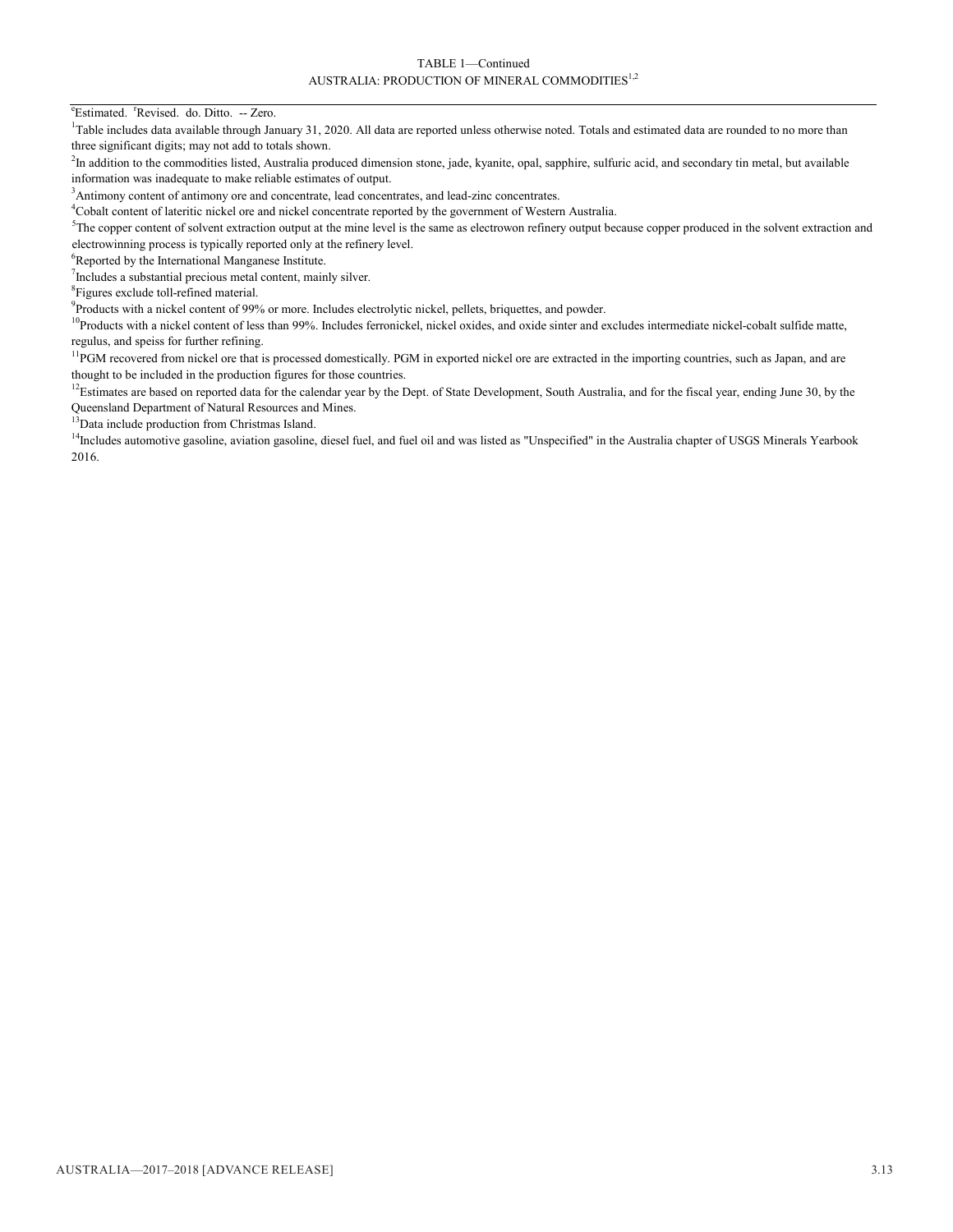TABLE 1—Continued

AUSTRALIA: PRODUCTION OF MINERAL COMMODITIES[1,2]

[e]Estimated. [r]Revised. do. Ditto. -- Zero.

[1]Table includes data available through January 31, 2020. All data are reported unless otherwise noted. Totals and estimated data are rounded to no more than three significant digits; may not add to totals shown.

[2]In addition to the commodities listed, Australia produced dimension stone, jade, kyanite, opal, sapphire, sulfuric acid, and secondary tin metal, but available information was inadequate to make reliable estimates of output.

[3]Antimony content of antimony ore and concentrate, lead concentrates, and lead-zinc concentrates.

[4]Cobalt content of lateritic nickel ore and nickel concentrate reported by the government of Western Australia.

[5]The copper content of solvent extraction output at the mine level is the same as electrowon refinery output because copper produced in the solvent extraction and electrowinning process is typically reported only at the refinery level.

[6]Reported by the International Manganese Institute.

[7]Includes a substantial precious metal content, mainly silver.

[8]Figures exclude toll-refined material.

[9]Products with a nickel content of 99% or more. Includes electrolytic nickel, pellets, briquettes, and powder.

[10]Products with a nickel content of less than 99%. Includes ferronickel, nickel oxides, and oxide sinter and excludes intermediate nickel-cobalt sulfide matte, regulus, and speiss for further refining.

[11]PGM recovered from nickel ore that is processed domestically. PGM in exported nickel ore are extracted in the importing countries, such as Japan, and are thought to be included in the production figures for those countries.

[12]Estimates are based on reported data for the calendar year by the Dept. of State Development, South Australia, and for the fiscal year, ending June 30, by the Queensland Department of Natural Resources and Mines.

[13]Data include production from Christmas Island.

[14]Includes automotive gasoline, aviation gasoline, diesel fuel, and fuel oil and was listed as "Unspecified" in the Australia chapter of USGS Minerals Yearbook 2016.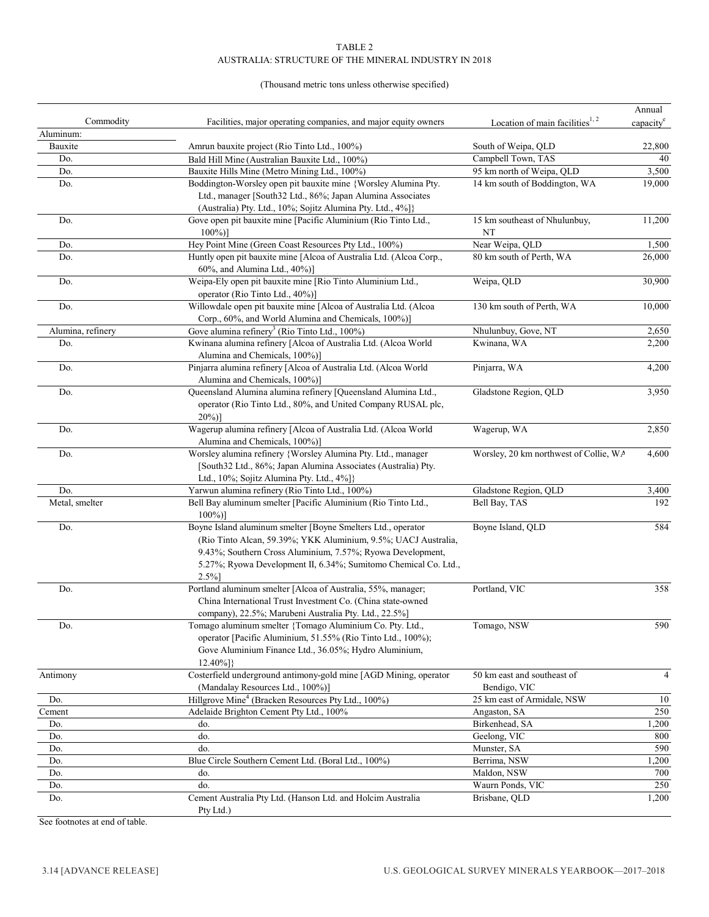TABLE 2

AUSTRALIA: STRUCTURE OF THE MINERAL INDUSTRY IN 2018

(Thousand metric tons unless otherwise specified)

| Commodity | Facilities, major operating companies, and major equity owners | Location of main facilities[1, 2] | Annual capacity[e] |
|---|---|---|---|
| Aluminum: | | | |
| Bauxite | Amrun bauxite project (Rio Tinto Ltd., 100%) | South of Weipa, QLD | 22,800 |
| Do. | Bald Hill Mine (Australian Bauxite Ltd., 100%) | Campbell Town, TAS | 40 |
| Do. | Bauxite Hills Mine (Metro Mining Ltd., 100%) | 95 km north of Weipa, QLD | 3,500 |
| Do. | Boddington-Worsley open pit bauxite mine {Worsley Alumina Pty. Ltd., manager [South32 Ltd., 86%; Japan Alumina Associates (Australia) Pty. Ltd., 10%; Sojitz Alumina Pty. Ltd., 4%]} | 14 km south of Boddington, WA | 19,000 |
| Do. | Gove open pit bauxite mine [Pacific Aluminium (Rio Tinto Ltd., 100%)] | 15 km southeast of Nhulunbuy, NT | 11,200 |
| Do. | Hey Point Mine (Green Coast Resources Pty Ltd., 100%) | Near Weipa, QLD | 1,500 |
| Do. | Huntly open pit bauxite mine [Alcoa of Australia Ltd. (Alcoa Corp., 60%, and Alumina Ltd., 40%)] | 80 km south of Perth, WA | 26,000 |
| Do. | Weipa-Ely open pit bauxite mine [Rio Tinto Aluminium Ltd., operator (Rio Tinto Ltd., 40%)] | Weipa, QLD | 30,900 |
| Do. | Willowdale open pit bauxite mine [Alcoa of Australia Ltd. (Alcoa Corp., 60%, and World Alumina and Chemicals, 100%)] | 130 km south of Perth, WA | 10,000 |
| Alumina, refinery | Gove alumina refinery[3] (Rio Tinto Ltd., 100%) | Nhulunbuy, Gove, NT | 2,650 |
| Do. | Kwinana alumina refinery [Alcoa of Australia Ltd. (Alcoa World Alumina and Chemicals, 100%)] | Kwinana, WA | 2,200 |
| Do. | Pinjarra alumina refinery [Alcoa of Australia Ltd. (Alcoa World Alumina and Chemicals, 100%)] | Pinjarra, WA | 4,200 |
| Do. | Queensland Alumina alumina refinery [Queensland Alumina Ltd., operator (Rio Tinto Ltd., 80%, and United Company RUSAL plc, 20%)] | Gladstone Region, QLD | 3,950 |
| Do. | Wagerup alumina refinery [Alcoa of Australia Ltd. (Alcoa World Alumina and Chemicals, 100%)] | Wagerup, WA | 2,850 |
| Do. | Worsley alumina refinery {Worsley Alumina Pty. Ltd., manager [South32 Ltd., 86%; Japan Alumina Associates (Australia) Pty. Ltd., 10%; Sojitz Alumina Pty. Ltd., 4%]} | Worsley, 20 km northwest of Collie, WA | 4,600 |
| Do. | Yarwun alumina refinery (Rio Tinto Ltd., 100%) | Gladstone Region, QLD | 3,400 |
| Metal, smelter | Bell Bay aluminum smelter [Pacific Aluminium (Rio Tinto Ltd., 100%)] | Bell Bay, TAS | 192 |
| Do. | Boyne Island aluminum smelter [Boyne Smelters Ltd., operator (Rio Tinto Alcan, 59.39%; YKK Aluminium, 9.5%; UACJ Australia, 9.43%; Southern Cross Aluminium, 7.57%; Ryowa Development, 5.27%; Ryowa Development II, 6.34%; Sumitomo Chemical Co. Ltd., 2.5%] | Boyne Island, QLD | 584 |
| Do. | Portland aluminum smelter [Alcoa of Australia, 55%, manager; China International Trust Investment Co. (China state-owned company), 22.5%; Marubeni Australia Pty. Ltd., 22.5%] | Portland, VIC | 358 |
| Do. | Tomago aluminum smelter {Tomago Aluminium Co. Pty. Ltd., operator [Pacific Aluminium, 51.55% (Rio Tinto Ltd., 100%); Gove Aluminium Finance Ltd., 36.05%; Hydro Aluminium, 12.40%]} | Tomago, NSW | 590 |
| Antimony | Costerfield underground antimony-gold mine [AGD Mining, operator (Mandalay Resources Ltd., 100%)] | 50 km east and southeast of Bendigo, VIC | 4 |
| Do. | Hillgrove Mine[4] (Bracken Resources Pty Ltd., 100%) | 25 km east of Armidale, NSW | 10 |
| Cement | Adelaide Brighton Cement Pty Ltd., 100% | Angaston, SA | 250 |
| Do. | do. | Birkenhead, SA | 1,200 |
| Do. | do. | Geelong, VIC | 800 |
| Do. | do. | Munster, SA | 590 |
| Do. | Blue Circle Southern Cement Ltd. (Boral Ltd., 100%) | Berrima, NSW | 1,200 |
| Do. | do. | Maldon, NSW | 700 |
| Do. | do. | Waurn Ponds, VIC | 250 |
| Do. | Cement Australia Pty Ltd. (Hanson Ltd. and Holcim Australia Pty Ltd.) | Brisbane, QLD | 1,200 |

See footnotes at end of table.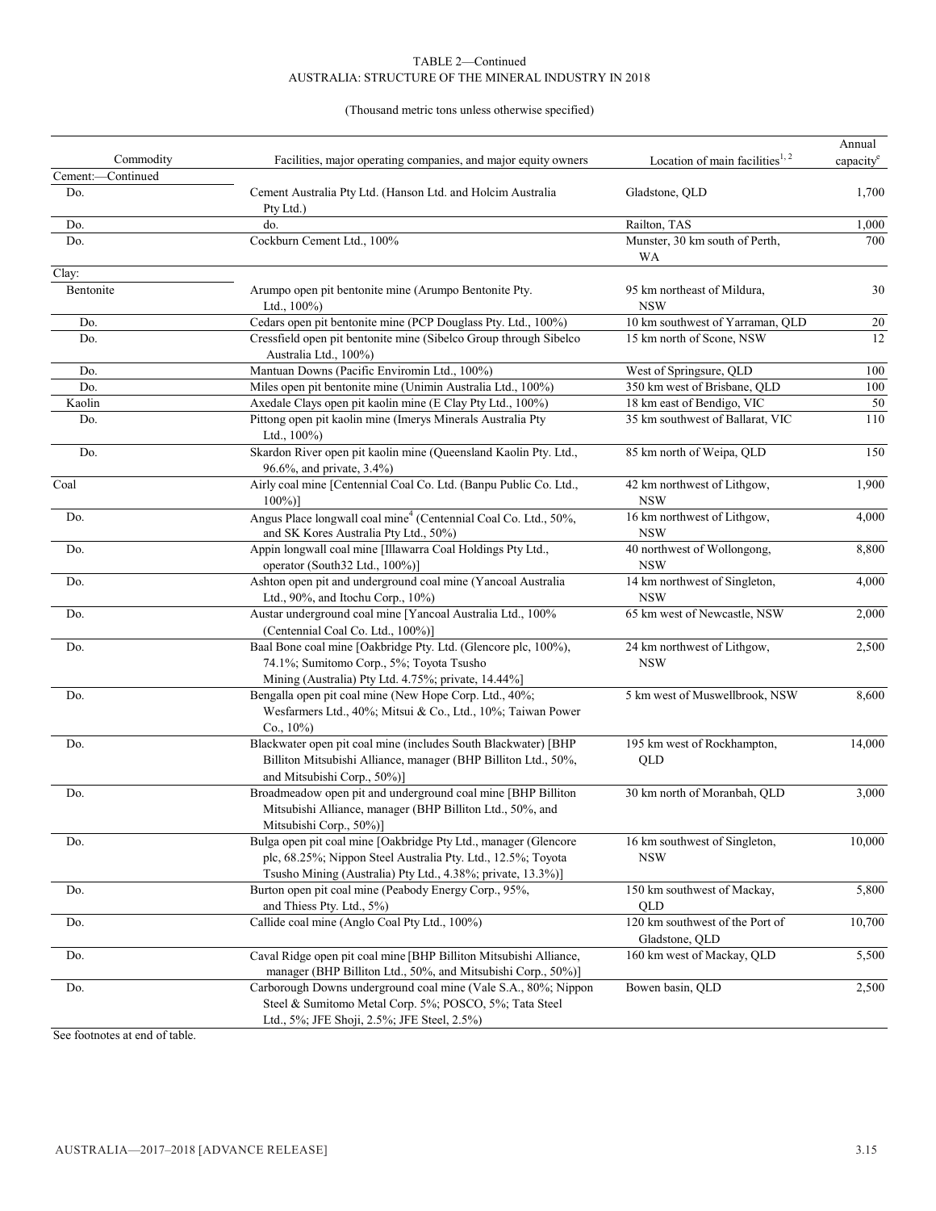TABLE 2—Continued
AUSTRALIA: STRUCTURE OF THE MINERAL INDUSTRY IN 2018

(Thousand metric tons unless otherwise specified)

| Commodity | Facilities, major operating companies, and major equity owners | Location of main facilities[1, 2] | Annual capacity[e] |
|---|---|---|---|
| Cement:—Continued | | | |
| Do. | Cement Australia Pty Ltd. (Hanson Ltd. and Holcim Australia Pty Ltd.) | Gladstone, QLD | 1,700 |
| Do. | do. | Railton, TAS | 1,000 |
| Do. | Cockburn Cement Ltd., 100% | Munster, 30 km south of Perth, WA | 700 |
| Clay: | | | |
| Bentonite | Arumpo open pit bentonite mine (Arumpo Bentonite Pty. Ltd., 100%) | 95 km northeast of Mildura, NSW | 30 |
| Do. | Cedars open pit bentonite mine (PCP Douglass Pty. Ltd., 100%) | 10 km southwest of Yarraman, QLD | 20 |
| Do. | Cressfield open pit bentonite mine (Sibelco Group through Sibelco Australia Ltd., 100%) | 15 km north of Scone, NSW | 12 |
| Do. | Mantuan Downs (Pacific Enviromin Ltd., 100%) | West of Springsure, QLD | 100 |
| Do. | Miles open pit bentonite mine (Unimin Australia Ltd., 100%) | 350 km west of Brisbane, QLD | 100 |
| Kaolin | Axedale Clays open pit kaolin mine (E Clay Pty Ltd., 100%) | 18 km east of Bendigo, VIC | 50 |
| Do. | Pittong open pit kaolin mine (Imerys Minerals Australia Pty Ltd., 100%) | 35 km southwest of Ballarat, VIC | 110 |
| Do. | Skardon River open pit kaolin mine (Queensland Kaolin Pty. Ltd., 96.6%, and private, 3.4%) | 85 km north of Weipa, QLD | 150 |
| Coal | Airly coal mine [Centennial Coal Co. Ltd. (Banpu Public Co. Ltd., 100%)] | 42 km northwest of Lithgow, NSW | 1,900 |
| Do. | Angus Place longwall coal mine[4] (Centennial Coal Co. Ltd., 50%, and SK Kores Australia Pty Ltd., 50%) | 16 km northwest of Lithgow, NSW | 4,000 |
| Do. | Appin longwall coal mine [Illawarra Coal Holdings Pty Ltd., operator (South32 Ltd., 100%)] | 40 northwest of Wollongong, NSW | 8,800 |
| Do. | Ashton open pit and underground coal mine (Yancoal Australia Ltd., 90%, and Itochu Corp., 10%) | 14 km northwest of Singleton, NSW | 4,000 |
| Do. | Austar underground coal mine [Yancoal Australia Ltd., 100% (Centennial Coal Co. Ltd., 100%)] | 65 km west of Newcastle, NSW | 2,000 |
| Do. | Baal Bone coal mine [Oakbridge Pty. Ltd. (Glencore plc, 100%), 74.1%; Sumitomo Corp., 5%; Toyota Tsusho Mining (Australia) Pty Ltd. 4.75%; private, 14.44%] | 24 km northwest of Lithgow, NSW | 2,500 |
| Do. | Bengalla open pit coal mine (New Hope Corp. Ltd., 40%; Wesfarmers Ltd., 40%; Mitsui & Co., Ltd., 10%; Taiwan Power Co., 10%) | 5 km west of Muswellbrook, NSW | 8,600 |
| Do. | Blackwater open pit coal mine (includes South Blackwater) [BHP Billiton Mitsubishi Alliance, manager (BHP Billiton Ltd., 50%, and Mitsubishi Corp., 50%)] | 195 km west of Rockhampton, QLD | 14,000 |
| Do. | Broadmeadow open pit and underground coal mine [BHP Billiton Mitsubishi Alliance, manager (BHP Billiton Ltd., 50%, and Mitsubishi Corp., 50%)] | 30 km north of Moranbah, QLD | 3,000 |
| Do. | Bulga open pit coal mine [Oakbridge Pty Ltd., manager (Glencore plc, 68.25%; Nippon Steel Australia Pty. Ltd., 12.5%; Toyota Tsusho Mining (Australia) Pty Ltd., 4.38%; private, 13.3%)] | 16 km southwest of Singleton, NSW | 10,000 |
| Do. | Burton open pit coal mine (Peabody Energy Corp., 95%, and Thiess Pty. Ltd., 5%) | 150 km southwest of Mackay, QLD | 5,800 |
| Do. | Callide coal mine (Anglo Coal Pty Ltd., 100%) | 120 km southwest of the Port of Gladstone, QLD | 10,700 |
| Do. | Caval Ridge open pit coal mine [BHP Billiton Mitsubishi Alliance, manager (BHP Billiton Ltd., 50%, and Mitsubishi Corp., 50%)] | 160 km west of Mackay, QLD | 5,500 |
| Do. | Carborough Downs underground coal mine (Vale S.A., 80%; Nippon Steel & Sumitomo Metal Corp. 5%; POSCO, 5%; Tata Steel Ltd., 5%; JFE Shoji, 2.5%; JFE Steel, 2.5%) | Bowen basin, QLD | 2,500 |

See footnotes at end of table.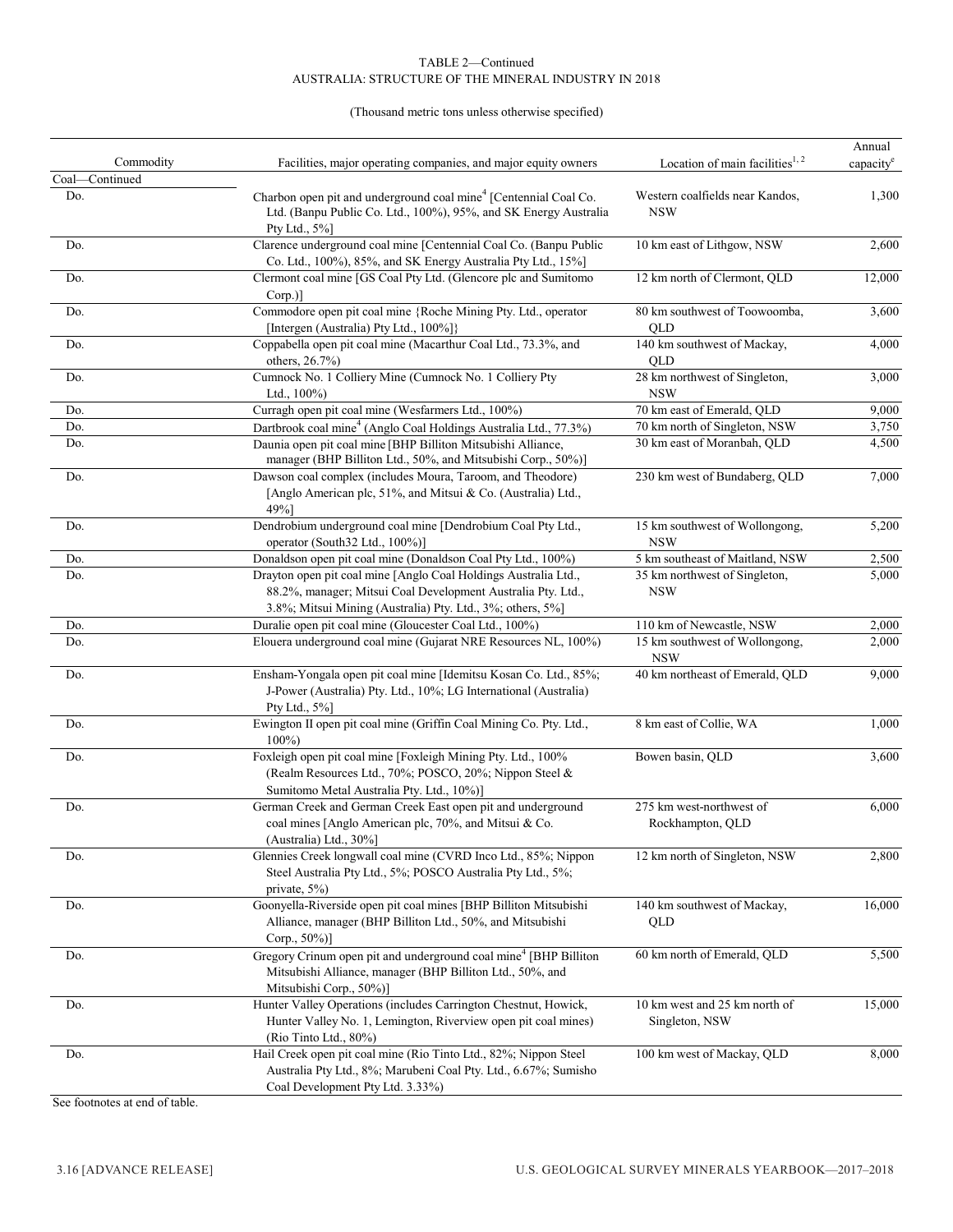TABLE 2—Continued
AUSTRALIA: STRUCTURE OF THE MINERAL INDUSTRY IN 2018

(Thousand metric tons unless otherwise specified)

| Commodity | Facilities, major operating companies, and major equity owners | Location of main facilities[1, 2] | Annual capacity[e] |
|---|---|---|---|
| Coal—Continued | | | |
| Do. | Charbon open pit and underground coal mine[4] [Centennial Coal Co. Ltd. (Banpu Public Co. Ltd., 100%), 95%, and SK Energy Australia Pty Ltd., 5%] | Western coalfields near Kandos, NSW | 1,300 |
| Do. | Clarence underground coal mine [Centennial Coal Co. (Banpu Public Co. Ltd., 100%), 85%, and SK Energy Australia Pty Ltd., 15%] | 10 km east of Lithgow, NSW | 2,600 |
| Do. | Clermont coal mine [GS Coal Pty Ltd. (Glencore plc and Sumitomo Corp.)] | 12 km north of Clermont, QLD | 12,000 |
| Do. | Commodore open pit coal mine {Roche Mining Pty. Ltd., operator [Intergen (Australia) Pty Ltd., 100%]} | 80 km southwest of Toowoomba, QLD | 3,600 |
| Do. | Coppabella open pit coal mine (Macarthur Coal Ltd., 73.3%, and others, 26.7%) | 140 km southwest of Mackay, QLD | 4,000 |
| Do. | Cumnock No. 1 Colliery Mine (Cumnock No. 1 Colliery Pty Ltd., 100%) | 28 km northwest of Singleton, NSW | 3,000 |
| Do. | Curragh open pit coal mine (Wesfarmers Ltd., 100%) | 70 km east of Emerald, QLD | 9,000 |
| Do. | Dartbrook coal mine[4] (Anglo Coal Holdings Australia Ltd., 77.3%) | 70 km north of Singleton, NSW | 3,750 |
| Do. | Daunia open pit coal mine [BHP Billiton Mitsubishi Alliance, manager (BHP Billiton Ltd., 50%, and Mitsubishi Corp., 50%)] | 30 km east of Moranbah, QLD | 4,500 |
| Do. | Dawson coal complex (includes Moura, Taroom, and Theodore) [Anglo American plc, 51%, and Mitsui & Co. (Australia) Ltd., 49%] | 230 km west of Bundaberg, QLD | 7,000 |
| Do. | Dendrobium underground coal mine [Dendrobium Coal Pty Ltd., operator (South32 Ltd., 100%)] | 15 km southwest of Wollongong, NSW | 5,200 |
| Do. | Donaldson open pit coal mine (Donaldson Coal Pty Ltd., 100%) | 5 km southeast of Maitland, NSW | 2,500 |
| Do. | Drayton open pit coal mine [Anglo Coal Holdings Australia Ltd., 88.2%, manager; Mitsui Coal Development Australia Pty. Ltd., 3.8%; Mitsui Mining (Australia) Pty. Ltd., 3%; others, 5%] | 35 km northwest of Singleton, NSW | 5,000 |
| Do. | Duralie open pit coal mine (Gloucester Coal Ltd., 100%) | 110 km of Newcastle, NSW | 2,000 |
| Do. | Elouera underground coal mine (Gujarat NRE Resources NL, 100%) | 15 km southwest of Wollongong, NSW | 2,000 |
| Do. | Ensham-Yongala open pit coal mine [Idemitsu Kosan Co. Ltd., 85%; J-Power (Australia) Pty. Ltd., 10%; LG International (Australia) Pty Ltd., 5%] | 40 km northeast of Emerald, QLD | 9,000 |
| Do. | Ewington II open pit coal mine (Griffin Coal Mining Co. Pty. Ltd., 100%) | 8 km east of Collie, WA | 1,000 |
| Do. | Foxleigh open pit coal mine [Foxleigh Mining Pty. Ltd., 100% (Realm Resources Ltd., 70%; POSCO, 20%; Nippon Steel & Sumitomo Metal Australia Pty. Ltd., 10%)] | Bowen basin, QLD | 3,600 |
| Do. | German Creek and German Creek East open pit and underground coal mines [Anglo American plc, 70%, and Mitsui & Co. (Australia) Ltd., 30%] | 275 km west-northwest of Rockhampton, QLD | 6,000 |
| Do. | Glennies Creek longwall coal mine (CVRD Inco Ltd., 85%; Nippon Steel Australia Pty Ltd., 5%; POSCO Australia Pty Ltd., 5%; private, 5%) | 12 km north of Singleton, NSW | 2,800 |
| Do. | Goonyella-Riverside open pit coal mines [BHP Billiton Mitsubishi Alliance, manager (BHP Billiton Ltd., 50%, and Mitsubishi Corp., 50%)] | 140 km southwest of Mackay, QLD | 16,000 |
| Do. | Gregory Crinum open pit and underground coal mine[4] [BHP Billiton Mitsubishi Alliance, manager (BHP Billiton Ltd., 50%, and Mitsubishi Corp., 50%)] | 60 km north of Emerald, QLD | 5,500 |
| Do. | Hunter Valley Operations (includes Carrington Chestnut, Howick, Hunter Valley No. 1, Lemington, Riverview open pit coal mines) (Rio Tinto Ltd., 80%) | 10 km west and 25 km north of Singleton, NSW | 15,000 |
| Do. | Hail Creek open pit coal mine (Rio Tinto Ltd., 82%; Nippon Steel Australia Pty Ltd., 8%; Marubeni Coal Pty. Ltd., 6.67%; Sumisho Coal Development Pty Ltd. 3.33%) | 100 km west of Mackay, QLD | 8,000 |

See footnotes at end of table.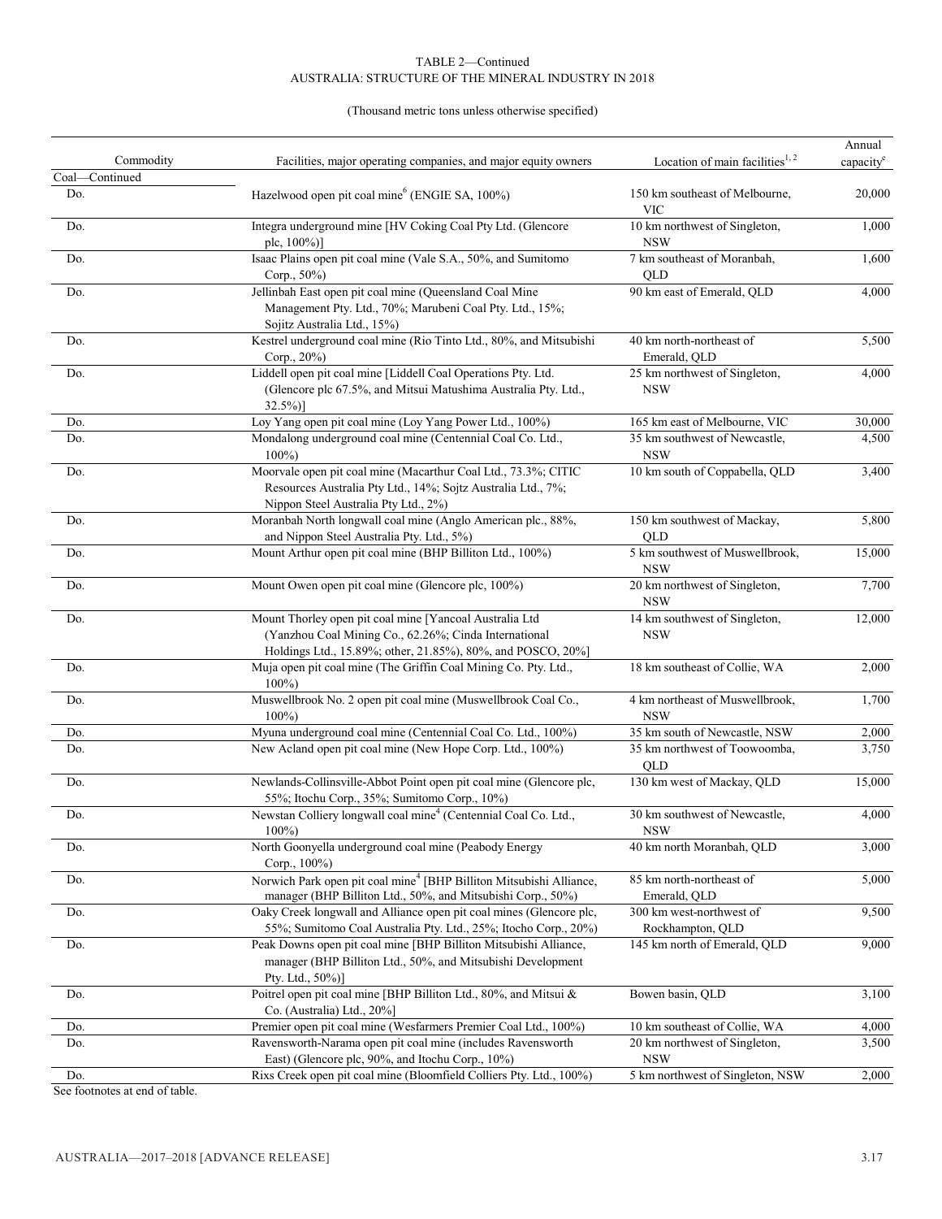TABLE 2—Continued
AUSTRALIA: STRUCTURE OF THE MINERAL INDUSTRY IN 2018

(Thousand metric tons unless otherwise specified)

| Commodity | Facilities, major operating companies, and major equity owners | Location of main facilities[1, 2] | Annual capacity[e] |
|---|---|---|---|
| Coal—Continued | | | |
| Do. | Hazelwood open pit coal mine[6] (ENGIE SA, 100%) | 150 km southeast of Melbourne, VIC | 20,000 |
| Do. | Integra underground mine [HV Coking Coal Pty Ltd. (Glencore plc, 100%)] | 10 km northwest of Singleton, NSW | 1,000 |
| Do. | Isaac Plains open pit coal mine (Vale S.A., 50%, and Sumitomo Corp., 50%) | 7 km southeast of Moranbah, QLD | 1,600 |
| Do. | Jellinbah East open pit coal mine (Queensland Coal Mine Management Pty. Ltd., 70%; Marubeni Coal Pty. Ltd., 15%; Sojitz Australia Ltd., 15%) | 90 km east of Emerald, QLD | 4,000 |
| Do. | Kestrel underground coal mine (Rio Tinto Ltd., 80%, and Mitsubishi Corp., 20%) | 40 km north-northeast of Emerald, QLD | 5,500 |
| Do. | Liddell open pit coal mine [Liddell Coal Operations Pty. Ltd. (Glencore plc 67.5%, and Mitsui Matushima Australia Pty. Ltd., 32.5%)] | 25 km northwest of Singleton, NSW | 4,000 |
| Do. | Loy Yang open pit coal mine (Loy Yang Power Ltd., 100%) | 165 km east of Melbourne, VIC | 30,000 |
| Do. | Mondalong underground coal mine (Centennial Coal Co. Ltd., 100%) | 35 km southwest of Newcastle, NSW | 4,500 |
| Do. | Moorvale open pit coal mine (Macarthur Coal Ltd., 73.3%; CITIC Resources Australia Pty Ltd., 14%; Sojtz Australia Ltd., 7%; Nippon Steel Australia Pty Ltd., 2%) | 10 km south of Coppabella, QLD | 3,400 |
| Do. | Moranbah North longwall coal mine (Anglo American plc., 88%, and Nippon Steel Australia Pty. Ltd., 5%) | 150 km southwest of Mackay, QLD | 5,800 |
| Do. | Mount Arthur open pit coal mine (BHP Billiton Ltd., 100%) | 5 km southwest of Muswellbrook, NSW | 15,000 |
| Do. | Mount Owen open pit coal mine (Glencore plc, 100%) | 20 km northwest of Singleton, NSW | 7,700 |
| Do. | Mount Thorley open pit coal mine [Yancoal Australia Ltd (Yanzhou Coal Mining Co., 62.26%; Cinda International Holdings Ltd., 15.89%; other, 21.85%), 80%, and POSCO, 20%] | 14 km southwest of Singleton, NSW | 12,000 |
| Do. | Muja open pit coal mine (The Griffin Coal Mining Co. Pty. Ltd., 100%) | 18 km southeast of Collie, WA | 2,000 |
| Do. | Muswellbrook No. 2 open pit coal mine (Muswellbrook Coal Co., 100%) | 4 km northeast of Muswellbrook, NSW | 1,700 |
| Do. | Myuna underground coal mine (Centennial Coal Co. Ltd., 100%) | 35 km south of Newcastle, NSW | 2,000 |
| Do. | New Acland open pit coal mine (New Hope Corp. Ltd., 100%) | 35 km northwest of Toowoomba, QLD | 3,750 |
| Do. | Newlands-Collinsville-Abbot Point open pit coal mine (Glencore plc, 55%; Itochu Corp., 35%; Sumitomo Corp., 10%) | 130 km west of Mackay, QLD | 15,000 |
| Do. | Newstan Colliery longwall coal mine[4] (Centennial Coal Co. Ltd., 100%) | 30 km southwest of Newcastle, NSW | 4,000 |
| Do. | North Goonyella underground coal mine (Peabody Energy Corp., 100%) | 40 km north Moranbah, QLD | 3,000 |
| Do. | Norwich Park open pit coal mine[4] [BHP Billiton Mitsubishi Alliance, manager (BHP Billiton Ltd., 50%, and Mitsubishi Corp., 50%) | 85 km north-northeast of Emerald, QLD | 5,000 |
| Do. | Oaky Creek longwall and Alliance open pit coal mines (Glencore plc, 55%; Sumitomo Coal Australia Pty. Ltd., 25%; Itocho Corp., 20%) | 300 km west-northwest of Rockhampton, QLD | 9,500 |
| Do. | Peak Downs open pit coal mine [BHP Billiton Mitsubishi Alliance, manager (BHP Billiton Ltd., 50%, and Mitsubishi Development Pty. Ltd., 50%)] | 145 km north of Emerald, QLD | 9,000 |
| Do. | Poitrel open pit coal mine [BHP Billiton Ltd., 80%, and Mitsui & Co. (Australia) Ltd., 20%] | Bowen basin, QLD | 3,100 |
| Do. | Premier open pit coal mine (Wesfarmers Premier Coal Ltd., 100%) | 10 km southeast of Collie, WA | 4,000 |
| Do. | Ravensworth-Narama open pit coal mine (includes Ravensworth East) (Glencore plc, 90%, and Itochu Corp., 10%) | 20 km northwest of Singleton, NSW | 3,500 |
| Do. | Rixs Creek open pit coal mine (Bloomfield Colliers Pty. Ltd., 100%) | 5 km northwest of Singleton, NSW | 2,000 |

See footnotes at end of table.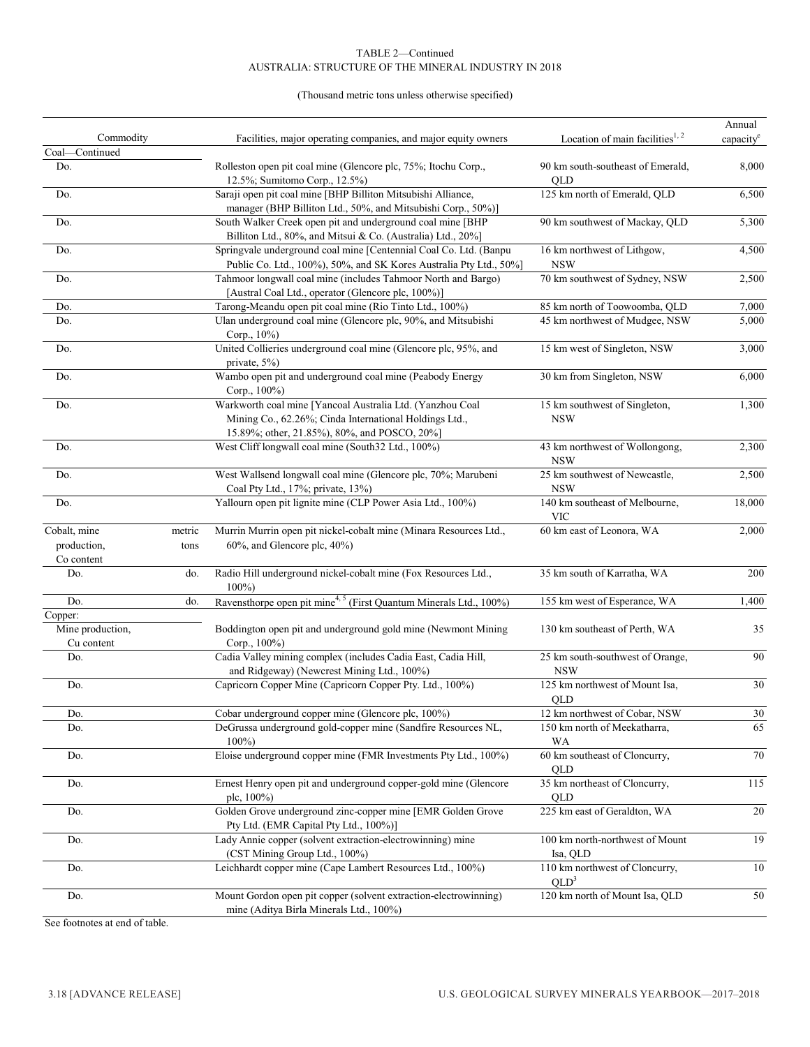TABLE 2—Continued
AUSTRALIA: STRUCTURE OF THE MINERAL INDUSTRY IN 2018

(Thousand metric tons unless otherwise specified)

| Commodity | | Facilities, major operating companies, and major equity owners | Location of main facilities[1, 2] | Annual capacity[e] |
|---|---|---|---|---|
| Coal—Continued | | | | |
| Do. | | Rolleston open pit coal mine (Glencore plc, 75%; Itochu Corp., 12.5%; Sumitomo Corp., 12.5%) | 90 km south-southeast of Emerald, QLD | 8,000 |
| Do. | | Saraji open pit coal mine [BHP Billiton Mitsubishi Alliance, manager (BHP Billiton Ltd., 50%, and Mitsubishi Corp., 50%)] | 125 km north of Emerald, QLD | 6,500 |
| Do. | | South Walker Creek open pit and underground coal mine [BHP Billiton Ltd., 80%, and Mitsui & Co. (Australia) Ltd., 20%] | 90 km southwest of Mackay, QLD | 5,300 |
| Do. | | Springvale underground coal mine [Centennial Coal Co. Ltd. (Banpu Public Co. Ltd., 100%), 50%, and SK Kores Australia Pty Ltd., 50%] | 16 km northwest of Lithgow, NSW | 4,500 |
| Do. | | Tahmoor longwall coal mine (includes Tahmoor North and Bargo) [Austral Coal Ltd., operator (Glencore plc, 100%)] | 70 km southwest of Sydney, NSW | 2,500 |
| Do. | | Tarong-Meandu open pit coal mine (Rio Tinto Ltd., 100%) | 85 km north of Toowoomba, QLD | 7,000 |
| Do. | | Ulan underground coal mine (Glencore plc, 90%, and Mitsubishi Corp., 10%) | 45 km northwest of Mudgee, NSW | 5,000 |
| Do. | | United Collieries underground coal mine (Glencore plc, 95%, and private, 5%) | 15 km west of Singleton, NSW | 3,000 |
| Do. | | Wambo open pit and underground coal mine (Peabody Energy Corp., 100%) | 30 km from Singleton, NSW | 6,000 |
| Do. | | Warkworth coal mine [Yancoal Australia Ltd. (Yanzhou Coal Mining Co., 62.26%; Cinda International Holdings Ltd., 15.89%; other, 21.85%), 80%, and POSCO, 20%] | 15 km southwest of Singleton, NSW | 1,300 |
| Do. | | West Cliff longwall coal mine (South32 Ltd., 100%) | 43 km northwest of Wollongong, NSW | 2,300 |
| Do. | | West Wallsend longwall coal mine (Glencore plc, 70%; Marubeni Coal Pty Ltd., 17%; private, 13%) | 25 km southwest of Newcastle, NSW | 2,500 |
| Do. | | Yallourn open pit lignite mine (CLP Power Asia Ltd., 100%) | 140 km southeast of Melbourne, VIC | 18,000 |
| Cobalt, mine production, Co content | metric tons | Murrin Murrin open pit nickel-cobalt mine (Minara Resources Ltd., 60%, and Glencore plc, 40%) | 60 km east of Leonora, WA | 2,000 |
| Do. | do. | Radio Hill underground nickel-cobalt mine (Fox Resources Ltd., 100%) | 35 km south of Karratha, WA | 200 |
| Do. | do. | Ravensthorpe open pit mine[4, 5] (First Quantum Minerals Ltd., 100%) | 155 km west of Esperance, WA | 1,400 |
| Copper: | | | | |
| Mine production, Cu content | | Boddington open pit and underground gold mine (Newmont Mining Corp., 100%) | 130 km southeast of Perth, WA | 35 |
| Do. | | Cadia Valley mining complex (includes Cadia East, Cadia Hill, and Ridgeway) (Newcrest Mining Ltd., 100%) | 25 km south-southwest of Orange, NSW | 90 |
| Do. | | Capricorn Copper Mine (Capricorn Copper Pty. Ltd., 100%) | 125 km northwest of Mount Isa, QLD | 30 |
| Do. | | Cobar underground copper mine (Glencore plc, 100%) | 12 km northwest of Cobar, NSW | 30 |
| Do. | | DeGrussa underground gold-copper mine (Sandfire Resources NL, 100%) | 150 km north of Meekatharra, WA | 65 |
| Do. | | Eloise underground copper mine (FMR Investments Pty Ltd., 100%) | 60 km southeast of Cloncurry, QLD | 70 |
| Do. | | Ernest Henry open pit and underground copper-gold mine (Glencore plc, 100%) | 35 km northeast of Cloncurry, QLD | 115 |
| Do. | | Golden Grove underground zinc-copper mine [EMR Golden Grove Pty Ltd. (EMR Capital Pty Ltd., 100%)] | 225 km east of Geraldton, WA | 20 |
| Do. | | Lady Annie copper (solvent extraction-electrowinning) mine (CST Mining Group Ltd., 100%) | 100 km north-northwest of Mount Isa, QLD | 19 |
| Do. | | Leichhardt copper mine (Cape Lambert Resources Ltd., 100%) | 110 km northwest of Cloncurry, QLD[3] | 10 |
| Do. | | Mount Gordon open pit copper (solvent extraction-electrowinning) mine (Aditya Birla Minerals Ltd., 100%) | 120 km north of Mount Isa, QLD | 50 |

See footnotes at end of table.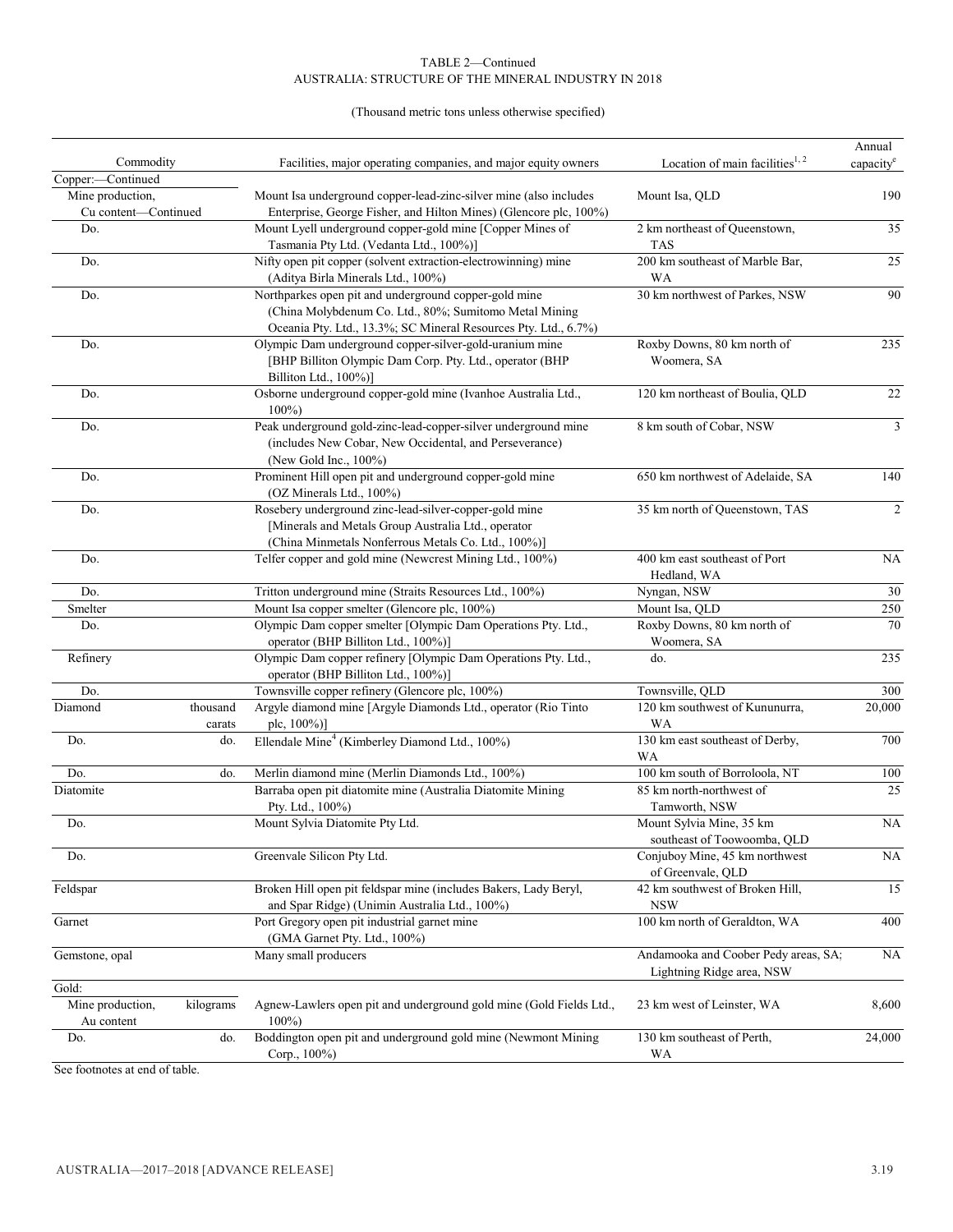TABLE 2—Continued
AUSTRALIA: STRUCTURE OF THE MINERAL INDUSTRY IN 2018

(Thousand metric tons unless otherwise specified)

| Commodity | | Facilities, major operating companies, and major equity owners | Location of main facilities[1, 2] | Annual capacity[e] |
|---|---|---|---|---|
| Copper:—Continued | | | | |
| Mine production, Cu content—Continued | | Mount Isa underground copper-lead-zinc-silver mine (also includes Enterprise, George Fisher, and Hilton Mines) (Glencore plc, 100%) | Mount Isa, QLD | 190 |
| Do. | | Mount Lyell underground copper-gold mine [Copper Mines of Tasmania Pty Ltd. (Vedanta Ltd., 100%)] | 2 km northeast of Queenstown, TAS | 35 |
| Do. | | Nifty open pit copper (solvent extraction-electrowinning) mine (Aditya Birla Minerals Ltd., 100%) | 200 km southeast of Marble Bar, WA | 25 |
| Do. | | Northparkes open pit and underground copper-gold mine (China Molybdenum Co. Ltd., 80%; Sumitomo Metal Mining Oceania Pty. Ltd., 13.3%; SC Mineral Resources Pty. Ltd., 6.7%) | 30 km northwest of Parkes, NSW | 90 |
| Do. | | Olympic Dam underground copper-silver-gold-uranium mine [BHP Billiton Olympic Dam Corp. Pty. Ltd., operator (BHP Billiton Ltd., 100%)] | Roxby Downs, 80 km north of Woomera, SA | 235 |
| Do. | | Osborne underground copper-gold mine (Ivanhoe Australia Ltd., 100%) | 120 km northeast of Boulia, QLD | 22 |
| Do. | | Peak underground gold-zinc-lead-copper-silver underground mine (includes New Cobar, New Occidental, and Perseverance) (New Gold Inc., 100%) | 8 km south of Cobar, NSW | 3 |
| Do. | | Prominent Hill open pit and underground copper-gold mine (OZ Minerals Ltd., 100%) | 650 km northwest of Adelaide, SA | 140 |
| Do. | | Rosebery underground zinc-lead-silver-copper-gold mine [Minerals and Metals Group Australia Ltd., operator (China Minmetals Nonferrous Metals Co. Ltd., 100%)] | 35 km north of Queenstown, TAS | 2 |
| Do. | | Telfer copper and gold mine (Newcrest Mining Ltd., 100%) | 400 km east southeast of Port Hedland, WA | NA |
| Do. | | Tritton underground mine (Straits Resources Ltd., 100%) | Nyngan, NSW | 30 |
| Smelter | | Mount Isa copper smelter (Glencore plc, 100%) | Mount Isa, QLD | 250 |
| Do. | | Olympic Dam copper smelter [Olympic Dam Operations Pty. Ltd., operator (BHP Billiton Ltd., 100%)] | Roxby Downs, 80 km north of Woomera, SA | 70 |
| Refinery | | Olympic Dam copper refinery [Olympic Dam Operations Pty. Ltd., operator (BHP Billiton Ltd., 100%)] | do. | 235 |
| Do. | | Townsville copper refinery (Glencore plc, 100%) | Townsville, QLD | 300 |
| Diamond | thousand carats | Argyle diamond mine [Argyle Diamonds Ltd., operator (Rio Tinto plc, 100%)] | 120 km southwest of Kununurra, WA | 20,000 |
| Do. | do. | Ellendale Mine[4] (Kimberley Diamond Ltd., 100%) | 130 km east southeast of Derby, WA | 700 |
| Do. | do. | Merlin diamond mine (Merlin Diamonds Ltd., 100%) | 100 km south of Borroloola, NT | 100 |
| Diatomite | | Barraba open pit diatomite mine (Australia Diatomite Mining Pty. Ltd., 100%) | 85 km north-northwest of Tamworth, NSW | 25 |
| Do. | | Mount Sylvia Diatomite Pty Ltd. | Mount Sylvia Mine, 35 km southeast of Toowoomba, QLD | NA |
| Do. | | Greenvale Silicon Pty Ltd. | Conjuboy Mine, 45 km northwest of Greenvale, QLD | NA |
| Feldspar | | Broken Hill open pit feldspar mine (includes Bakers, Lady Beryl, and Spar Ridge) (Unimin Australia Ltd., 100%) | 42 km southwest of Broken Hill, NSW | 15 |
| Garnet | | Port Gregory open pit industrial garnet mine (GMA Garnet Pty. Ltd., 100%) | 100 km north of Geraldton, WA | 400 |
| Gemstone, opal | | Many small producers | Andamooka and Coober Pedy areas, SA; Lightning Ridge area, NSW | NA |
| Gold: | | | | |
| Mine production, Au content | kilograms | Agnew-Lawlers open pit and underground gold mine (Gold Fields Ltd., 100%) | 23 km west of Leinster, WA | 8,600 |
| Do. | do. | Boddington open pit and underground gold mine (Newmont Mining Corp., 100%) | 130 km southeast of Perth, WA | 24,000 |

See footnotes at end of table.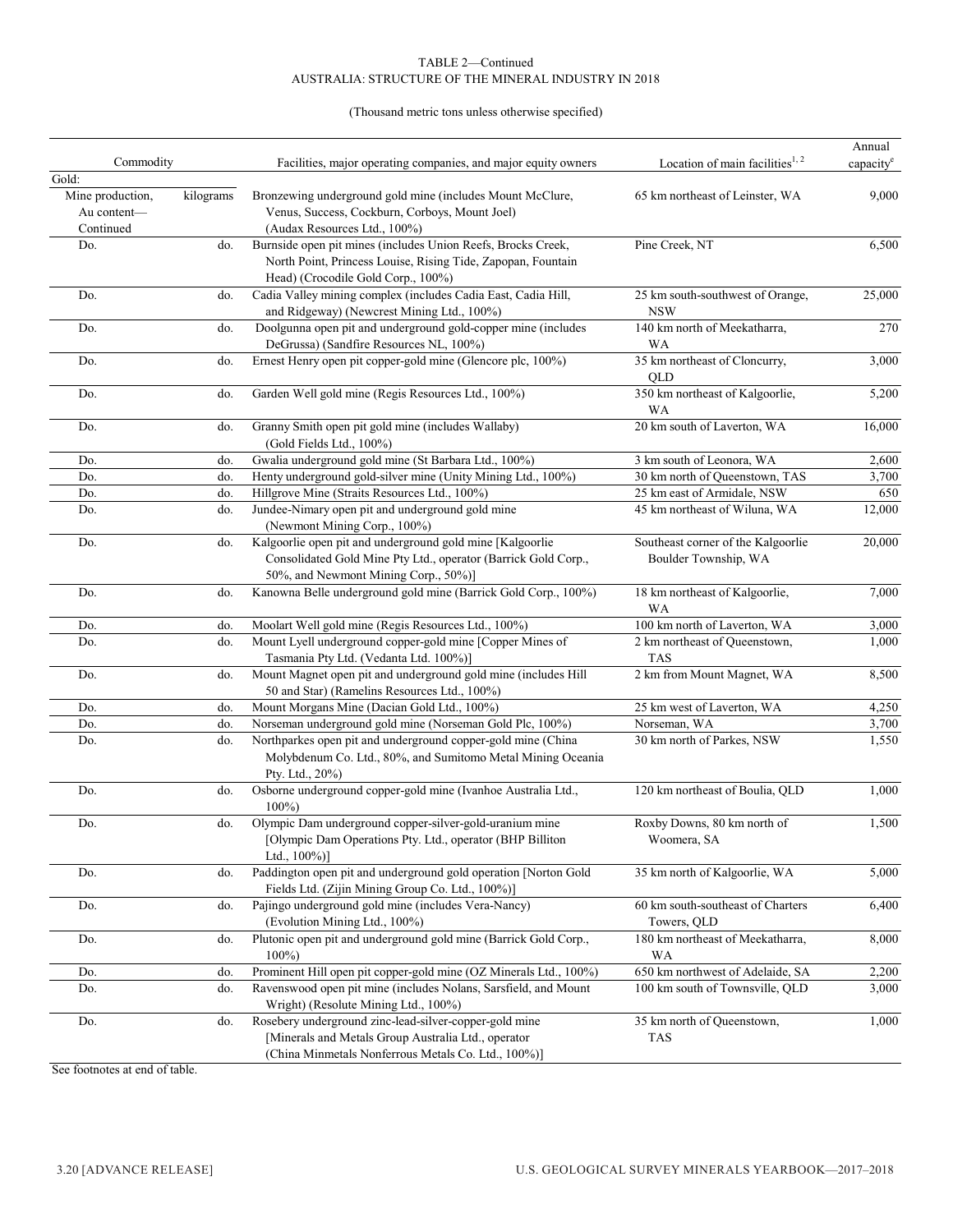TABLE 2—Continued
AUSTRALIA: STRUCTURE OF THE MINERAL INDUSTRY IN 2018

(Thousand metric tons unless otherwise specified)

| Commodity | | Facilities, major operating companies, and major equity owners | Location of main facilities[1, 2] | Annual capacity[e] |
|---|---|---|---|---|
| Gold: | | | | |
| Mine production, Au content—Continued | kilograms | Bronzewing underground gold mine (includes Mount McClure, Venus, Success, Cockburn, Corboys, Mount Joel) (Audax Resources Ltd., 100%) | 65 km northeast of Leinster, WA | 9,000 |
| Do. | do. | Burnside open pit mines (includes Union Reefs, Brocks Creek, North Point, Princess Louise, Rising Tide, Zapopan, Fountain Head) (Crocodile Gold Corp., 100%) | Pine Creek, NT | 6,500 |
| Do. | do. | Cadia Valley mining complex (includes Cadia East, Cadia Hill, and Ridgeway) (Newcrest Mining Ltd., 100%) | 25 km south-southwest of Orange, NSW | 25,000 |
| Do. | do. | Doolgunna open pit and underground gold-copper mine (includes DeGrussa) (Sandfire Resources NL, 100%) | 140 km north of Meekatharra, WA | 270 |
| Do. | do. | Ernest Henry open pit copper-gold mine (Glencore plc, 100%) | 35 km northeast of Cloncurry, QLD | 3,000 |
| Do. | do. | Garden Well gold mine (Regis Resources Ltd., 100%) | 350 km northeast of Kalgoorlie, WA | 5,200 |
| Do. | do. | Granny Smith open pit gold mine (includes Wallaby) (Gold Fields Ltd., 100%) | 20 km south of Laverton, WA | 16,000 |
| Do. | do. | Gwalia underground gold mine (St Barbara Ltd., 100%) | 3 km south of Leonora, WA | 2,600 |
| Do. | do. | Henty underground gold-silver mine (Unity Mining Ltd., 100%) | 30 km north of Queenstown, TAS | 3,700 |
| Do. | do. | Hillgrove Mine (Straits Resources Ltd., 100%) | 25 km east of Armidale, NSW | 650 |
| Do. | do. | Jundee-Nimary open pit and underground gold mine (Newmont Mining Corp., 100%) | 45 km northeast of Wiluna, WA | 12,000 |
| Do. | do. | Kalgoorlie open pit and underground gold mine [Kalgoorlie Consolidated Gold Mine Pty Ltd., operator (Barrick Gold Corp., 50%, and Newmont Mining Corp., 50%)] | Southeast corner of the Kalgoorlie Boulder Township, WA | 20,000 |
| Do. | do. | Kanowna Belle underground gold mine (Barrick Gold Corp., 100%) | 18 km northeast of Kalgoorlie, WA | 7,000 |
| Do. | do. | Moolart Well gold mine (Regis Resources Ltd., 100%) | 100 km north of Laverton, WA | 3,000 |
| Do. | do. | Mount Lyell underground copper-gold mine [Copper Mines of Tasmania Pty Ltd. (Vedanta Ltd. 100%)] | 2 km northeast of Queenstown, TAS | 1,000 |
| Do. | do. | Mount Magnet open pit and underground gold mine (includes Hill 50 and Star) (Ramelins Resources Ltd., 100%) | 2 km from Mount Magnet, WA | 8,500 |
| Do. | do. | Mount Morgans Mine (Dacian Gold Ltd., 100%) | 25 km west of Laverton, WA | 4,250 |
| Do. | do. | Norseman underground gold mine (Norseman Gold Plc, 100%) | Norseman, WA | 3,700 |
| Do. | do. | Northparkes open pit and underground copper-gold mine (China Molybdenum Co. Ltd., 80%, and Sumitomo Metal Mining Oceania Pty. Ltd., 20%) | 30 km north of Parkes, NSW | 1,550 |
| Do. | do. | Osborne underground copper-gold mine (Ivanhoe Australia Ltd., 100%) | 120 km northeast of Boulia, QLD | 1,000 |
| Do. | do. | Olympic Dam underground copper-silver-gold-uranium mine [Olympic Dam Operations Pty. Ltd., operator (BHP Billiton Ltd., 100%)] | Roxby Downs, 80 km north of Woomera, SA | 1,500 |
| Do. | do. | Paddington open pit and underground gold operation [Norton Gold Fields Ltd. (Zijin Mining Group Co. Ltd., 100%)] | 35 km north of Kalgoorlie, WA | 5,000 |
| Do. | do. | Pajingo underground gold mine (includes Vera-Nancy) (Evolution Mining Ltd., 100%) | 60 km south-southeast of Charters Towers, QLD | 6,400 |
| Do. | do. | Plutonic open pit and underground gold mine (Barrick Gold Corp., 100%) | 180 km northeast of Meekatharra, WA | 8,000 |
| Do. | do. | Prominent Hill open pit copper-gold mine (OZ Minerals Ltd., 100%) | 650 km northwest of Adelaide, SA | 2,200 |
| Do. | do. | Ravenswood open pit mine (includes Nolans, Sarsfield, and Mount Wright) (Resolute Mining Ltd., 100%) | 100 km south of Townsville, QLD | 3,000 |
| Do. | do. | Rosebery underground zinc-lead-silver-copper-gold mine [Minerals and Metals Group Australia Ltd., operator (China Minmetals Nonferrous Metals Co. Ltd., 100%)] | 35 km north of Queenstown, TAS | 1,000 |

See footnotes at end of table.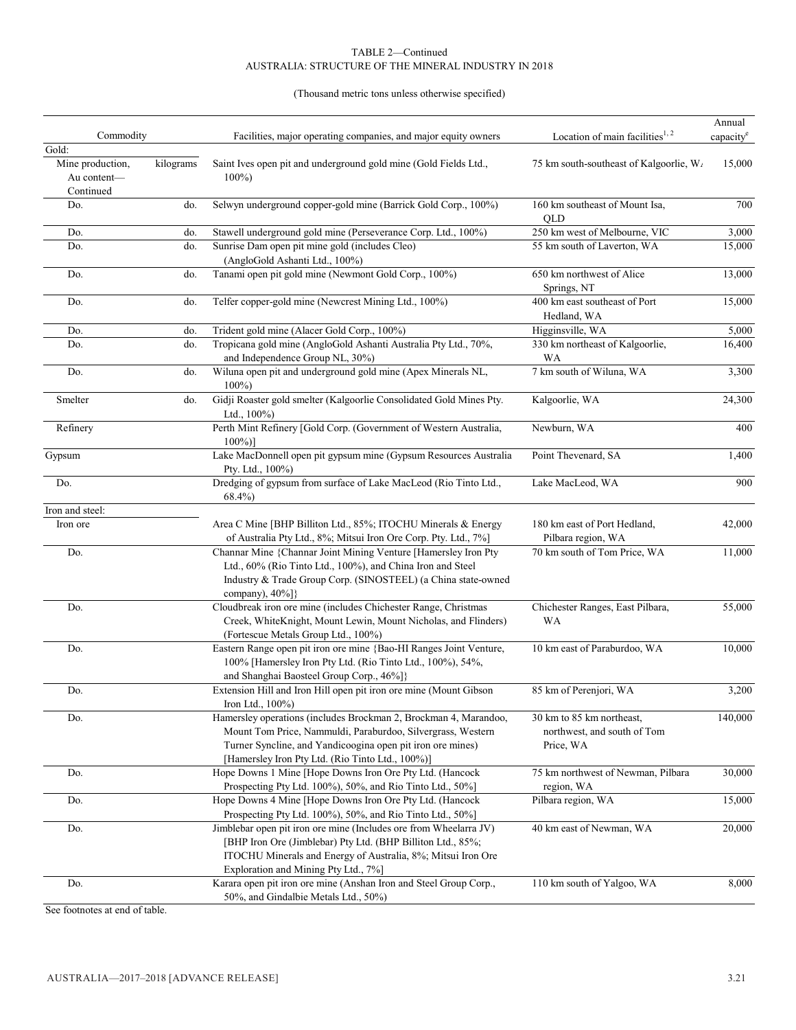TABLE 2—Continued
AUSTRALIA: STRUCTURE OF THE MINERAL INDUSTRY IN 2018

(Thousand metric tons unless otherwise specified)

| Commodity | | Facilities, major operating companies, and major equity owners | Location of main facilities[1, 2] | Annual capacity[e] |
|---|---|---|---|---|
| Gold: | | | | |
| Mine production, Au content—Continued | kilograms | Saint Ives open pit and underground gold mine (Gold Fields Ltd., 100%) | 75 km south-southeast of Kalgoorlie, WA | 15,000 |
| Do. | do. | Selwyn underground copper-gold mine (Barrick Gold Corp., 100%) | 160 km southeast of Mount Isa, QLD | 700 |
| Do. | do. | Stawell underground gold mine (Perseverance Corp. Ltd., 100%) | 250 km west of Melbourne, VIC | 3,000 |
| Do. | do. | Sunrise Dam open pit mine gold (includes Cleo) (AngloGold Ashanti Ltd., 100%) | 55 km south of Laverton, WA | 15,000 |
| Do. | do. | Tanami open pit gold mine (Newmont Gold Corp., 100%) | 650 km northwest of Alice Springs, NT | 13,000 |
| Do. | do. | Telfer copper-gold mine (Newcrest Mining Ltd., 100%) | 400 km east southeast of Port Hedland, WA | 15,000 |
| Do. | do. | Trident gold mine (Alacer Gold Corp., 100%) | Higginsville, WA | 5,000 |
| Do. | do. | Tropicana gold mine (AngloGold Ashanti Australia Pty Ltd., 70%, and Independence Group NL, 30%) | 330 km northeast of Kalgoorlie, WA | 16,400 |
| Do. | do. | Wiluna open pit and underground gold mine (Apex Minerals NL, 100%) | 7 km south of Wiluna, WA | 3,300 |
| Smelter | do. | Gidji Roaster gold smelter (Kalgoorlie Consolidated Gold Mines Pty. Ltd., 100%) | Kalgoorlie, WA | 24,300 |
| Refinery | | Perth Mint Refinery [Gold Corp. (Government of Western Australia, 100%)] | Newburn, WA | 400 |
| Gypsum | | Lake MacDonnell open pit gypsum mine (Gypsum Resources Australia Pty. Ltd., 100%) | Point Thevenard, SA | 1,400 |
| Do. | | Dredging of gypsum from surface of Lake MacLeod (Rio Tinto Ltd., 68.4%) | Lake MacLeod, WA | 900 |
| Iron and steel: | | | | |
| Iron ore | | Area C Mine [BHP Billiton Ltd., 85%; ITOCHU Minerals & Energy of Australia Pty Ltd., 8%; Mitsui Iron Ore Corp. Pty. Ltd., 7%] | 180 km east of Port Hedland, Pilbara region, WA | 42,000 |
| Do. | | Channar Mine {Channar Joint Mining Venture [Hamersley Iron Pty Ltd., 60% (Rio Tinto Ltd., 100%), and China Iron and Steel Industry & Trade Group Corp. (SINOSTEEL) (a China state-owned company), 40%]} | 70 km south of Tom Price, WA | 11,000 |
| Do. | | Cloudbreak iron ore mine (includes Chichester Range, Christmas Creek, WhiteKnight, Mount Lewin, Mount Nicholas, and Flinders) (Fortescue Metals Group Ltd., 100%) | Chichester Ranges, East Pilbara, WA | 55,000 |
| Do. | | Eastern Range open pit iron ore mine {Bao-HI Ranges Joint Venture, 100% [Hamersley Iron Pty Ltd. (Rio Tinto Ltd., 100%), 54%, and Shanghai Baosteel Group Corp., 46%]} | 10 km east of Paraburdoo, WA | 10,000 |
| Do. | | Extension Hill and Iron Hill open pit iron ore mine (Mount Gibson Iron Ltd., 100%) | 85 km of Perenjori, WA | 3,200 |
| Do. | | Hamersley operations (includes Brockman 2, Brockman 4, Marandoo, Mount Tom Price, Nammuldi, Paraburdoo, Silvergrass, Western Turner Syncline, and Yandicoogina open pit iron ore mines) [Hamersley Iron Pty Ltd. (Rio Tinto Ltd., 100%)] | 30 km to 85 km northeast, northwest, and south of Tom Price, WA | 140,000 |
| Do. | | Hope Downs 1 Mine [Hope Downs Iron Ore Pty Ltd. (Hancock Prospecting Pty Ltd. 100%), 50%, and Rio Tinto Ltd., 50%] | 75 km northwest of Newman, Pilbara region, WA | 30,000 |
| Do. | | Hope Downs 4 Mine [Hope Downs Iron Ore Pty Ltd. (Hancock Prospecting Pty Ltd. 100%), 50%, and Rio Tinto Ltd., 50%] | Pilbara region, WA | 15,000 |
| Do. | | Jimblebar open pit iron ore mine (Includes ore from Wheelarra JV) [BHP Iron Ore (Jimblebar) Pty Ltd. (BHP Billiton Ltd., 85%; ITOCHU Minerals and Energy of Australia, 8%; Mitsui Iron Ore Exploration and Mining Pty Ltd., 7%] | 40 km east of Newman, WA | 20,000 |
| Do. | | Karara open pit iron ore mine (Anshan Iron and Steel Group Corp., 50%, and Gindalbie Metals Ltd., 50%) | 110 km south of Yalgoo, WA | 8,000 |

See footnotes at end of table.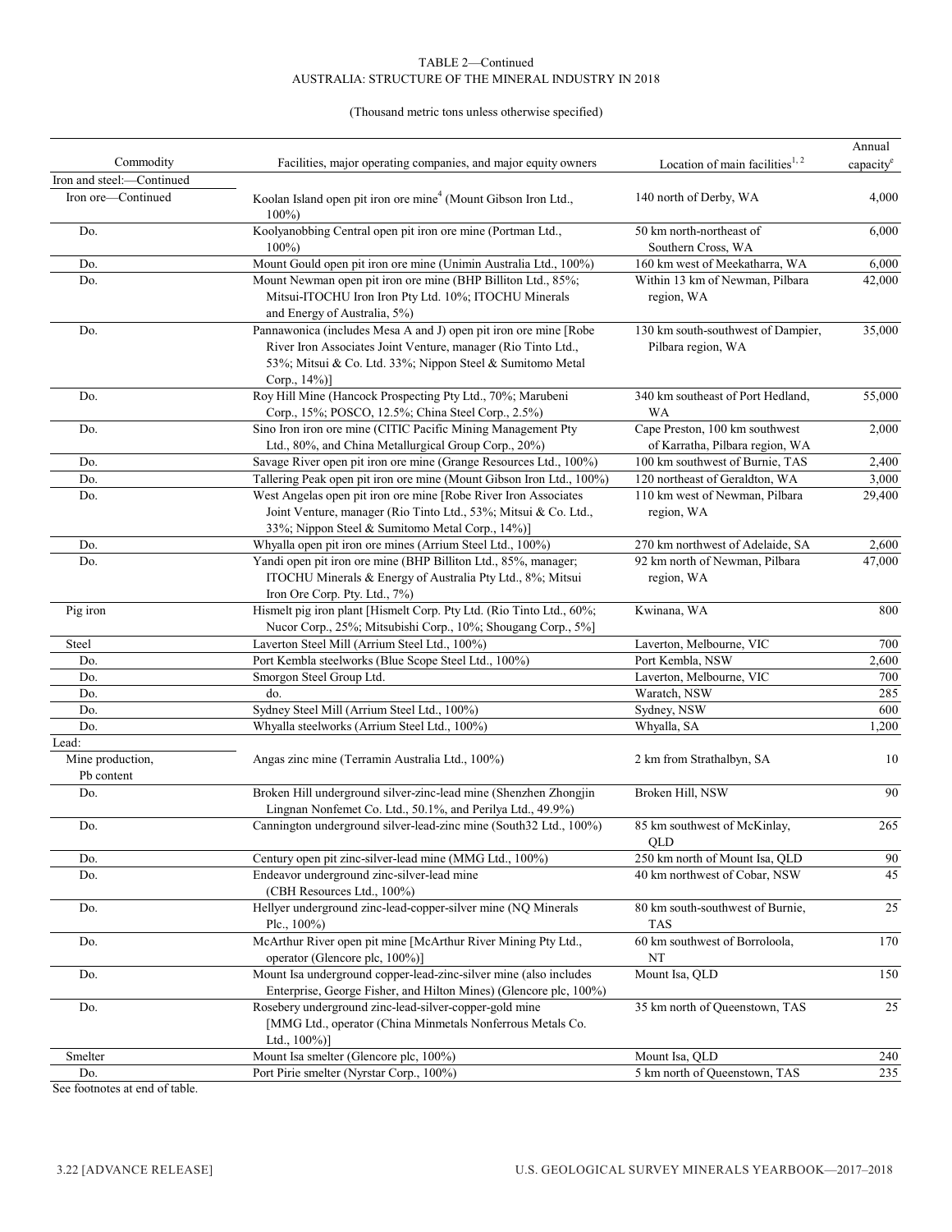TABLE 2—Continued
AUSTRALIA: STRUCTURE OF THE MINERAL INDUSTRY IN 2018

(Thousand metric tons unless otherwise specified)

| Commodity | Facilities, major operating companies, and major equity owners | Location of main facilities[1, 2] | Annual capacity[e] |
|---|---|---|---|
| Iron and steel:—Continued | | | |
| Iron ore—Continued | Koolan Island open pit iron ore mine[4] (Mount Gibson Iron Ltd., 100%) | 140 north of Derby, WA | 4,000 |
| Do. | Koolyanobbing Central open pit iron ore mine (Portman Ltd., 100%) | 50 km north-northeast of Southern Cross, WA | 6,000 |
| Do. | Mount Gould open pit iron ore mine (Unimin Australia Ltd., 100%) | 160 km west of Meekatharra, WA | 6,000 |
| Do. | Mount Newman open pit iron ore mine (BHP Billiton Ltd., 85%; Mitsui-ITOCHU Iron Iron Pty Ltd. 10%; ITOCHU Minerals and Energy of Australia, 5%) | Within 13 km of Newman, Pilbara region, WA | 42,000 |
| Do. | Pannawonica (includes Mesa A and J) open pit iron ore mine [Robe River Iron Associates Joint Venture, manager (Rio Tinto Ltd., 53%; Mitsui & Co. Ltd. 33%; Nippon Steel & Sumitomo Metal Corp., 14%)] | 130 km south-southwest of Dampier, Pilbara region, WA | 35,000 |
| Do. | Roy Hill Mine (Hancock Prospecting Pty Ltd., 70%; Marubeni Corp., 15%; POSCO, 12.5%; China Steel Corp., 2.5%) | 340 km southeast of Port Hedland, WA | 55,000 |
| Do. | Sino Iron iron ore mine (CITIC Pacific Mining Management Pty Ltd., 80%, and China Metallurgical Group Corp., 20%) | Cape Preston, 100 km southwest of Karratha, Pilbara region, WA | 2,000 |
| Do. | Savage River open pit iron ore mine (Grange Resources Ltd., 100%) | 100 km southwest of Burnie, TAS | 2,400 |
| Do. | Tallering Peak open pit iron ore mine (Mount Gibson Iron Ltd., 100%) | 120 northeast of Geraldton, WA | 3,000 |
| Do. | West Angelas open pit iron ore mine [Robe River Iron Associates Joint Venture, manager (Rio Tinto Ltd., 53%; Mitsui & Co. Ltd., 33%; Nippon Steel & Sumitomo Metal Corp., 14%)] | 110 km west of Newman, Pilbara region, WA | 29,400 |
| Do. | Whyalla open pit iron ore mines (Arrium Steel Ltd., 100%) | 270 km northwest of Adelaide, SA | 2,600 |
| Do. | Yandi open pit iron ore mine (BHP Billiton Ltd., 85%, manager; ITOCHU Minerals & Energy of Australia Pty Ltd., 8%; Mitsui Iron Ore Corp. Pty. Ltd., 7%) | 92 km north of Newman, Pilbara region, WA | 47,000 |
| Pig iron | Hismelt pig iron plant [Hismelt Corp. Pty Ltd. (Rio Tinto Ltd., 60%; Nucor Corp., 25%; Mitsubishi Corp., 10%; Shougang Corp., 5%] | Kwinana, WA | 800 |
| Steel | Laverton Steel Mill (Arrium Steel Ltd., 100%) | Laverton, Melbourne, VIC | 700 |
| Do. | Port Kembla steelworks (Blue Scope Steel Ltd., 100%) | Port Kembla, NSW | 2,600 |
| Do. | Smorgon Steel Group Ltd. | Laverton, Melbourne, VIC | 700 |
| Do. | do. | Waratch, NSW | 285 |
| Do. | Sydney Steel Mill (Arrium Steel Ltd., 100%) | Sydney, NSW | 600 |
| Do. | Whyalla steelworks (Arrium Steel Ltd., 100%) | Whyalla, SA | 1,200 |
| Lead: | | | |
| Mine production, Pb content | Angas zinc mine (Terramin Australia Ltd., 100%) | 2 km from Strathalbyn, SA | 10 |
| Do. | Broken Hill underground silver-zinc-lead mine (Shenzhen Zhongjin Lingnan Nonfemet Co. Ltd., 50.1%, and Perilya Ltd., 49.9%) | Broken Hill, NSW | 90 |
| Do. | Cannington underground silver-lead-zinc mine (South32 Ltd., 100%) | 85 km southwest of McKinlay, QLD | 265 |
| Do. | Century open pit zinc-silver-lead mine (MMG Ltd., 100%) | 250 km north of Mount Isa, QLD | 90 |
| Do. | Endeavor underground zinc-silver-lead mine (CBH Resources Ltd., 100%) | 40 km northwest of Cobar, NSW | 45 |
| Do. | Hellyer underground zinc-lead-copper-silver mine (NQ Minerals Plc., 100%) | 80 km south-southwest of Burnie, TAS | 25 |
| Do. | McArthur River open pit mine [McArthur River Mining Pty Ltd., operator (Glencore plc, 100%)] | 60 km southwest of Borroloola, NT | 170 |
| Do. | Mount Isa underground copper-lead-zinc-silver mine (also includes Enterprise, George Fisher, and Hilton Mines) (Glencore plc, 100%) | Mount Isa, QLD | 150 |
| Do. | Rosebery underground zinc-lead-silver-copper-gold mine [MMG Ltd., operator (China Minmetals Nonferrous Metals Co. Ltd., 100%)] | 35 km north of Queenstown, TAS | 25 |
| Smelter | Mount Isa smelter (Glencore plc, 100%) | Mount Isa, QLD | 240 |
| Do. | Port Pirie smelter (Nyrstar Corp., 100%) | 5 km north of Queenstown, TAS | 235 |

See footnotes at end of table.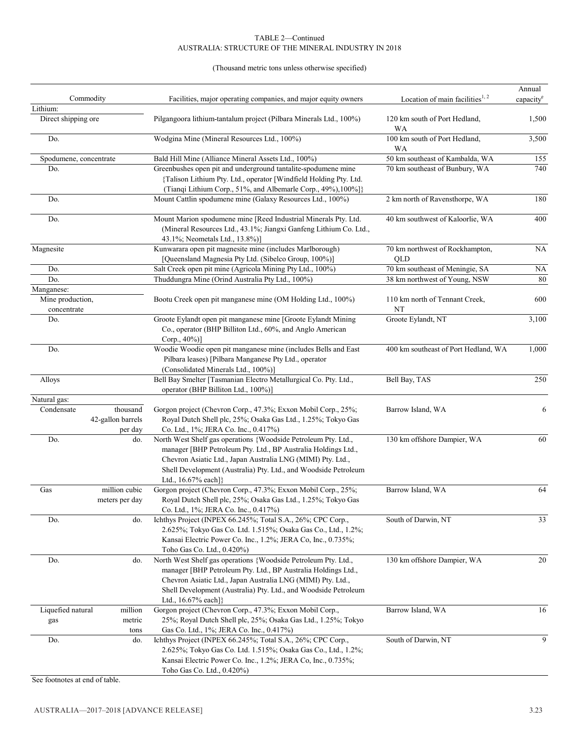TABLE 2—Continued
AUSTRALIA: STRUCTURE OF THE MINERAL INDUSTRY IN 2018

(Thousand metric tons unless otherwise specified)

| Commodity | | Facilities, major operating companies, and major equity owners | Location of main facilities[1, 2] | Annual capacity[e] |
|---|---|---|---|---|
| Lithium: | | | | |
| Direct shipping ore | | Pilgangoora lithium-tantalum project (Pilbara Minerals Ltd., 100%) | 120 km south of Port Hedland, WA | 1,500 |
| Do. | | Wodgina Mine (Mineral Resources Ltd., 100%) | 100 km south of Port Hedland, WA | 3,500 |
| Spodumene, concentrate | | Bald Hill Mine (Alliance Mineral Assets Ltd., 100%) | 50 km southeast of Kambalda, WA | 155 |
| Do. | | Greenbushes open pit and underground tantalite-spodumene mine {Talison Lithium Pty. Ltd., operator [Windfield Holding Pty. Ltd. (Tianqi Lithium Corp., 51%, and Albemarle Corp., 49%),100%]} | 70 km southeast of Bunbury, WA | 740 |
| Do. | | Mount Cattlin spodumene mine (Galaxy Resources Ltd., 100%) | 2 km north of Ravensthorpe, WA | 180 |
| Do. | | Mount Marion spodumene mine [Reed Industrial Minerals Pty. Ltd. (Mineral Resources Ltd., 43.1%; Jiangxi Ganfeng Lithium Co. Ltd., 43.1%; Neometals Ltd., 13.8%)] | 40 km southwest of Kaloorlie, WA | 400 |
| Magnesite | | Kunwarara open pit magnesite mine (includes Marlborough) [Queensland Magnesia Pty Ltd. (Sibelco Group, 100%)] | 70 km northwest of Rockhampton, QLD | NA |
| Do. | | Salt Creek open pit mine (Agricola Mining Pty Ltd., 100%) | 70 km southeast of Meningie, SA | NA |
| Do. | | Thuddungra Mine (Orind Australia Pty Ltd., 100%) | 38 km northwest of Young, NSW | 80 |
| Manganese: | | | | |
| Mine production, concentrate | | Bootu Creek open pit manganese mine (OM Holding Ltd., 100%) | 110 km north of Tennant Creek, NT | 600 |
| Do. | | Groote Eylandt open pit manganese mine [Groote Eylandt Mining Co., operator (BHP Billiton Ltd., 60%, and Anglo American Corp., 40%)] | Groote Eylandt, NT | 3,100 |
| Do. | | Woodie Woodie open pit manganese mine (includes Bells and East Pilbara leases) [Pilbara Manganese Pty Ltd., operator (Consolidated Minerals Ltd., 100%)] | 400 km southeast of Port Hedland, WA | 1,000 |
| Alloys | | Bell Bay Smelter [Tasmanian Electro Metallurgical Co. Pty. Ltd., operator (BHP Billiton Ltd., 100%)] | Bell Bay, TAS | 250 |
| Natural gas: | | | | |
| Condensate | thousand 42-gallon barrels per day | Gorgon project (Chevron Corp., 47.3%; Exxon Mobil Corp., 25%; Royal Dutch Shell plc, 25%; Osaka Gas Ltd., 1.25%; Tokyo Gas Co. Ltd., 1%; JERA Co. Inc., 0.417%) | Barrow Island, WA | 6 |
| Do. | do. | North West Shelf gas operations {Woodside Petroleum Pty. Ltd., manager [BHP Petroleum Pty. Ltd., BP Australia Holdings Ltd., Chevron Asiatic Ltd., Japan Australia LNG (MIMI) Pty. Ltd., Shell Development (Australia) Pty. Ltd., and Woodside Petroleum Ltd., 16.67% each]} | 130 km offshore Dampier, WA | 60 |
| Gas | million cubic meters per day | Gorgon project (Chevron Corp., 47.3%; Exxon Mobil Corp., 25%; Royal Dutch Shell plc, 25%; Osaka Gas Ltd., 1.25%; Tokyo Gas Co. Ltd., 1%; JERA Co. Inc., 0.417%) | Barrow Island, WA | 64 |
| Do. | do. | Ichthys Project (INPEX 66.245%; Total S.A., 26%; CPC Corp., 2.625%; Tokyo Gas Co. Ltd 1.515%; Osaka Gas Co., Ltd., 1.2%; Kansai Electric Power Co. Inc., 1.2%; JERA Co, Inc., 0.735%; Toho Gas Co. Ltd., 0.420%) | South of Darwin, NT | 33 |
| Do. | do. | North West Shelf gas operations {Woodside Petroleum Pty. Ltd., manager [BHP Petroleum Pty. Ltd., BP Australia Holdings Ltd., Chevron Asiatic Ltd., Japan Australia LNG (MIMI) Pty. Ltd., Shell Development (Australia) Pty. Ltd., and Woodside Petroleum Ltd., 16.67% each]} | 130 km offshore Dampier, WA | 20 |
| Liquefied natural gas | million metric tons | Gorgon project (Chevron Corp., 47.3%; Exxon Mobil Corp., 25%; Royal Dutch Shell plc, 25%; Osaka Gas Ltd., 1.25%; Tokyo Gas Co. Ltd., 1%; JERA Co. Inc., 0.417%) | Barrow Island, WA | 16 |
| Do. | do. | Ichthys Project (INPEX 66.245%; Total S.A., 26%; CPC Corp., 2.625%; Tokyo Gas Co. Ltd 1.515%; Osaka Gas Co., Ltd., 1.2%; Kansai Electric Power Co. Inc., 1.2%; JERA Co, Inc., 0.735%; Toho Gas Co. Ltd., 0.420%) | South of Darwin, NT | 9 |

See footnotes at end of table.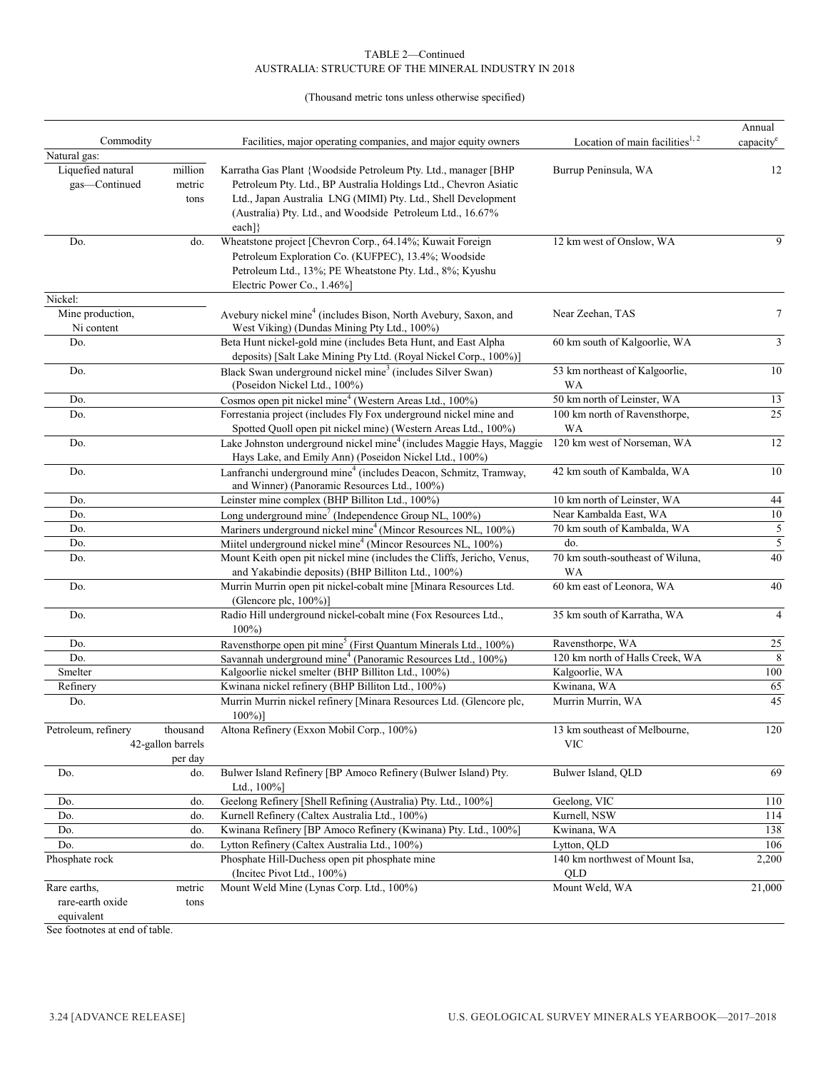TABLE 2—Continued
AUSTRALIA: STRUCTURE OF THE MINERAL INDUSTRY IN 2018

(Thousand metric tons unless otherwise specified)

| Commodity | | Facilities, major operating companies, and major equity owners | Location of main facilities[1, 2] | Annual capacity[e] |
|---|---|---|---|---|
| Natural gas: | | | | |
| Liquefied natural gas—Continued | million metric tons | Karratha Gas Plant {Woodside Petroleum Pty. Ltd., manager [BHP Petroleum Pty. Ltd., BP Australia Holdings Ltd., Chevron Asiatic Ltd., Japan Australia LNG (MIMI) Pty. Ltd., Shell Development (Australia) Pty. Ltd., and Woodside Petroleum Ltd., 16.67% each]} | Burrup Peninsula, WA | 12 |
| Do. | do. | Wheatstone project [Chevron Corp., 64.14%; Kuwait Foreign Petroleum Exploration Co. (KUFPEC), 13.4%; Woodside Petroleum Ltd., 13%; PE Wheatstone Pty. Ltd., 8%; Kyushu Electric Power Co., 1.46%] | 12 km west of Onslow, WA | 9 |
| Nickel: | | | | |
| Mine production, Ni content | | Avebury nickel mine[4] (includes Bison, North Avebury, Saxon, and West Viking) (Dundas Mining Pty Ltd., 100%) | Near Zeehan, TAS | 7 |
| Do. | | Beta Hunt nickel-gold mine (includes Beta Hunt, and East Alpha deposits) [Salt Lake Mining Pty Ltd. (Royal Nickel Corp., 100%)] | 60 km south of Kalgoorlie, WA | 3 |
| Do. | | Black Swan underground nickel mine[3] (includes Silver Swan) (Poseidon Nickel Ltd., 100%) | 53 km northeast of Kalgoorlie, WA | 10 |
| Do. | | Cosmos open pit nickel mine[4] (Western Areas Ltd., 100%) | 50 km north of Leinster, WA | 13 |
| Do. | | Forrestania project (includes Fly Fox underground nickel mine and Spotted Quoll open pit nickel mine) (Western Areas Ltd., 100%) | 100 km north of Ravensthorpe, WA | 25 |
| Do. | | Lake Johnston underground nickel mine[4] (includes Maggie Hays, Maggie Hays Lake, and Emily Ann) (Poseidon Nickel Ltd., 100%) | 120 km west of Norseman, WA | 12 |
| Do. | | Lanfranchi underground mine[4] (includes Deacon, Schmitz, Tramway, and Winner) (Panoramic Resources Ltd., 100%) | 42 km south of Kambalda, WA | 10 |
| Do. | | Leinster mine complex (BHP Billiton Ltd., 100%) | 10 km north of Leinster, WA | 44 |
| Do. | | Long underground mine[7] (Independence Group NL, 100%) | Near Kambalda East, WA | 10 |
| Do. | | Mariners underground nickel mine[4] (Mincor Resources NL, 100%) | 70 km south of Kambalda, WA | 5 |
| Do. | | Miitel underground nickel mine[4] (Mincor Resources NL, 100%) | do. | 5 |
| Do. | | Mount Keith open pit nickel mine (includes the Cliffs, Jericho, Venus, and Yakabindie deposits) (BHP Billiton Ltd., 100%) | 70 km south-southeast of Wiluna, WA | 40 |
| Do. | | Murrin Murrin open pit nickel-cobalt mine [Minara Resources Ltd. (Glencore plc, 100%)] | 60 km east of Leonora, WA | 40 |
| Do. | | Radio Hill underground nickel-cobalt mine (Fox Resources Ltd., 100%) | 35 km south of Karratha, WA | 4 |
| Do. | | Ravensthorpe open pit mine[5] (First Quantum Minerals Ltd., 100%) | Ravensthorpe, WA | 25 |
| Do. | | Savannah underground mine[4] (Panoramic Resources Ltd., 100%) | 120 km north of Halls Creek, WA | 8 |
| Smelter | | Kalgoorlie nickel smelter (BHP Billiton Ltd., 100%) | Kalgoorlie, WA | 100 |
| Refinery | | Kwinana nickel refinery (BHP Billiton Ltd., 100%) | Kwinana, WA | 65 |
| Do. | | Murrin Murrin nickel refinery [Minara Resources Ltd. (Glencore plc, 100%)] | Murrin Murrin, WA | 45 |
| Petroleum, refinery | thousand 42-gallon barrels per day | Altona Refinery (Exxon Mobil Corp., 100%) | 13 km southeast of Melbourne, VIC | 120 |
| Do. | do. | Bulwer Island Refinery [BP Amoco Refinery (Bulwer Island) Pty. Ltd., 100%] | Bulwer Island, QLD | 69 |
| Do. | do. | Geelong Refinery [Shell Refining (Australia) Pty. Ltd., 100%] | Geelong, VIC | 110 |
| Do. | do. | Kurnell Refinery (Caltex Australia Ltd., 100%) | Kurnell, NSW | 114 |
| Do. | do. | Kwinana Refinery [BP Amoco Refinery (Kwinana) Pty. Ltd., 100%] | Kwinana, WA | 138 |
| Do. | do. | Lytton Refinery (Caltex Australia Ltd., 100%) | Lytton, QLD | 106 |
| Phosphate rock | | Phosphate Hill-Duchess open pit phosphate mine (Incitec Pivot Ltd., 100%) | 140 km northwest of Mount Isa, QLD | 2,200 |
| Rare earths, rare-earth oxide equivalent | metric tons | Mount Weld Mine (Lynas Corp. Ltd., 100%) | Mount Weld, WA | 21,000 |

See footnotes at end of table.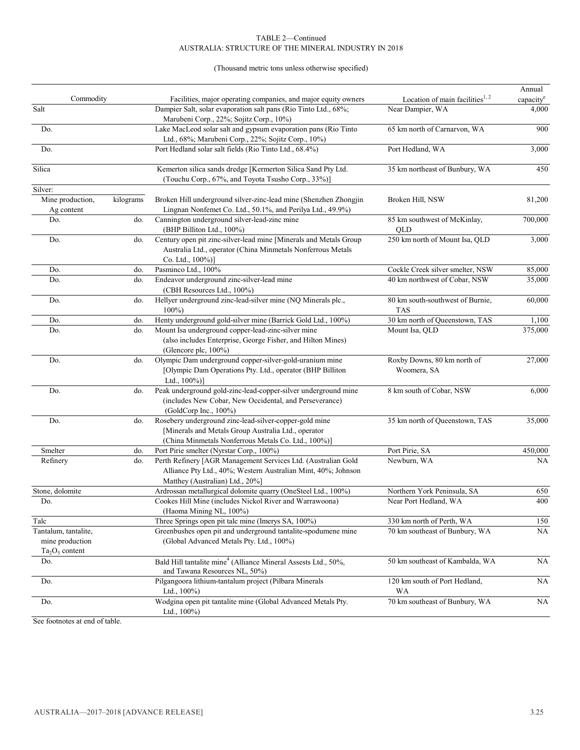TABLE 2—Continued
AUSTRALIA: STRUCTURE OF THE MINERAL INDUSTRY IN 2018

(Thousand metric tons unless otherwise specified)

| Commodity | | Facilities, major operating companies, and major equity owners | Location of main facilities[1, 2] | Annual capacity[e] |
|---|---|---|---|---|
| Salt | | Dampier Salt, solar evaporation salt pans (Rio Tinto Ltd., 68%; Marubeni Corp., 22%; Sojitz Corp., 10%) | Near Dampier, WA | 4,000 |
| Do. | | Lake MacLeod solar salt and gypsum evaporation pans (Rio Tinto Ltd., 68%; Marubeni Corp., 22%; Sojitz Corp., 10%) | 65 km north of Carnarvon, WA | 900 |
| Do. | | Port Hedland solar salt fields (Rio Tinto Ltd., 68.4%) | Port Hedland, WA | 3,000 |
| Silica | | Kemerton silica sands dredge [Kermerton Silica Sand Pty Ltd. (Touchu Corp., 67%, and Toyota Tsusho Corp., 33%)] | 35 km northeast of Bunbury, WA | 450 |
| Silver: | | | | |
| Mine production, Ag content | kilograms | Broken Hill underground silver-zinc-lead mine (Shenzhen Zhongjin Lingnan Nonfemet Co. Ltd., 50.1%, and Perilya Ltd., 49.9%) | Broken Hill, NSW | 81,200 |
| Do. | do. | Cannington underground silver-lead-zinc mine (BHP Billiton Ltd., 100%) | 85 km southwest of McKinlay, QLD | 700,000 |
| Do. | do. | Century open pit zinc-silver-lead mine [Minerals and Metals Group Australia Ltd., operator (China Minmetals Nonferrous Metals Co. Ltd., 100%)] | 250 km north of Mount Isa, QLD | 3,000 |
| Do. | do. | Pasminco Ltd., 100% | Cockle Creek silver smelter, NSW | 85,000 |
| Do. | do. | Endeavor underground zinc-silver-lead mine (CBH Resources Ltd., 100%) | 40 km northwest of Cobar, NSW | 35,000 |
| Do. | do. | Hellyer underground zinc-lead-silver mine (NQ Minerals plc., 100%) | 80 km south-southwest of Burnie, TAS | 60,000 |
| Do. | do. | Henty underground gold-silver mine (Barrick Gold Ltd., 100%) | 30 km north of Queenstown, TAS | 1,100 |
| Do. | do. | Mount Isa underground copper-lead-zinc-silver mine (also includes Enterprise, George Fisher, and Hilton Mines) (Glencore plc, 100%) | Mount Isa, QLD | 375,000 |
| Do. | do. | Olympic Dam underground copper-silver-gold-uranium mine [Olympic Dam Operations Pty. Ltd., operator (BHP Billiton Ltd., 100%)] | Roxby Downs, 80 km north of Woomera, SA | 27,000 |
| Do. | do. | Peak underground gold-zinc-lead-copper-silver underground mine (includes New Cobar, New Occidental, and Perseverance) (GoldCorp Inc., 100%) | 8 km south of Cobar, NSW | 6,000 |
| Do. | do. | Rosebery underground zinc-lead-silver-copper-gold mine [Minerals and Metals Group Australia Ltd., operator (China Minmetals Nonferrous Metals Co. Ltd., 100%)] | 35 km north of Queenstown, TAS | 35,000 |
| Smelter | do. | Port Pirie smelter (Nyrstar Corp., 100%) | Port Pirie, SA | 450,000 |
| Refinery | do. | Perth Refinery [AGR Management Services Ltd. (Australian Gold Alliance Pty Ltd., 40%; Western Australian Mint, 40%; Johnson Matthey (Australian) Ltd., 20%] | Newburn, WA | NA |
| Stone, dolomite | | Ardrossan metallurgical dolomite quarry (OneSteel Ltd., 100%) | Northern York Peninsula, SA | 650 |
| Do. | | Cookes Hill Mine (includes Nickol River and Warrawoona) (Haoma Mining NL, 100%) | Near Port Hedland, WA | 400 |
| Talc | | Three Springs open pit talc mine (Imerys SA, 100%) | 330 km north of Perth, WA | 150 |
| Tantalum, tantalite, mine production $Ta_2O_5$ content | | Greenbushes open pit and underground tantalite-spodumene mine (Global Advanced Metals Pty. Ltd., 100%) | 70 km southeast of Bunbury, WA | NA |
| Do. | | Bald Hill tantalite mine[4] (Alliance Mineral Assests Ltd., 50%, and Tawana Resources NL, 50%) | 50 km southeast of Kambalda, WA | NA |
| Do. | | Pilgangoora lithium-tantalum project (Pilbara Minerals Ltd., 100%) | 120 km south of Port Hedland, WA | NA |
| Do. | | Wodgina open pit tantalite mine (Global Advanced Metals Pty. Ltd., 100%) | 70 km southeast of Bunbury, WA | NA |

See footnotes at end of table.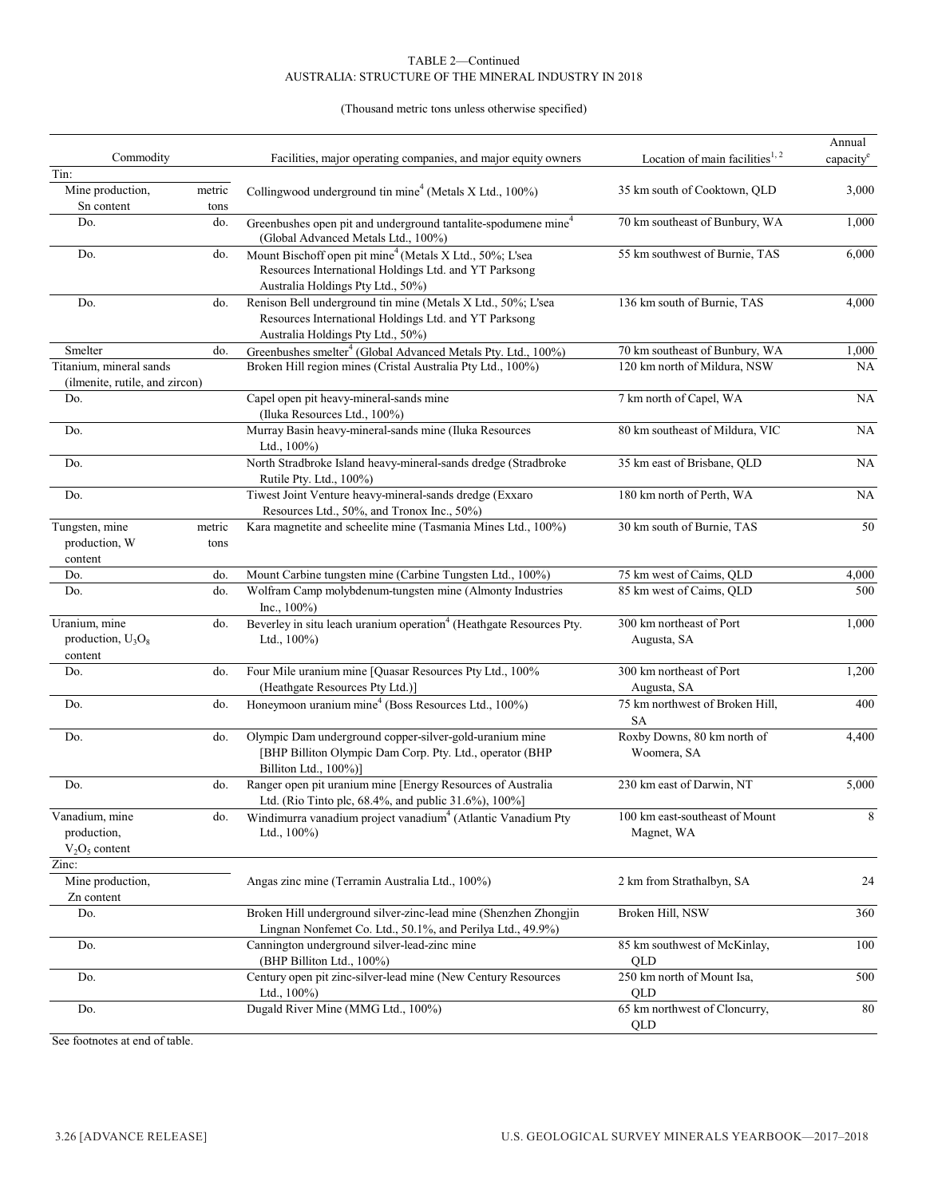TABLE 2—Continued
AUSTRALIA: STRUCTURE OF THE MINERAL INDUSTRY IN 2018

(Thousand metric tons unless otherwise specified)

| Commodity | | Facilities, major operating companies, and major equity owners | Location of main facilities[1, 2] | Annual capacity[e] |
|---|---|---|---|---|
| Tin: | | | | |
| Mine production, Sn content | metric tons | Collingwood underground tin mine[4] (Metals X Ltd., 100%) | 35 km south of Cooktown, QLD | 3,000 |
| Do. | do. | Greenbushes open pit and underground tantalite-spodumene mine[4] (Global Advanced Metals Ltd., 100%) | 70 km southeast of Bunbury, WA | 1,000 |
| Do. | do. | Mount Bischoff open pit mine[4] (Metals X Ltd., 50%; L'sea Resources International Holdings Ltd. and YT Parksong Australia Holdings Pty Ltd., 50%) | 55 km southwest of Burnie, TAS | 6,000 |
| Do. | do. | Renison Bell underground tin mine (Metals X Ltd., 50%; L'sea Resources International Holdings Ltd. and YT Parksong Australia Holdings Pty Ltd., 50%) | 136 km south of Burnie, TAS | 4,000 |
| Smelter | do. | Greenbushes smelter[4] (Global Advanced Metals Pty. Ltd., 100%) | 70 km southeast of Bunbury, WA | 1,000 |
| Titanium, mineral sands (ilmenite, rutile, and zircon) | | Broken Hill region mines (Cristal Australia Pty Ltd., 100%) | 120 km north of Mildura, NSW | NA |
| Do. | | Capel open pit heavy-mineral-sands mine (Iluka Resources Ltd., 100%) | 7 km north of Capel, WA | NA |
| Do. | | Murray Basin heavy-mineral-sands mine (Iluka Resources Ltd., 100%) | 80 km southeast of Mildura, VIC | NA |
| Do. | | North Stradbroke Island heavy-mineral-sands dredge (Stradbroke Rutile Pty. Ltd., 100%) | 35 km east of Brisbane, QLD | NA |
| Do. | | Tiwest Joint Venture heavy-mineral-sands dredge (Exxaro Resources Ltd., 50%, and Tronox Inc., 50%) | 180 km north of Perth, WA | NA |
| Tungsten, mine production, W content | metric tons | Kara magnetite and scheelite mine (Tasmania Mines Ltd., 100%) | 30 km south of Burnie, TAS | 50 |
| Do. | do. | Mount Carbine tungsten mine (Carbine Tungsten Ltd., 100%) | 75 km west of Cairns, QLD | 4,000 |
| Do. | do. | Wolfram Camp molybdenum-tungsten mine (Almonty Industries Inc., 100%) | 85 km west of Cairns, QLD | 500 |
| Uranium, mine production, $U_3O_8$ content | do. | Beverley in situ leach uranium operation[4] (Heathgate Resources Pty. Ltd., 100%) | 300 km northeast of Port Augusta, SA | 1,000 |
| Do. | do. | Four Mile uranium mine [Quasar Resources Pty Ltd., 100% (Heathgate Resources Pty Ltd.)] | 300 km northeast of Port Augusta, SA | 1,200 |
| Do. | do. | Honeymoon uranium mine[4] (Boss Resources Ltd., 100%) | 75 km northwest of Broken Hill, SA | 400 |
| Do. | do. | Olympic Dam underground copper-silver-gold-uranium mine [BHP Billiton Olympic Dam Corp. Pty. Ltd., operator (BHP Billiton Ltd., 100%)] | Roxby Downs, 80 km north of Woomera, SA | 4,400 |
| Do. | do. | Ranger open pit uranium mine [Energy Resources of Australia Ltd. (Rio Tinto plc, 68.4%, and public 31.6%), 100%] | 230 km east of Darwin, NT | 5,000 |
| Vanadium, mine production, $V_2O_5$ content | do. | Windimurra vanadium project vanadium[4] (Atlantic Vanadium Pty Ltd., 100%) | 100 km east-southeast of Mount Magnet, WA | 8 |
| Zinc: | | | | |
| Mine production, Zn content | | Angas zinc mine (Terramin Australia Ltd., 100%) | 2 km from Strathalbyn, SA | 24 |
| Do. | | Broken Hill underground silver-zinc-lead mine (Shenzhen Zhongjin Lingnan Nonfemet Co. Ltd., 50.1%, and Perilya Ltd., 49.9%) | Broken Hill, NSW | 360 |
| Do. | | Cannington underground silver-lead-zinc mine (BHP Billiton Ltd., 100%) | 85 km southwest of McKinlay, QLD | 100 |
| Do. | | Century open pit zinc-silver-lead mine (New Century Resources Ltd., 100%) | 250 km north of Mount Isa, QLD | 500 |
| Do. | | Dugald River Mine (MMG Ltd., 100%) | 65 km northwest of Cloncurry, QLD | 80 |

See footnotes at end of table.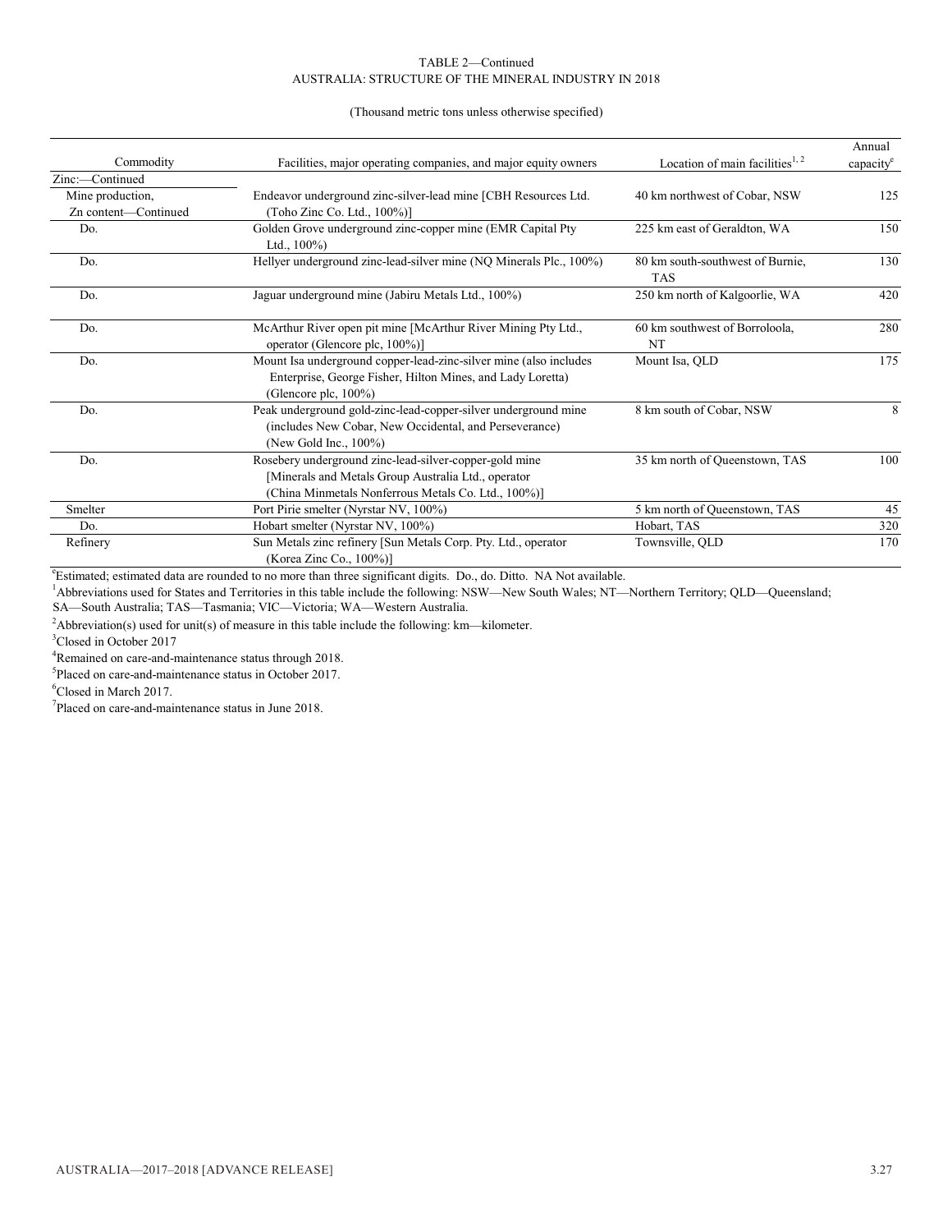TABLE 2—Continued
AUSTRALIA: STRUCTURE OF THE MINERAL INDUSTRY IN 2018

(Thousand metric tons unless otherwise specified)

| Commodity | Facilities, major operating companies, and major equity owners | Location of main facilities[1, 2] | Annual capacity[e] |
|---|---|---|---|
| Zinc:—Continued | | | |
| Mine production, Zn content—Continued | Endeavor underground zinc-silver-lead mine [CBH Resources Ltd. (Toho Zinc Co. Ltd., 100%)] | 40 km northwest of Cobar, NSW | 125 |
| Do. | Golden Grove underground zinc-copper mine (EMR Capital Pty Ltd., 100%) | 225 km east of Geraldton, WA | 150 |
| Do. | Hellyer underground zinc-lead-silver mine (NQ Minerals Plc., 100%) | 80 km south-southwest of Burnie, TAS | 130 |
| Do. | Jaguar underground mine (Jabiru Metals Ltd., 100%) | 250 km north of Kalgoorlie, WA | 420 |
| Do. | McArthur River open pit mine [McArthur River Mining Pty Ltd., operator (Glencore plc, 100%)] | 60 km southwest of Borroloola, NT | 280 |
| Do. | Mount Isa underground copper-lead-zinc-silver mine (also includes Enterprise, George Fisher, Hilton Mines, and Lady Loretta) (Glencore plc, 100%) | Mount Isa, QLD | 175 |
| Do. | Peak underground gold-zinc-lead-copper-silver underground mine (includes New Cobar, New Occidental, and Perseverance) (New Gold Inc., 100%) | 8 km south of Cobar, NSW | 8 |
| Do. | Rosebery underground zinc-lead-silver-copper-gold mine [Minerals and Metals Group Australia Ltd., operator (China Minmetals Nonferrous Metals Co. Ltd., 100%)] | 35 km north of Queenstown, TAS | 100 |
| Smelter | Port Pirie smelter (Nyrstar NV, 100%) | 5 km north of Queenstown, TAS | 45 |
| Do. | Hobart smelter (Nyrstar NV, 100%) | Hobart, TAS | 320 |
| Refinery | Sun Metals zinc refinery [Sun Metals Corp. Pty. Ltd., operator (Korea Zinc Co., 100%)] | Townsville, QLD | 170 |

[e]Estimated; estimated data are rounded to no more than three significant digits. Do., do. Ditto. NA Not available.

[1]Abbreviations used for States and Territories in this table include the following: NSW—New South Wales; NT—Northern Territory; QLD—Queensland; SA—South Australia; TAS—Tasmania; VIC—Victoria; WA—Western Australia.

[2]Abbreviation(s) used for unit(s) of measure in this table include the following: km—kilometer.

[3]Closed in October 2017

[4]Remained on care-and-maintenance status through 2018.

[5]Placed on care-and-maintenance status in October 2017.

[6]Closed in March 2017.

[7]Placed on care-and-maintenance status in June 2018.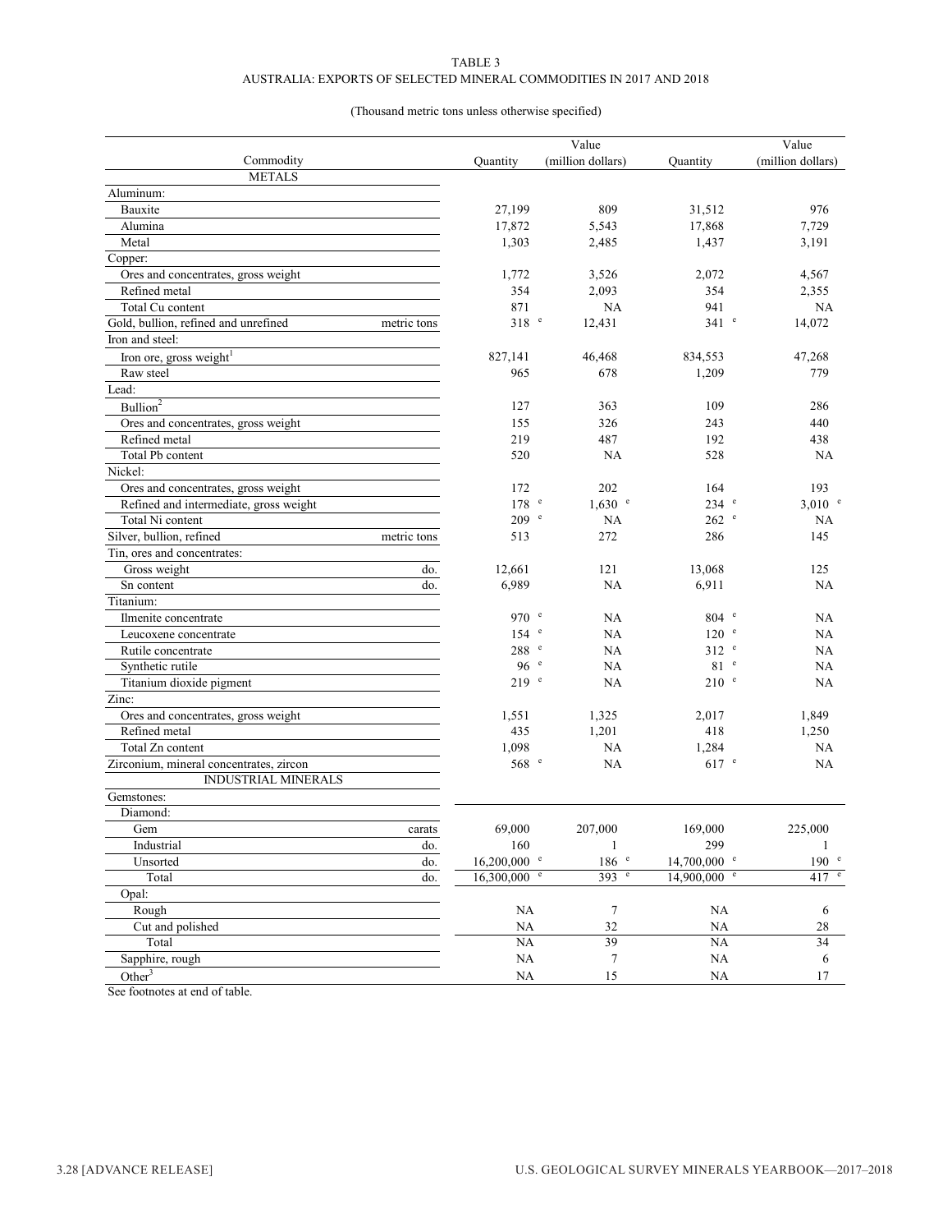TABLE 3
AUSTRALIA: EXPORTS OF SELECTED MINERAL COMMODITIES IN 2017 AND 2018

(Thousand metric tons unless otherwise specified)

| Commodity | | Quantity | Value (million dollars) | Quantity | Value (million dollars) |
|---|---|---|---|---|---|
| METALS | | | | | |
| Aluminum: | | | | | |
| Bauxite | | 27,199 | 809 | 31,512 | 976 |
| Alumina | | 17,872 | 5,543 | 17,868 | 7,729 |
| Metal | | 1,303 | 2,485 | 1,437 | 3,191 |
| Copper: | | | | | |
| Ores and concentrates, gross weight | | 1,772 | 3,526 | 2,072 | 4,567 |
| Refined metal | | 354 | 2,093 | 354 | 2,355 |
| Total Cu content | | 871 | NA | 941 | NA |
| Gold, bullion, refined and unrefined | metric tons | 318 e | 12,431 | 341 e | 14,072 |
| Iron and steel: | | | | | |
| Iron ore, gross weight[1] | | 827,141 | 46,468 | 834,553 | 47,268 |
| Raw steel | | 965 | 678 | 1,209 | 779 |
| Lead: | | | | | |
| Bullion[2] | | 127 | 363 | 109 | 286 |
| Ores and concentrates, gross weight | | 155 | 326 | 243 | 440 |
| Refined metal | | 219 | 487 | 192 | 438 |
| Total Pb content | | 520 | NA | 528 | NA |
| Nickel: | | | | | |
| Ores and concentrates, gross weight | | 172 | 202 | 164 | 193 |
| Refined and intermediate, gross weight | | 178 e | 1,630 e | 234 e | 3,010 e |
| Total Ni content | | 209 e | NA | 262 e | NA |
| Silver, bullion, refined | metric tons | 513 | 272 | 286 | 145 |
| Tin, ores and concentrates: | | | | | |
| Gross weight | do. | 12,661 | 121 | 13,068 | 125 |
| Sn content | do. | 6,989 | NA | 6,911 | NA |
| Titanium: | | | | | |
| Ilmenite concentrate | | 970 e | NA | 804 e | NA |
| Leucoxene concentrate | | 154 e | NA | 120 e | NA |
| Rutile concentrate | | 288 e | NA | 312 e | NA |
| Synthetic rutile | | 96 e | NA | 81 e | NA |
| Titanium dioxide pigment | | 219 e | NA | 210 e | NA |
| Zinc: | | | | | |
| Ores and concentrates, gross weight | | 1,551 | 1,325 | 2,017 | 1,849 |
| Refined metal | | 435 | 1,201 | 418 | 1,250 |
| Total Zn content | | 1,098 | NA | 1,284 | NA |
| Zirconium, mineral concentrates, zircon | | 568 e | NA | 617 e | NA |
| INDUSTRIAL MINERALS | | | | | |
| Gemstones: | | | | | |
| Diamond: | | | | | |
| Gem | carats | 69,000 | 207,000 | 169,000 | 225,000 |
| Industrial | do. | 160 | 1 | 299 | 1 |
| Unsorted | do. | 16,200,000 e | 186 e | 14,700,000 e | 190 e |
| Total | do. | 16,300,000 e | 393 e | 14,900,000 e | 417 e |
| Opal: | | | | | |
| Rough | | NA | 7 | NA | 6 |
| Cut and polished | | NA | 32 | NA | 28 |
| Total | | NA | 39 | NA | 34 |
| Sapphire, rough | | NA | 7 | NA | 6 |
| Other[3] | | NA | 15 | NA | 17 |

See footnotes at end of table.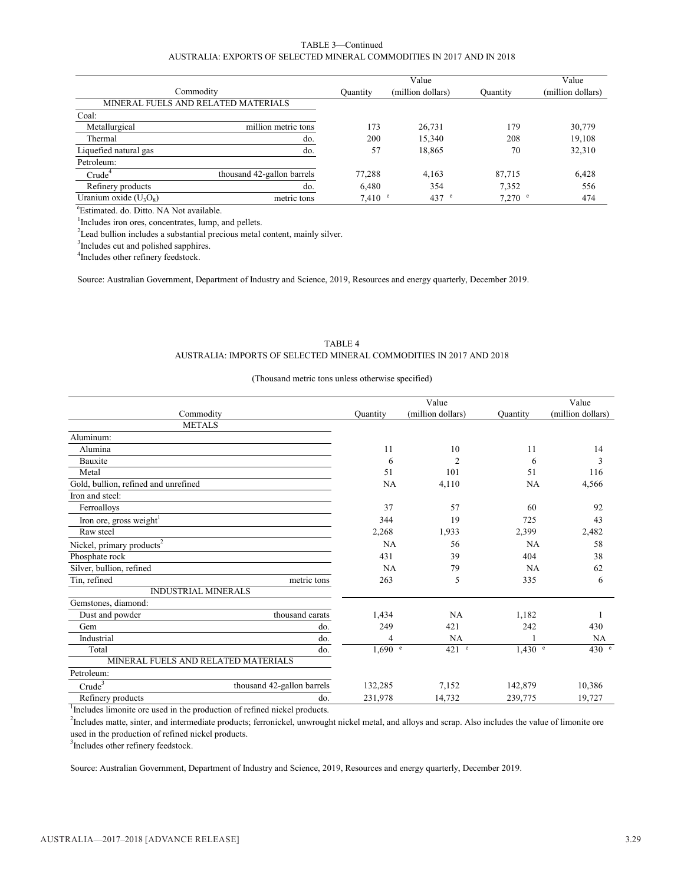TABLE 3—Continued
AUSTRALIA: EXPORTS OF SELECTED MINERAL COMMODITIES IN 2017 AND IN 2018

| Commodity | | Quantity | Value (million dollars) | Quantity | Value (million dollars) |
|---|---|---|---|---|---|
| MINERAL FUELS AND RELATED MATERIALS | | | | | |
| Coal: | | | | | |
| Metallurgical | million metric tons | 173 | 26,731 | 179 | 30,779 |
| Thermal | do. | 200 | 15,340 | 208 | 19,108 |
| Liquefied natural gas | do. | 57 | 18,865 | 70 | 32,310 |
| Petroleum: | | | | | |
| Crude[4] | thousand 42-gallon barrels | 77,288 | 4,163 | 87,715 | 6,428 |
| Refinery products | do. | 6,480 | 354 | 7,352 | 556 |
| Uranium oxide ($U_3O_8$) | metric tons | 7,410 [e] | 437 [e] | 7,270 [e] | 474 |

[e]Estimated. do. Ditto. NA Not available.

[1]Includes iron ores, concentrates, lump, and pellets.

[2]Lead bullion includes a substantial precious metal content, mainly silver.

[3]Includes cut and polished sapphires.

[4]Includes other refinery feedstock.

Source: Australian Government, Department of Industry and Science, 2019, Resources and energy quarterly, December 2019.

TABLE 4
AUSTRALIA: IMPORTS OF SELECTED MINERAL COMMODITIES IN 2017 AND 2018

(Thousand metric tons unless otherwise specified)

| Commodity | | Quantity | Value (million dollars) | Quantity | Value (million dollars) |
|---|---|---|---|---|---|
| METALS | | | | | |
| Aluminum: | | | | | |
| Alumina | | 11 | 10 | 11 | 14 |
| Bauxite | | 6 | 2 | 6 | 3 |
| Metal | | 51 | 101 | 51 | 116 |
| Gold, bullion, refined and unrefined | | NA | 4,110 | NA | 4,566 |
| Iron and steel: | | | | | |
| Ferroalloys | | 37 | 57 | 60 | 92 |
| Iron ore, gross weight[1] | | 344 | 19 | 725 | 43 |
| Raw steel | | 2,268 | 1,933 | 2,399 | 2,482 |
| Nickel, primary products[2] | | NA | 56 | NA | 58 |
| Phosphate rock | | 431 | 39 | 404 | 38 |
| Silver, bullion, refined | | NA | 79 | NA | 62 |
| Tin, refined | metric tons | 263 | 5 | 335 | 6 |
| INDUSTRIAL MINERALS | | | | | |
| Gemstones, diamond: | | | | | |
| Dust and powder | thousand carats | 1,434 | NA | 1,182 | 1 |
| Gem | do. | 249 | 421 | 242 | 430 |
| Industrial | do. | 4 | NA | 1 | NA |
| Total | do. | 1,690 [e] | 421 [e] | 1,430 [e] | 430 [e] |
| MINERAL FUELS AND RELATED MATERIALS | | | | | |
| Petroleum: | | | | | |
| Crude[3] | thousand 42-gallon barrels | 132,285 | 7,152 | 142,879 | 10,386 |
| Refinery products | do. | 231,978 | 14,732 | 239,775 | 19,727 |

[1]Includes limonite ore used in the production of refined nickel products.

[2]Includes matte, sinter, and intermediate products; ferronickel, unwrought nickel metal, and alloys and scrap. Also includes the value of limonite ore used in the production of refined nickel products.

[3]Includes other refinery feedstock.

Source: Australian Government, Department of Industry and Science, 2019, Resources and energy quarterly, December 2019.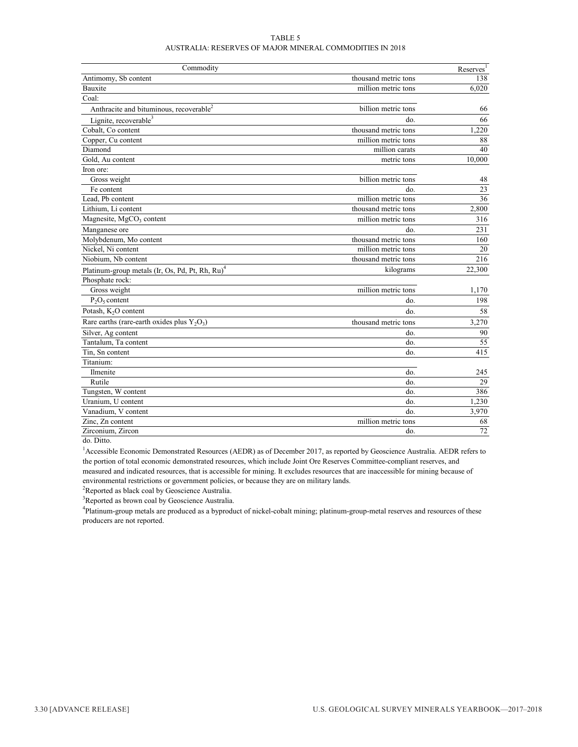TABLE 5
AUSTRALIA: RESERVES OF MAJOR MINERAL COMMODITIES IN 2018

| Commodity | | Reserves[1] |
|---|---|---|
| Antimomy, Sb content | thousand metric tons | 138 |
| Bauxite | million metric tons | 6,020 |
| Coal: | | |
| Anthracite and bituminous, recoverable[2] | billion metric tons | 66 |
| Lignite, recoverable[3] | do. | 66 |
| Cobalt, Co content | thousand metric tons | 1,220 |
| Copper, Cu content | million metric tons | 88 |
| Diamond | million carats | 40 |
| Gold, Au content | metric tons | 10,000 |
| Iron ore: | | |
| Gross weight | billion metric tons | 48 |
| Fe content | do. | 23 |
| Lead, Pb content | million metric tons | 36 |
| Lithium, Li content | thousand metric tons | 2,800 |
| Magnesite, $MgCO_3$ content | million metric tons | 316 |
| Manganese ore | do. | 231 |
| Molybdenum, Mo content | thousand metric tons | 160 |
| Nickel, Ni content | million metric tons | 20 |
| Niobium, Nb content | thousand metric tons | 216 |
| Platinum-group metals (Ir, Os, Pd, Pt, Rh, Ru)[4] | kilograms | 22,300 |
| Phosphate rock: | | |
| Gross weight | million metric tons | 1,170 |
| $P_2O_5$ content | do. | 198 |
| Potash, $K_2O$ content | do. | 58 |
| Rare earths (rare-earth oxides plus $Y_2O_3$) | thousand metric tons | 3,270 |
| Silver, Ag content | do. | 90 |
| Tantalum, Ta content | do. | 55 |
| Tin, Sn content | do. | 415 |
| Titanium: | | |
| Ilmenite | do. | 245 |
| Rutile | do. | 29 |
| Tungsten, W content | do. | 386 |
| Uranium, U content | do. | 1,230 |
| Vanadium, V content | do. | 3,970 |
| Zinc, Zn content | million metric tons | 68 |
| Zirconium, Zircon | do. | 72 |

do. Ditto.

[1]Accessible Economic Demonstrated Resources (AEDR) as of December 2017, as reported by Geoscience Australia. AEDR refers to the portion of total economic demonstrated resources, which include Joint Ore Reserves Committee-compliant reserves, and measured and indicated resources, that is accessible for mining. It excludes resources that are inaccessible for mining because of environmental restrictions or government policies, or because they are on military lands.

[2]Reported as black coal by Geoscience Australia.

[3]Reported as brown coal by Geoscience Australia.

[4]Platinum-group metals are produced as a byproduct of nickel-cobalt mining; platinum-group-metal reserves and resources of these producers are not reported.